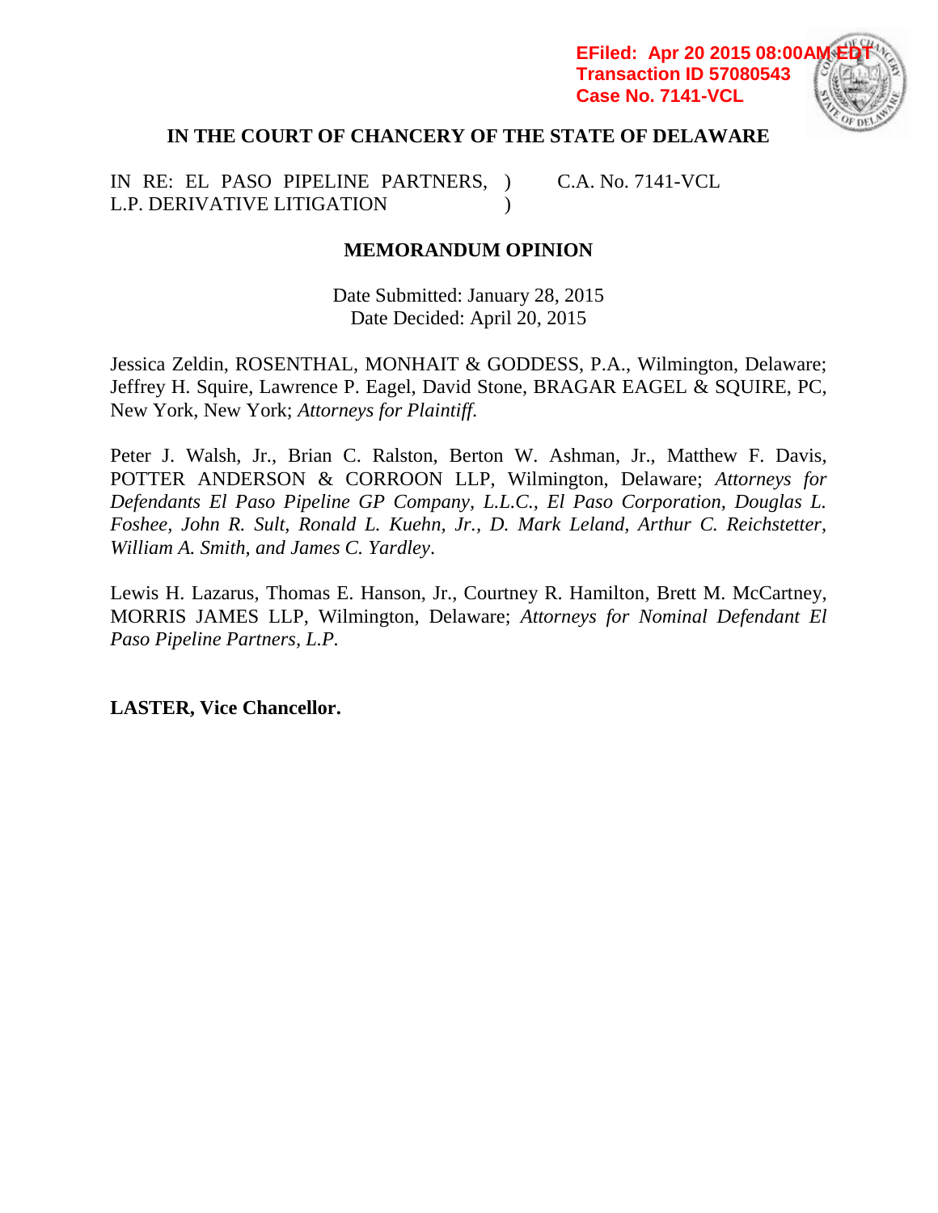EFiled: Apr 20 2015 08:00AM EDT
Transaction ID 57080543
Case No. 7141-VCL

**IN THE COURT OF CHANCERY OF THE STATE OF DELAWARE**

IN RE: EL PASO PIPELINE PARTNERS, L.P. DERIVATIVE LITIGATION ) C.A. No. 7141-VCL

**MEMORANDUM OPINION**

Date Submitted: January 28, 2015
Date Decided: April 20, 2015

Jessica Zeldin, ROSENTHAL, MONHAIT & GODDESS, P.A., Wilmington, Delaware; Jeffrey H. Squire, Lawrence P. Eagel, David Stone, BRAGAR EAGEL & SQUIRE, PC, New York, New York; *Attorneys for Plaintiff.*

Peter J. Walsh, Jr., Brian C. Ralston, Berton W. Ashman, Jr., Matthew F. Davis, POTTER ANDERSON & CORROON LLP, Wilmington, Delaware; *Attorneys for Defendants El Paso Pipeline GP Company, L.L.C., El Paso Corporation, Douglas L. Foshee, John R. Sult, Ronald L. Kuehn, Jr., D. Mark Leland, Arthur C. Reichstetter, William A. Smith, and James C. Yardley*.

Lewis H. Lazarus, Thomas E. Hanson, Jr., Courtney R. Hamilton, Brett M. McCartney, MORRIS JAMES LLP, Wilmington, Delaware; *Attorneys for Nominal Defendant El Paso Pipeline Partners, L.P.*

**LASTER, Vice Chancellor.**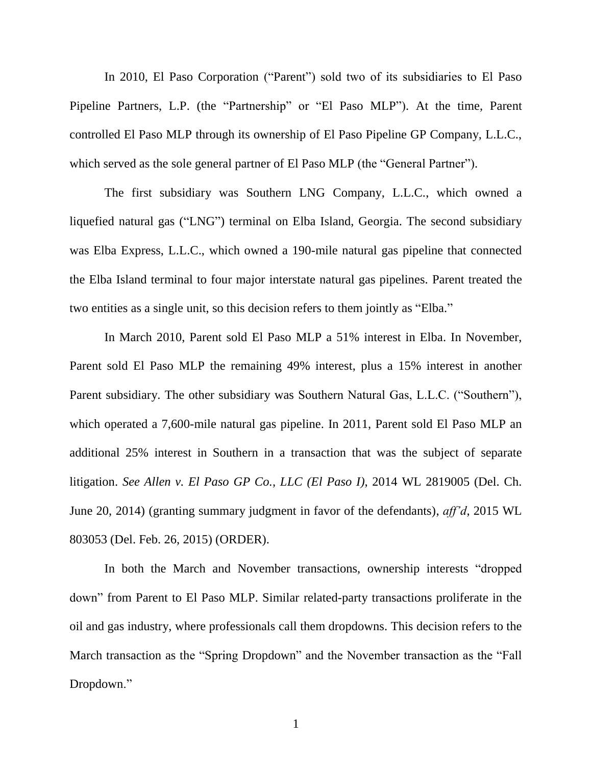In 2010, El Paso Corporation ("Parent") sold two of its subsidiaries to El Paso Pipeline Partners, L.P. (the "Partnership" or "El Paso MLP"). At the time, Parent controlled El Paso MLP through its ownership of El Paso Pipeline GP Company, L.L.C., which served as the sole general partner of El Paso MLP (the "General Partner").

The first subsidiary was Southern LNG Company, L.L.C., which owned a liquefied natural gas ("LNG") terminal on Elba Island, Georgia. The second subsidiary was Elba Express, L.L.C., which owned a 190-mile natural gas pipeline that connected the Elba Island terminal to four major interstate natural gas pipelines. Parent treated the two entities as a single unit, so this decision refers to them jointly as "Elba."

In March 2010, Parent sold El Paso MLP a 51% interest in Elba. In November, Parent sold El Paso MLP the remaining 49% interest, plus a 15% interest in another Parent subsidiary. The other subsidiary was Southern Natural Gas, L.L.C. ("Southern"), which operated a 7,600-mile natural gas pipeline. In 2011, Parent sold El Paso MLP an additional 25% interest in Southern in a transaction that was the subject of separate litigation. *See Allen v. El Paso GP Co., LLC (El Paso I)*, 2014 WL 2819005 (Del. Ch. June 20, 2014) (granting summary judgment in favor of the defendants), *aff'd*, 2015 WL 803053 (Del. Feb. 26, 2015) (ORDER).

In both the March and November transactions, ownership interests "dropped down" from Parent to El Paso MLP. Similar related-party transactions proliferate in the oil and gas industry, where professionals call them dropdowns. This decision refers to the March transaction as the "Spring Dropdown" and the November transaction as the "Fall Dropdown."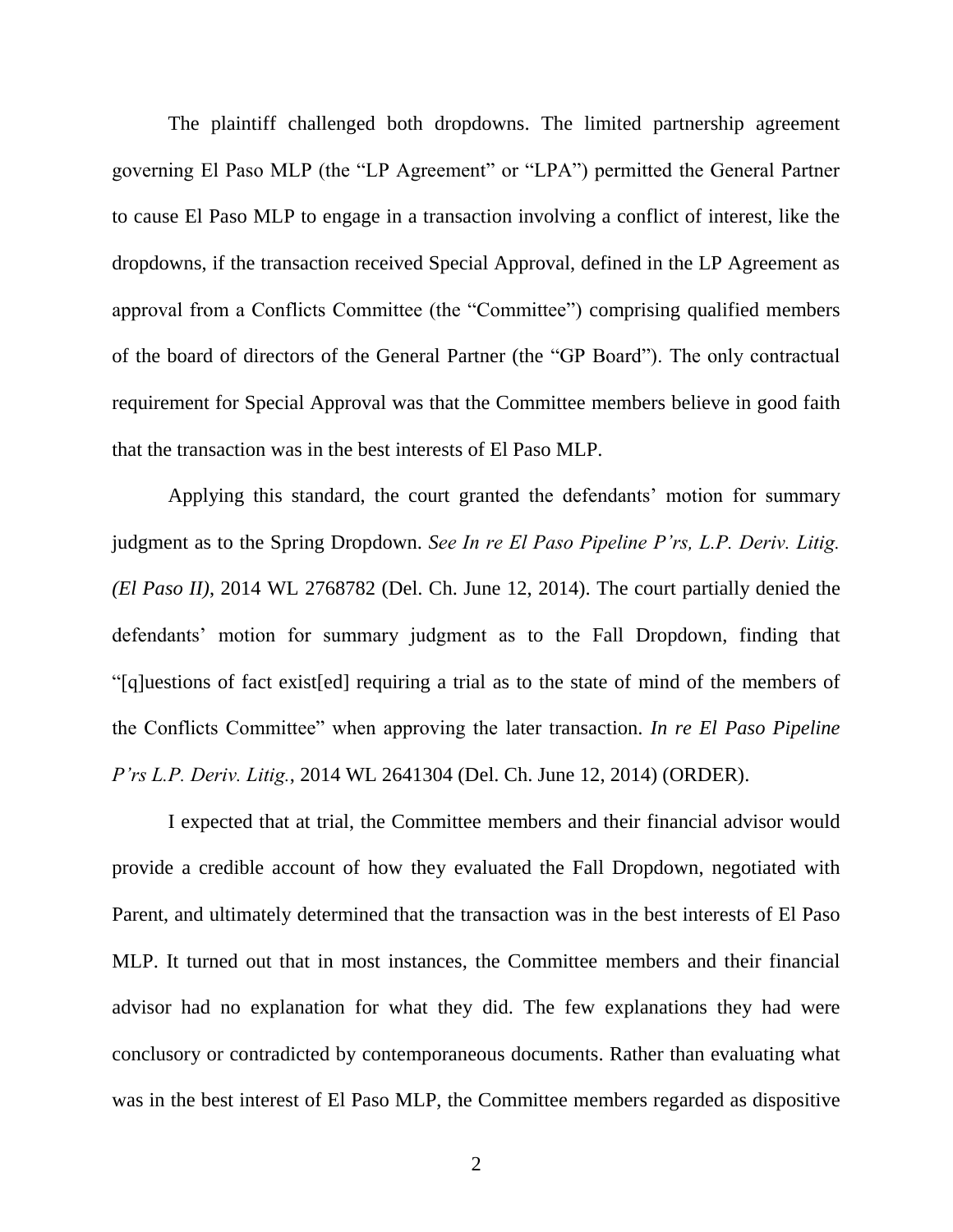The plaintiff challenged both dropdowns. The limited partnership agreement governing El Paso MLP (the "LP Agreement" or "LPA") permitted the General Partner to cause El Paso MLP to engage in a transaction involving a conflict of interest, like the dropdowns, if the transaction received Special Approval, defined in the LP Agreement as approval from a Conflicts Committee (the "Committee") comprising qualified members of the board of directors of the General Partner (the "GP Board"). The only contractual requirement for Special Approval was that the Committee members believe in good faith that the transaction was in the best interests of El Paso MLP.

Applying this standard, the court granted the defendants' motion for summary judgment as to the Spring Dropdown. *See In re El Paso Pipeline P'rs, L.P. Deriv. Litig. (El Paso II)*, 2014 WL 2768782 (Del. Ch. June 12, 2014). The court partially denied the defendants' motion for summary judgment as to the Fall Dropdown, finding that "[q]uestions of fact exist[ed] requiring a trial as to the state of mind of the members of the Conflicts Committee" when approving the later transaction. *In re El Paso Pipeline P'rs L.P. Deriv. Litig.*, 2014 WL 2641304 (Del. Ch. June 12, 2014) (ORDER).

I expected that at trial, the Committee members and their financial advisor would provide a credible account of how they evaluated the Fall Dropdown, negotiated with Parent, and ultimately determined that the transaction was in the best interests of El Paso MLP. It turned out that in most instances, the Committee members and their financial advisor had no explanation for what they did. The few explanations they had were conclusory or contradicted by contemporaneous documents. Rather than evaluating what was in the best interest of El Paso MLP, the Committee members regarded as dispositive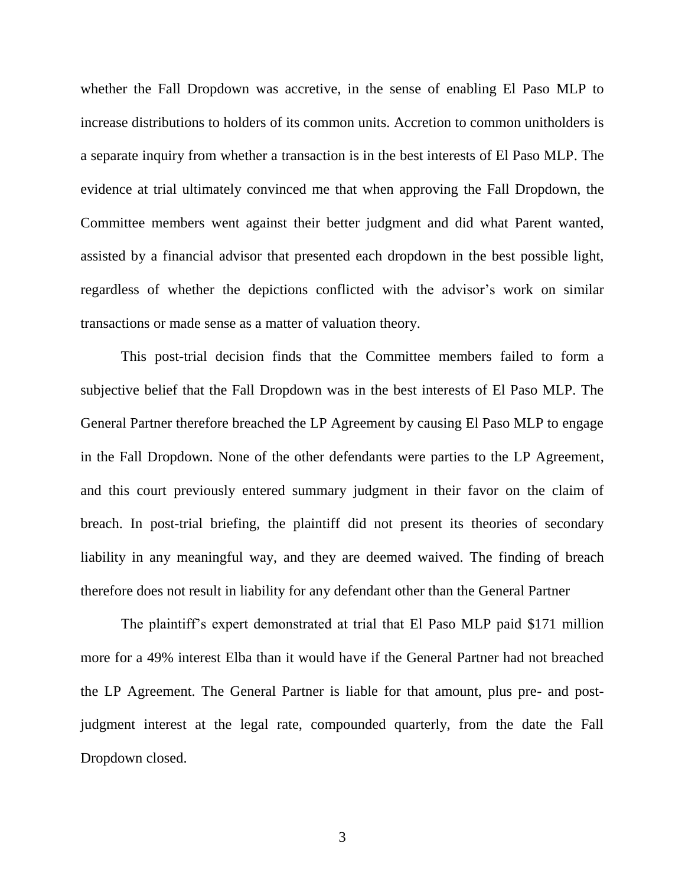whether the Fall Dropdown was accretive, in the sense of enabling El Paso MLP to increase distributions to holders of its common units. Accretion to common unitholders is a separate inquiry from whether a transaction is in the best interests of El Paso MLP. The evidence at trial ultimately convinced me that when approving the Fall Dropdown, the Committee members went against their better judgment and did what Parent wanted, assisted by a financial advisor that presented each dropdown in the best possible light, regardless of whether the depictions conflicted with the advisor's work on similar transactions or made sense as a matter of valuation theory.

This post-trial decision finds that the Committee members failed to form a subjective belief that the Fall Dropdown was in the best interests of El Paso MLP. The General Partner therefore breached the LP Agreement by causing El Paso MLP to engage in the Fall Dropdown. None of the other defendants were parties to the LP Agreement, and this court previously entered summary judgment in their favor on the claim of breach. In post-trial briefing, the plaintiff did not present its theories of secondary liability in any meaningful way, and they are deemed waived. The finding of breach therefore does not result in liability for any defendant other than the General Partner

The plaintiff's expert demonstrated at trial that El Paso MLP paid $171 million more for a 49% interest Elba than it would have if the General Partner had not breached the LP Agreement. The General Partner is liable for that amount, plus pre- and post-judgment interest at the legal rate, compounded quarterly, from the date the Fall Dropdown closed.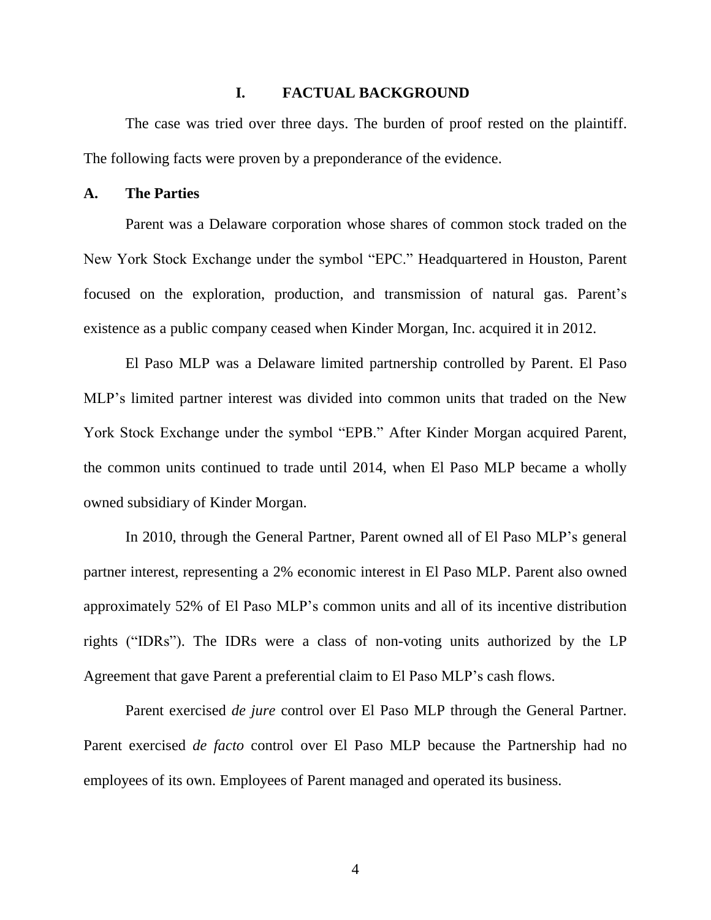# I. FACTUAL BACKGROUND

The case was tried over three days. The burden of proof rested on the plaintiff. The following facts were proven by a preponderance of the evidence.

## A. The Parties

Parent was a Delaware corporation whose shares of common stock traded on the New York Stock Exchange under the symbol "EPC." Headquartered in Houston, Parent focused on the exploration, production, and transmission of natural gas. Parent's existence as a public company ceased when Kinder Morgan, Inc. acquired it in 2012.

El Paso MLP was a Delaware limited partnership controlled by Parent. El Paso MLP's limited partner interest was divided into common units that traded on the New York Stock Exchange under the symbol "EPB." After Kinder Morgan acquired Parent, the common units continued to trade until 2014, when El Paso MLP became a wholly owned subsidiary of Kinder Morgan.

In 2010, through the General Partner, Parent owned all of El Paso MLP's general partner interest, representing a 2% economic interest in El Paso MLP. Parent also owned approximately 52% of El Paso MLP's common units and all of its incentive distribution rights ("IDRs"). The IDRs were a class of non-voting units authorized by the LP Agreement that gave Parent a preferential claim to El Paso MLP's cash flows.

Parent exercised *de jure* control over El Paso MLP through the General Partner. Parent exercised *de facto* control over El Paso MLP because the Partnership had no employees of its own. Employees of Parent managed and operated its business.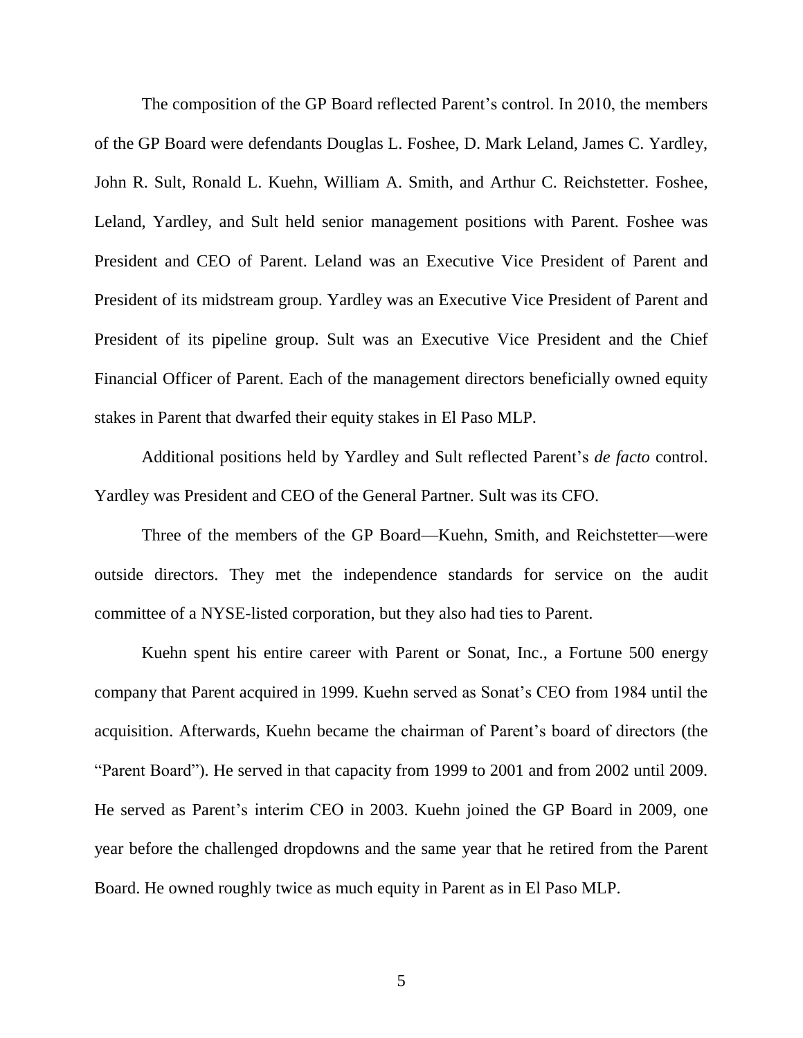The composition of the GP Board reflected Parent's control. In 2010, the members of the GP Board were defendants Douglas L. Foshee, D. Mark Leland, James C. Yardley, John R. Sult, Ronald L. Kuehn, William A. Smith, and Arthur C. Reichstetter. Foshee, Leland, Yardley, and Sult held senior management positions with Parent. Foshee was President and CEO of Parent. Leland was an Executive Vice President of Parent and President of its midstream group. Yardley was an Executive Vice President of Parent and President of its pipeline group. Sult was an Executive Vice President and the Chief Financial Officer of Parent. Each of the management directors beneficially owned equity stakes in Parent that dwarfed their equity stakes in El Paso MLP.

Additional positions held by Yardley and Sult reflected Parent's *de facto* control. Yardley was President and CEO of the General Partner. Sult was its CFO.

Three of the members of the GP Board—Kuehn, Smith, and Reichstetter—were outside directors. They met the independence standards for service on the audit committee of a NYSE-listed corporation, but they also had ties to Parent.

Kuehn spent his entire career with Parent or Sonat, Inc., a Fortune 500 energy company that Parent acquired in 1999. Kuehn served as Sonat's CEO from 1984 until the acquisition. Afterwards, Kuehn became the chairman of Parent's board of directors (the "Parent Board"). He served in that capacity from 1999 to 2001 and from 2002 until 2009. He served as Parent's interim CEO in 2003. Kuehn joined the GP Board in 2009, one year before the challenged dropdowns and the same year that he retired from the Parent Board. He owned roughly twice as much equity in Parent as in El Paso MLP.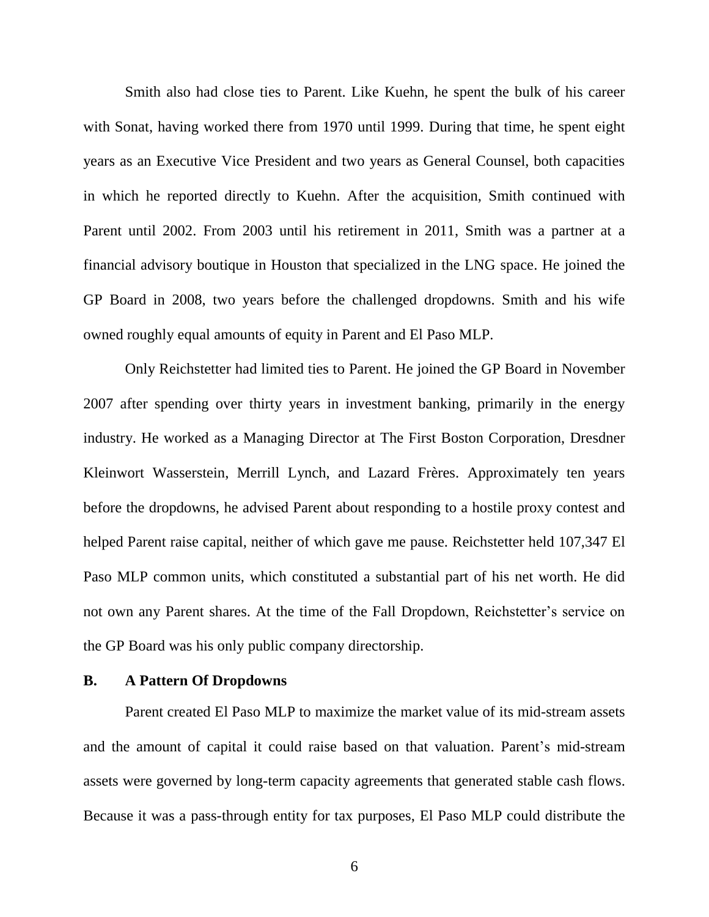Smith also had close ties to Parent. Like Kuehn, he spent the bulk of his career with Sonat, having worked there from 1970 until 1999. During that time, he spent eight years as an Executive Vice President and two years as General Counsel, both capacities in which he reported directly to Kuehn. After the acquisition, Smith continued with Parent until 2002. From 2003 until his retirement in 2011, Smith was a partner at a financial advisory boutique in Houston that specialized in the LNG space. He joined the GP Board in 2008, two years before the challenged dropdowns. Smith and his wife owned roughly equal amounts of equity in Parent and El Paso MLP.

Only Reichstetter had limited ties to Parent. He joined the GP Board in November 2007 after spending over thirty years in investment banking, primarily in the energy industry. He worked as a Managing Director at The First Boston Corporation, Dresdner Kleinwort Wasserstein, Merrill Lynch, and Lazard Frères. Approximately ten years before the dropdowns, he advised Parent about responding to a hostile proxy contest and helped Parent raise capital, neither of which gave me pause. Reichstetter held 107,347 El Paso MLP common units, which constituted a substantial part of his net worth. He did not own any Parent shares. At the time of the Fall Dropdown, Reichstetter's service on the GP Board was his only public company directorship.

## B. A Pattern Of Dropdowns

Parent created El Paso MLP to maximize the market value of its mid-stream assets and the amount of capital it could raise based on that valuation. Parent's mid-stream assets were governed by long-term capacity agreements that generated stable cash flows. Because it was a pass-through entity for tax purposes, El Paso MLP could distribute the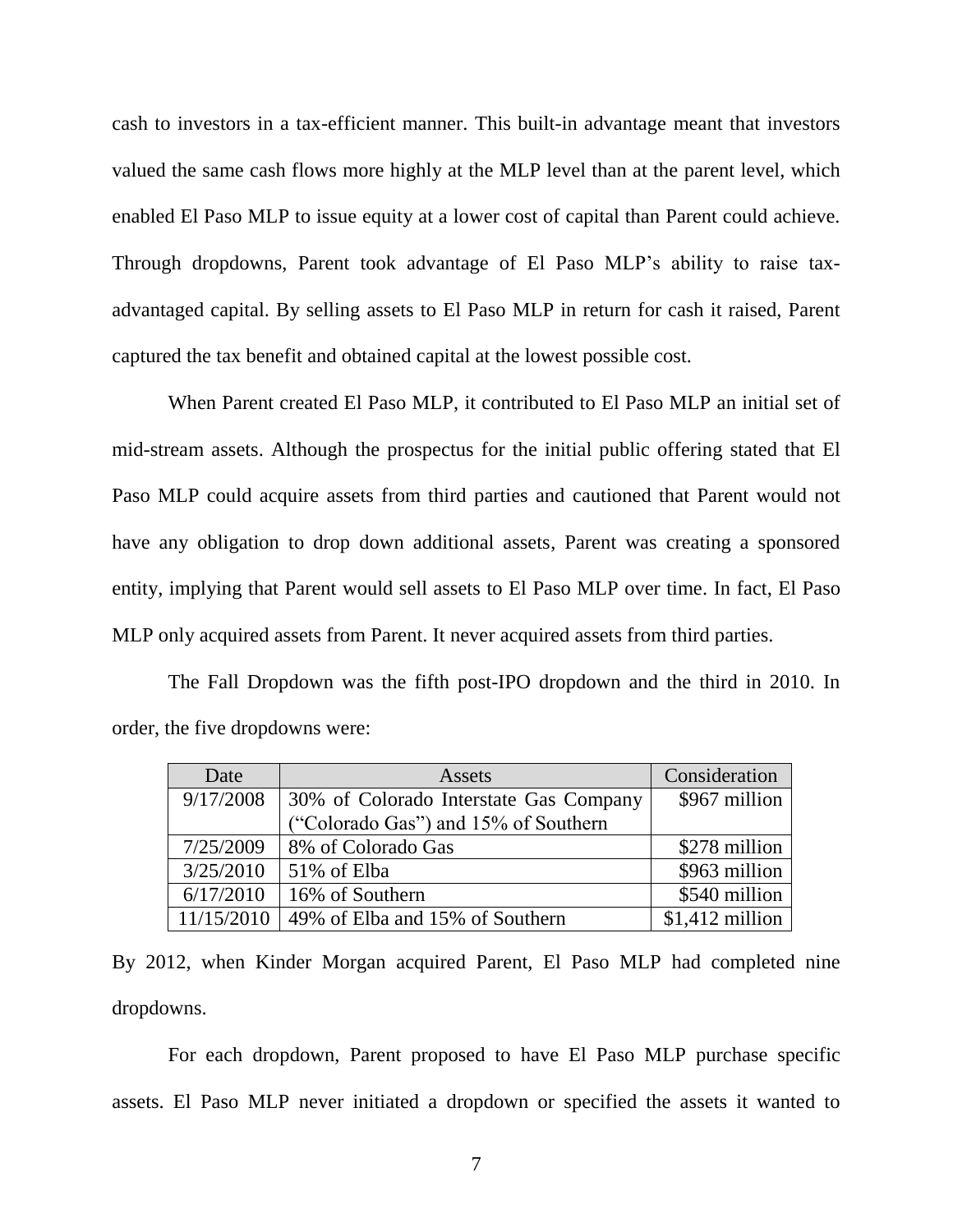cash to investors in a tax-efficient manner. This built-in advantage meant that investors valued the same cash flows more highly at the MLP level than at the parent level, which enabled El Paso MLP to issue equity at a lower cost of capital than Parent could achieve. Through dropdowns, Parent took advantage of El Paso MLP's ability to raise tax-advantaged capital. By selling assets to El Paso MLP in return for cash it raised, Parent captured the tax benefit and obtained capital at the lowest possible cost.

When Parent created El Paso MLP, it contributed to El Paso MLP an initial set of mid-stream assets. Although the prospectus for the initial public offering stated that El Paso MLP could acquire assets from third parties and cautioned that Parent would not have any obligation to drop down additional assets, Parent was creating a sponsored entity, implying that Parent would sell assets to El Paso MLP over time. In fact, El Paso MLP only acquired assets from Parent. It never acquired assets from third parties.

The Fall Dropdown was the fifth post-IPO dropdown and the third in 2010. In order, the five dropdowns were:

| Date | Assets | Consideration |
|---|---|---|
| 9/17/2008 | 30% of Colorado Interstate Gas Company ("Colorado Gas") and 15% of Southern | $967 million |
| 7/25/2009 | 8% of Colorado Gas | $278 million |
| 3/25/2010 | 51% of Elba | $963 million |
| 6/17/2010 | 16% of Southern | $540 million |
| 11/15/2010 | 49% of Elba and 15% of Southern | $1,412 million |

By 2012, when Kinder Morgan acquired Parent, El Paso MLP had completed nine dropdowns.

For each dropdown, Parent proposed to have El Paso MLP purchase specific assets. El Paso MLP never initiated a dropdown or specified the assets it wanted to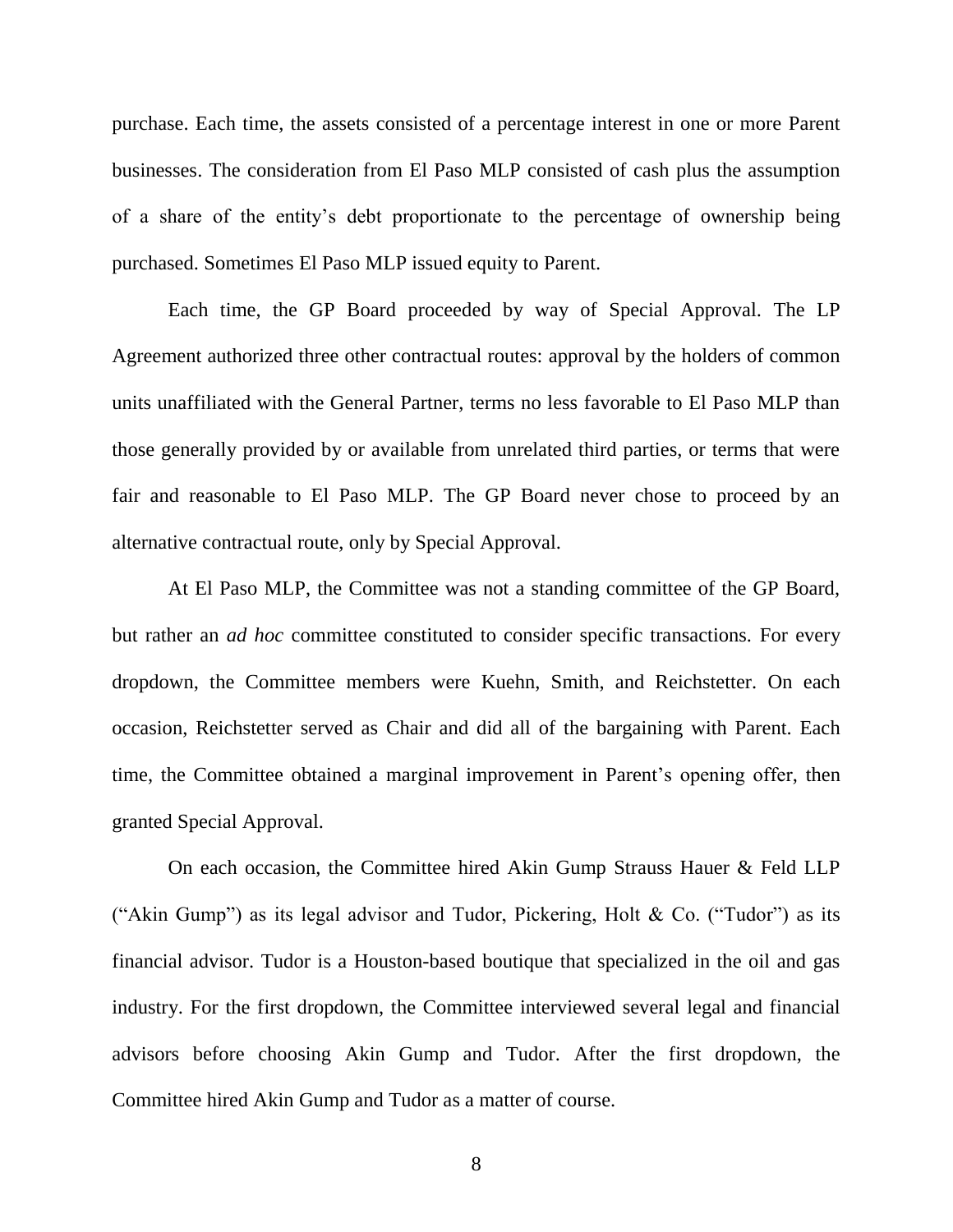purchase. Each time, the assets consisted of a percentage interest in one or more Parent businesses. The consideration from El Paso MLP consisted of cash plus the assumption of a share of the entity's debt proportionate to the percentage of ownership being purchased. Sometimes El Paso MLP issued equity to Parent.

Each time, the GP Board proceeded by way of Special Approval. The LP Agreement authorized three other contractual routes: approval by the holders of common units unaffiliated with the General Partner, terms no less favorable to El Paso MLP than those generally provided by or available from unrelated third parties, or terms that were fair and reasonable to El Paso MLP. The GP Board never chose to proceed by an alternative contractual route, only by Special Approval.

At El Paso MLP, the Committee was not a standing committee of the GP Board, but rather an *ad hoc* committee constituted to consider specific transactions. For every dropdown, the Committee members were Kuehn, Smith, and Reichstetter. On each occasion, Reichstetter served as Chair and did all of the bargaining with Parent. Each time, the Committee obtained a marginal improvement in Parent's opening offer, then granted Special Approval.

On each occasion, the Committee hired Akin Gump Strauss Hauer & Feld LLP ("Akin Gump") as its legal advisor and Tudor, Pickering, Holt & Co. ("Tudor") as its financial advisor. Tudor is a Houston-based boutique that specialized in the oil and gas industry. For the first dropdown, the Committee interviewed several legal and financial advisors before choosing Akin Gump and Tudor. After the first dropdown, the Committee hired Akin Gump and Tudor as a matter of course.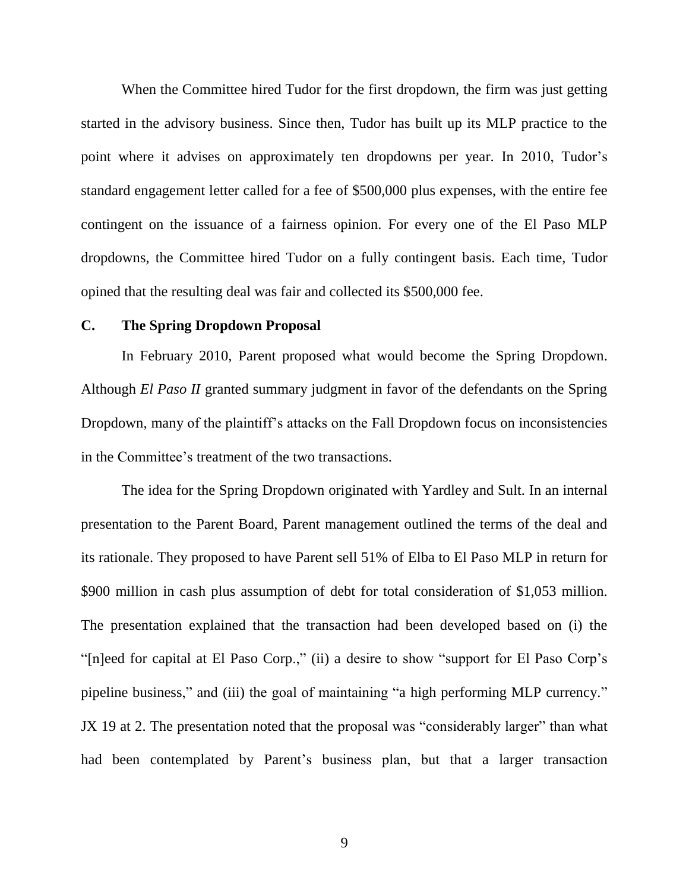When the Committee hired Tudor for the first dropdown, the firm was just getting started in the advisory business. Since then, Tudor has built up its MLP practice to the point where it advises on approximately ten dropdowns per year. In 2010, Tudor's standard engagement letter called for a fee of $500,000 plus expenses, with the entire fee contingent on the issuance of a fairness opinion. For every one of the El Paso MLP dropdowns, the Committee hired Tudor on a fully contingent basis. Each time, Tudor opined that the resulting deal was fair and collected its $500,000 fee.

### C. The Spring Dropdown Proposal

In February 2010, Parent proposed what would become the Spring Dropdown. Although *El Paso II* granted summary judgment in favor of the defendants on the Spring Dropdown, many of the plaintiff's attacks on the Fall Dropdown focus on inconsistencies in the Committee's treatment of the two transactions.

The idea for the Spring Dropdown originated with Yardley and Sult. In an internal presentation to the Parent Board, Parent management outlined the terms of the deal and its rationale. They proposed to have Parent sell 51% of Elba to El Paso MLP in return for $900 million in cash plus assumption of debt for total consideration of $1,053 million. The presentation explained that the transaction had been developed based on (i) the "[n]eed for capital at El Paso Corp.," (ii) a desire to show "support for El Paso Corp's pipeline business," and (iii) the goal of maintaining "a high performing MLP currency." JX 19 at 2. The presentation noted that the proposal was "considerably larger" than what had been contemplated by Parent's business plan, but that a larger transaction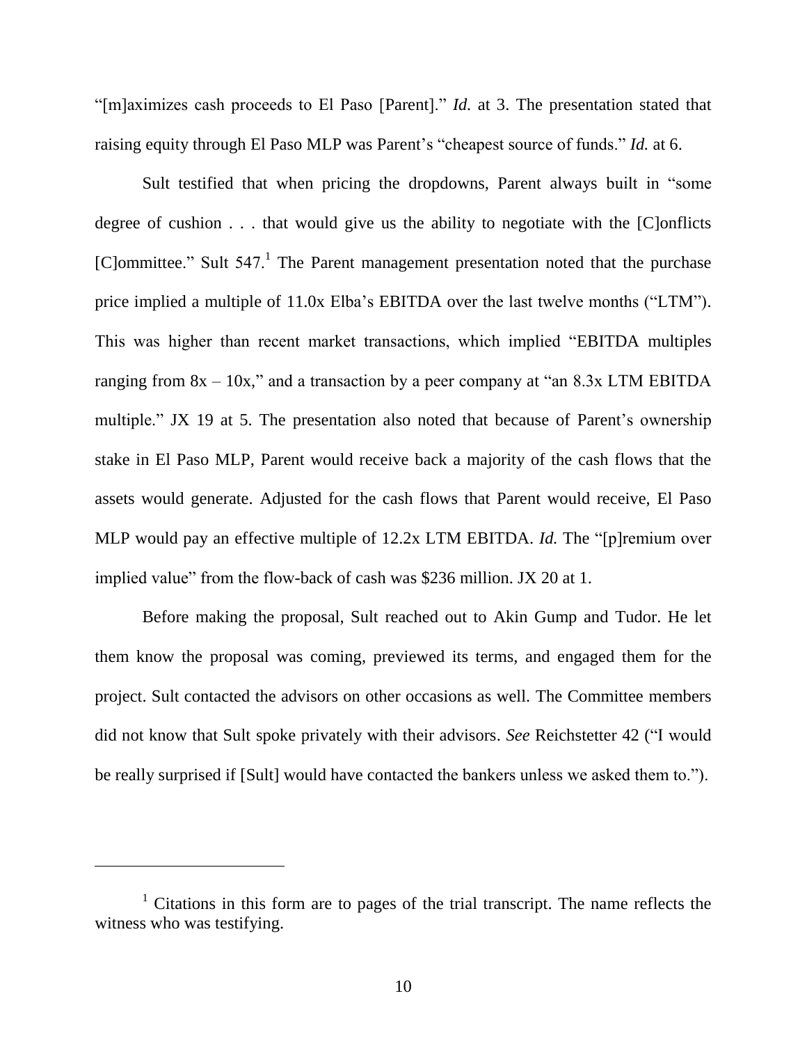"[m]aximizes cash proceeds to El Paso [Parent]." *Id.* at 3. The presentation stated that raising equity through El Paso MLP was Parent's "cheapest source of funds." *Id.* at 6.

Sult testified that when pricing the dropdowns, Parent always built in "some degree of cushion . . . that would give us the ability to negotiate with the [C]onflicts [C]ommittee." Sult 547.[1] The Parent management presentation noted that the purchase price implied a multiple of 11.0x Elba's EBITDA over the last twelve months ("LTM"). This was higher than recent market transactions, which implied "EBITDA multiples ranging from 8x – 10x," and a transaction by a peer company at "an 8.3x LTM EBITDA multiple." JX 19 at 5. The presentation also noted that because of Parent's ownership stake in El Paso MLP, Parent would receive back a majority of the cash flows that the assets would generate. Adjusted for the cash flows that Parent would receive, El Paso MLP would pay an effective multiple of 12.2x LTM EBITDA. *Id.* The "[p]remium over implied value" from the flow-back of cash was $236 million. JX 20 at 1.

Before making the proposal, Sult reached out to Akin Gump and Tudor. He let them know the proposal was coming, previewed its terms, and engaged them for the project. Sult contacted the advisors on other occasions as well. The Committee members did not know that Sult spoke privately with their advisors. *See* Reichstetter 42 ("I would be really surprised if [Sult] would have contacted the bankers unless we asked them to.").

---

[1] Citations in this form are to pages of the trial transcript. The name reflects the witness who was testifying.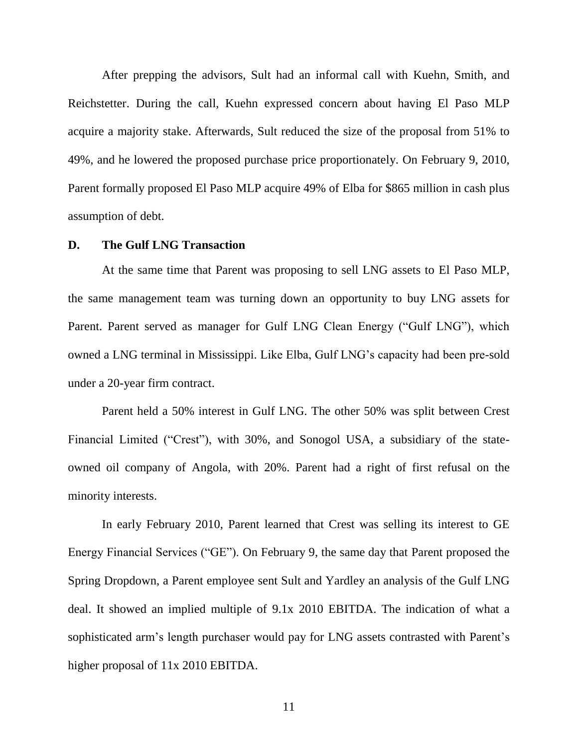After prepping the advisors, Sult had an informal call with Kuehn, Smith, and Reichstetter. During the call, Kuehn expressed concern about having El Paso MLP acquire a majority stake. Afterwards, Sult reduced the size of the proposal from 51% to 49%, and he lowered the proposed purchase price proportionately. On February 9, 2010, Parent formally proposed El Paso MLP acquire 49% of Elba for $865 million in cash plus assumption of debt.

### D. The Gulf LNG Transaction

At the same time that Parent was proposing to sell LNG assets to El Paso MLP, the same management team was turning down an opportunity to buy LNG assets for Parent. Parent served as manager for Gulf LNG Clean Energy ("Gulf LNG"), which owned a LNG terminal in Mississippi. Like Elba, Gulf LNG's capacity had been pre-sold under a 20-year firm contract.

Parent held a 50% interest in Gulf LNG. The other 50% was split between Crest Financial Limited ("Crest"), with 30%, and Sonogol USA, a subsidiary of the state-owned oil company of Angola, with 20%. Parent had a right of first refusal on the minority interests.

In early February 2010, Parent learned that Crest was selling its interest to GE Energy Financial Services ("GE"). On February 9, the same day that Parent proposed the Spring Dropdown, a Parent employee sent Sult and Yardley an analysis of the Gulf LNG deal. It showed an implied multiple of 9.1x 2010 EBITDA. The indication of what a sophisticated arm's length purchaser would pay for LNG assets contrasted with Parent's higher proposal of 11x 2010 EBITDA.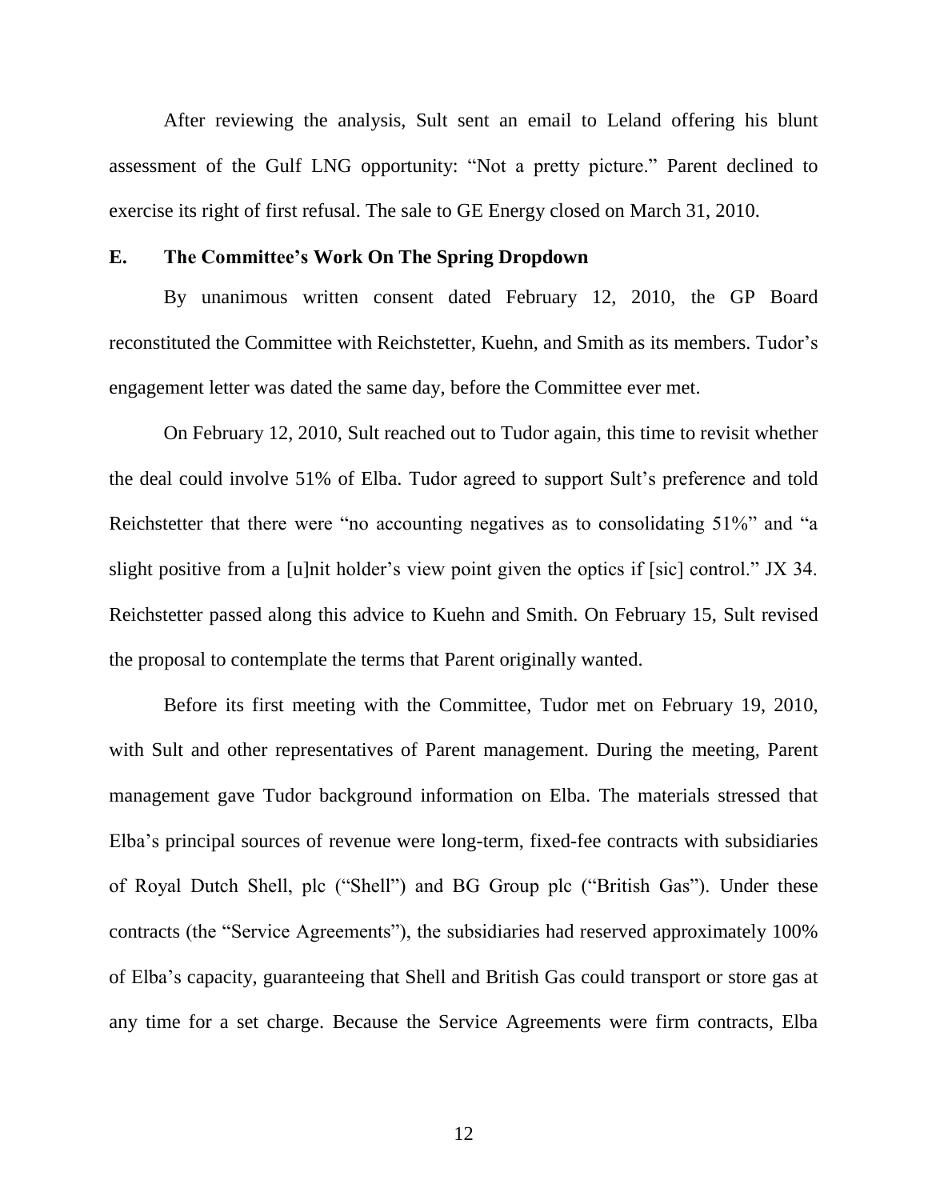After reviewing the analysis, Sult sent an email to Leland offering his blunt assessment of the Gulf LNG opportunity: "Not a pretty picture." Parent declined to exercise its right of first refusal. The sale to GE Energy closed on March 31, 2010.

### E. The Committee's Work On The Spring Dropdown

By unanimous written consent dated February 12, 2010, the GP Board reconstituted the Committee with Reichstetter, Kuehn, and Smith as its members. Tudor's engagement letter was dated the same day, before the Committee ever met.

On February 12, 2010, Sult reached out to Tudor again, this time to revisit whether the deal could involve 51% of Elba. Tudor agreed to support Sult's preference and told Reichstetter that there were "no accounting negatives as to consolidating 51%" and "a slight positive from a [u]nit holder's view point given the optics if [sic] control." JX 34. Reichstetter passed along this advice to Kuehn and Smith. On February 15, Sult revised the proposal to contemplate the terms that Parent originally wanted.

Before its first meeting with the Committee, Tudor met on February 19, 2010, with Sult and other representatives of Parent management. During the meeting, Parent management gave Tudor background information on Elba. The materials stressed that Elba's principal sources of revenue were long-term, fixed-fee contracts with subsidiaries of Royal Dutch Shell, plc ("Shell") and BG Group plc ("British Gas"). Under these contracts (the "Service Agreements"), the subsidiaries had reserved approximately 100% of Elba's capacity, guaranteeing that Shell and British Gas could transport or store gas at any time for a set charge. Because the Service Agreements were firm contracts, Elba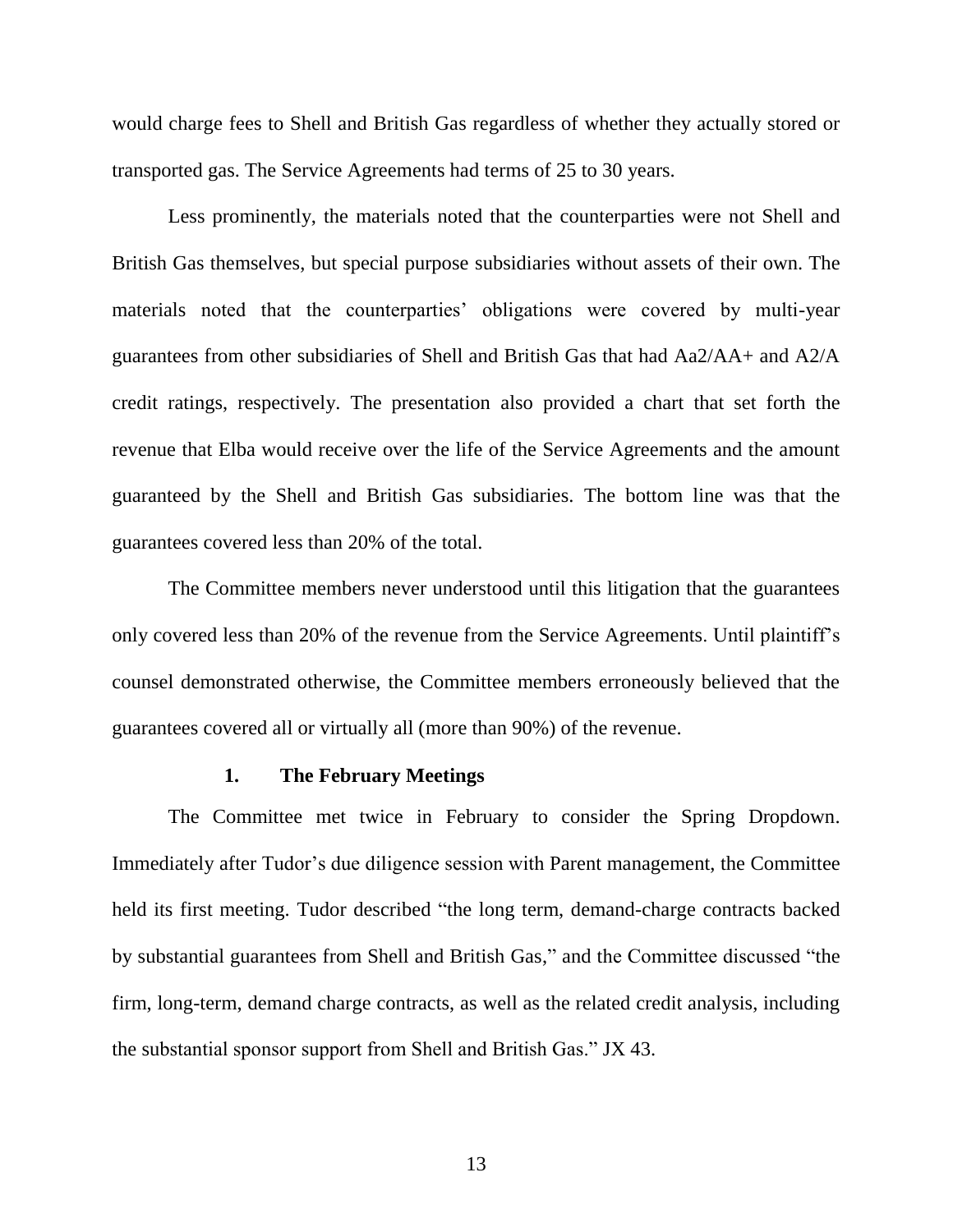would charge fees to Shell and British Gas regardless of whether they actually stored or transported gas. The Service Agreements had terms of 25 to 30 years.

Less prominently, the materials noted that the counterparties were not Shell and British Gas themselves, but special purpose subsidiaries without assets of their own. The materials noted that the counterparties' obligations were covered by multi-year guarantees from other subsidiaries of Shell and British Gas that had Aa2/AA+ and A2/A credit ratings, respectively. The presentation also provided a chart that set forth the revenue that Elba would receive over the life of the Service Agreements and the amount guaranteed by the Shell and British Gas subsidiaries. The bottom line was that the guarantees covered less than 20% of the total.

The Committee members never understood until this litigation that the guarantees only covered less than 20% of the revenue from the Service Agreements. Until plaintiff's counsel demonstrated otherwise, the Committee members erroneously believed that the guarantees covered all or virtually all (more than 90%) of the revenue.

### 1. The February Meetings

The Committee met twice in February to consider the Spring Dropdown. Immediately after Tudor's due diligence session with Parent management, the Committee held its first meeting. Tudor described "the long term, demand-charge contracts backed by substantial guarantees from Shell and British Gas," and the Committee discussed "the firm, long-term, demand charge contracts, as well as the related credit analysis, including the substantial sponsor support from Shell and British Gas." JX 43.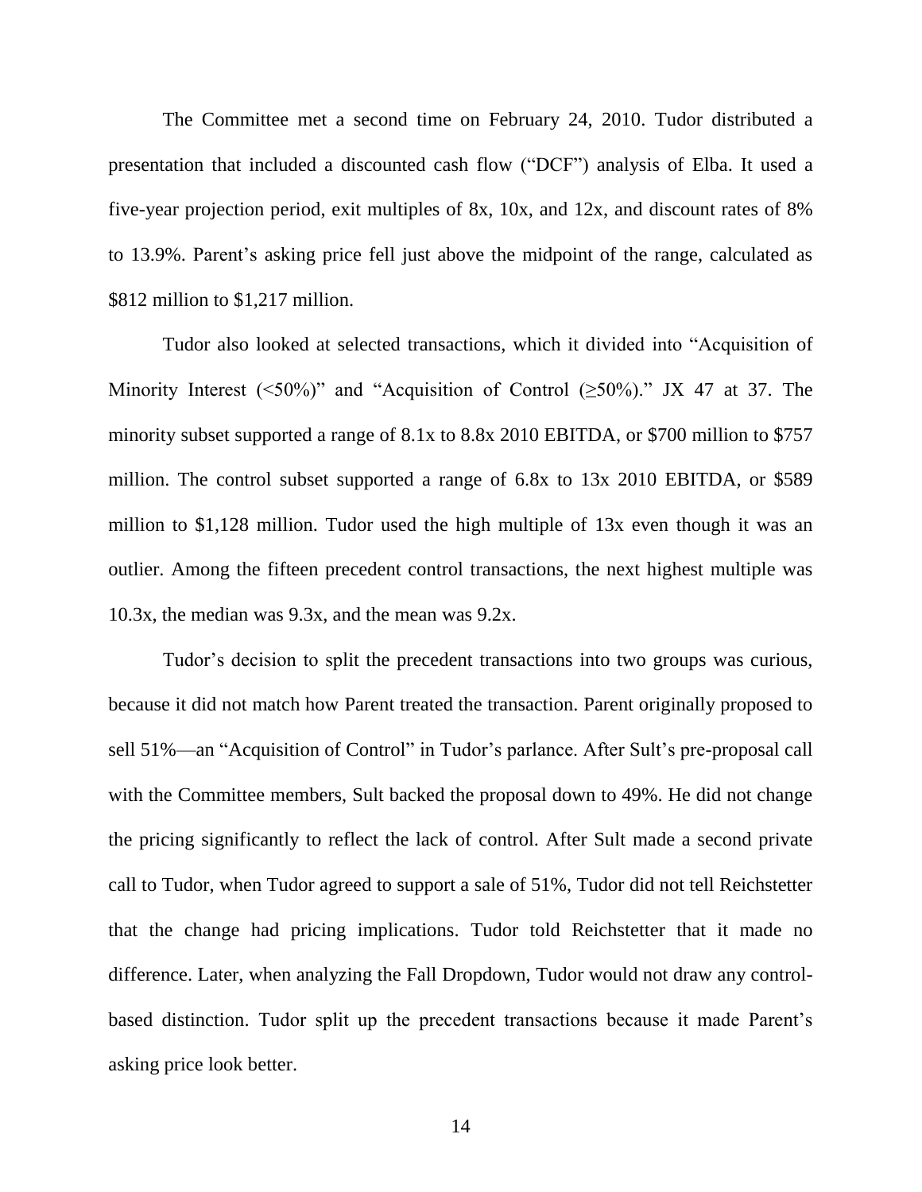The Committee met a second time on February 24, 2010. Tudor distributed a presentation that included a discounted cash flow ("DCF") analysis of Elba. It used a five-year projection period, exit multiples of 8x, 10x, and 12x, and discount rates of 8% to 13.9%. Parent's asking price fell just above the midpoint of the range, calculated as \$812 million to \$1,217 million.

Tudor also looked at selected transactions, which it divided into "Acquisition of Minority Interest (<50%)" and "Acquisition of Control (≥50%)." JX 47 at 37. The minority subset supported a range of 8.1x to 8.8x 2010 EBITDA, or \$700 million to \$757 million. The control subset supported a range of 6.8x to 13x 2010 EBITDA, or \$589 million to \$1,128 million. Tudor used the high multiple of 13x even though it was an outlier. Among the fifteen precedent control transactions, the next highest multiple was 10.3x, the median was 9.3x, and the mean was 9.2x.

Tudor's decision to split the precedent transactions into two groups was curious, because it did not match how Parent treated the transaction. Parent originally proposed to sell 51%—an "Acquisition of Control" in Tudor's parlance. After Sult's pre-proposal call with the Committee members, Sult backed the proposal down to 49%. He did not change the pricing significantly to reflect the lack of control. After Sult made a second private call to Tudor, when Tudor agreed to support a sale of 51%, Tudor did not tell Reichstetter that the change had pricing implications. Tudor told Reichstetter that it made no difference. Later, when analyzing the Fall Dropdown, Tudor would not draw any control-based distinction. Tudor split up the precedent transactions because it made Parent's asking price look better.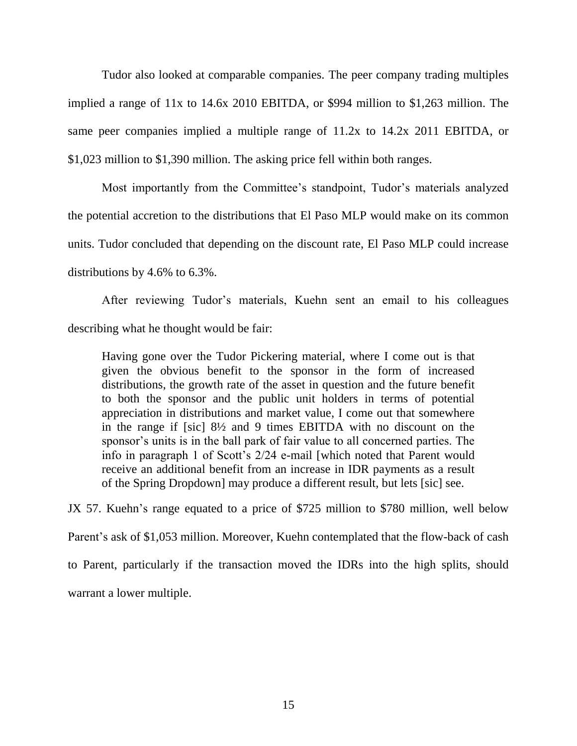Tudor also looked at comparable companies. The peer company trading multiples implied a range of 11x to 14.6x 2010 EBITDA, or $994 million to $1,263 million. The same peer companies implied a multiple range of 11.2x to 14.2x 2011 EBITDA, or $1,023 million to $1,390 million. The asking price fell within both ranges.

Most importantly from the Committee's standpoint, Tudor's materials analyzed the potential accretion to the distributions that El Paso MLP would make on its common units. Tudor concluded that depending on the discount rate, El Paso MLP could increase distributions by 4.6% to 6.3%.

After reviewing Tudor's materials, Kuehn sent an email to his colleagues describing what he thought would be fair:

> Having gone over the Tudor Pickering material, where I come out is that given the obvious benefit to the sponsor in the form of increased distributions, the growth rate of the asset in question and the future benefit to both the sponsor and the public unit holders in terms of potential appreciation in distributions and market value, I come out that somewhere in the range if [sic] 8½ and 9 times EBITDA with no discount on the sponsor's units is in the ball park of fair value to all concerned parties. The info in paragraph 1 of Scott's 2/24 e-mail [which noted that Parent would receive an additional benefit from an increase in IDR payments as a result of the Spring Dropdown] may produce a different result, but lets [sic] see.

JX 57. Kuehn's range equated to a price of $725 million to $780 million, well below Parent's ask of $1,053 million. Moreover, Kuehn contemplated that the flow-back of cash to Parent, particularly if the transaction moved the IDRs into the high splits, should warrant a lower multiple.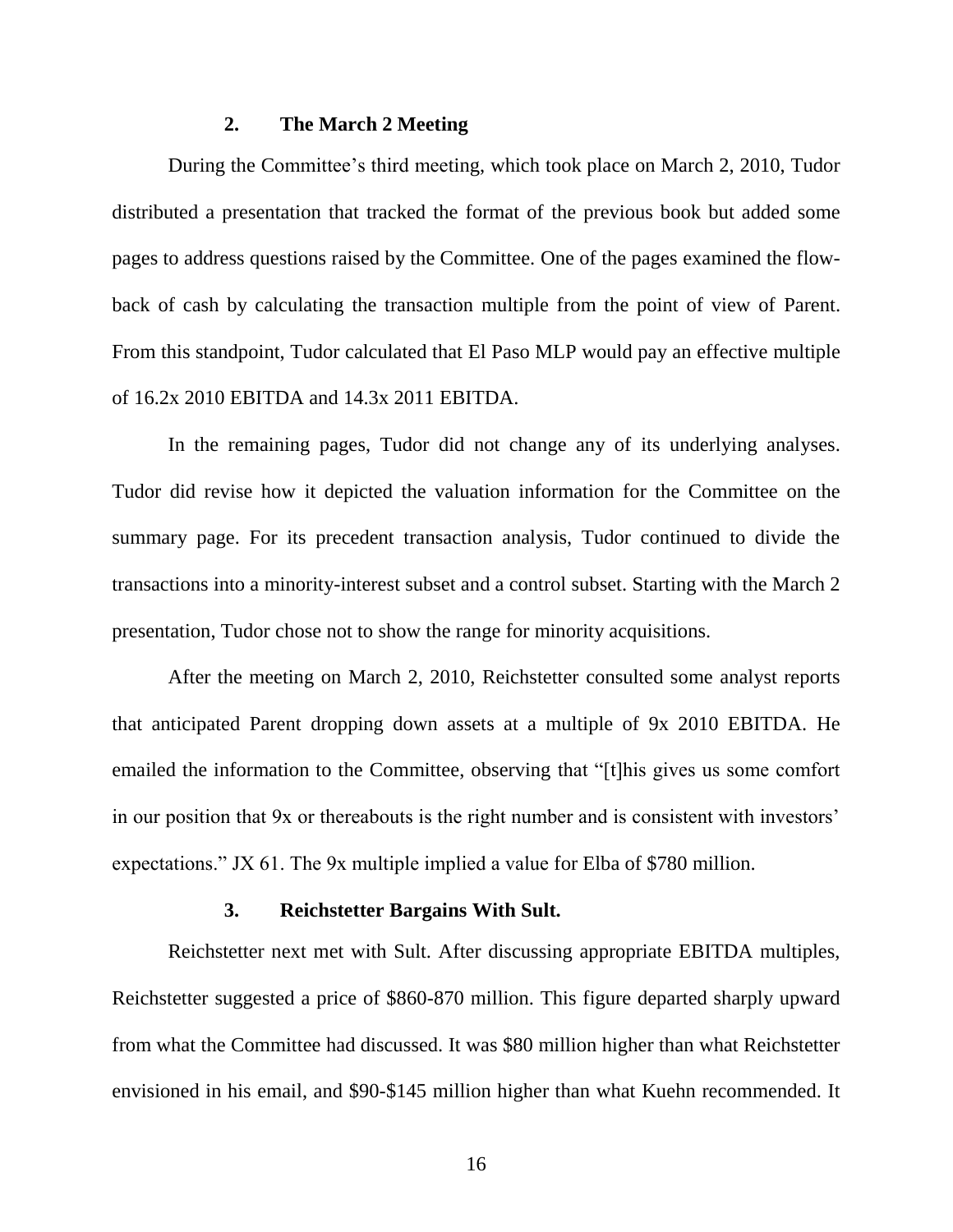### 2. The March 2 Meeting

During the Committee's third meeting, which took place on March 2, 2010, Tudor distributed a presentation that tracked the format of the previous book but added some pages to address questions raised by the Committee. One of the pages examined the flow-back of cash by calculating the transaction multiple from the point of view of Parent. From this standpoint, Tudor calculated that El Paso MLP would pay an effective multiple of 16.2x 2010 EBITDA and 14.3x 2011 EBITDA.

In the remaining pages, Tudor did not change any of its underlying analyses. Tudor did revise how it depicted the valuation information for the Committee on the summary page. For its precedent transaction analysis, Tudor continued to divide the transactions into a minority-interest subset and a control subset. Starting with the March 2 presentation, Tudor chose not to show the range for minority acquisitions.

After the meeting on March 2, 2010, Reichstetter consulted some analyst reports that anticipated Parent dropping down assets at a multiple of 9x 2010 EBITDA. He emailed the information to the Committee, observing that "[t]his gives us some comfort in our position that 9x or thereabouts is the right number and is consistent with investors' expectations." JX 61. The 9x multiple implied a value for Elba of $780 million.

### 3. Reichstetter Bargains With Sult.

Reichstetter next met with Sult. After discussing appropriate EBITDA multiples, Reichstetter suggested a price of $860-870 million. This figure departed sharply upward from what the Committee had discussed. It was $80 million higher than what Reichstetter envisioned in his email, and $90-$145 million higher than what Kuehn recommended. It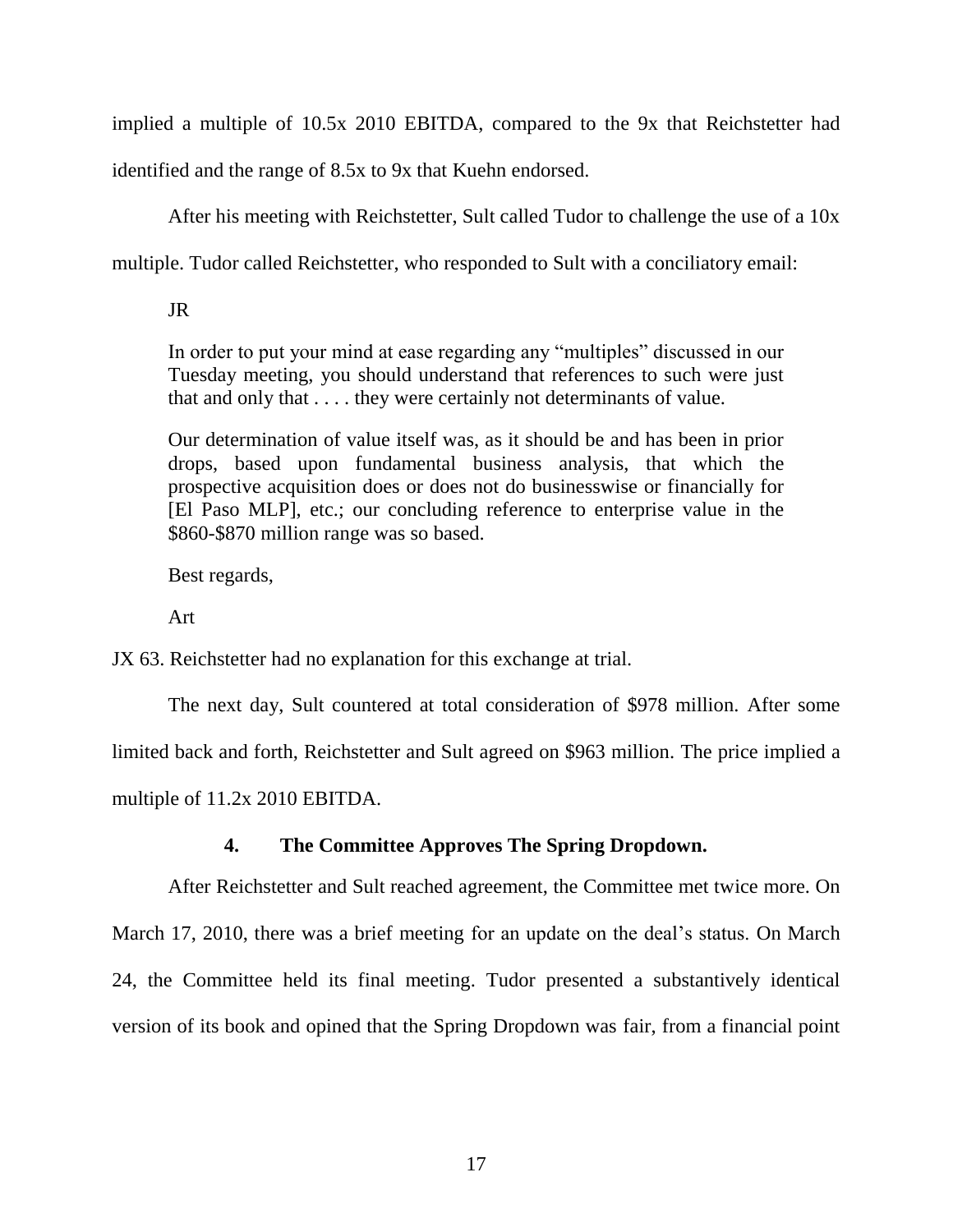implied a multiple of 10.5x 2010 EBITDA, compared to the 9x that Reichstetter had identified and the range of 8.5x to 9x that Kuehn endorsed.

After his meeting with Reichstetter, Sult called Tudor to challenge the use of a 10x multiple. Tudor called Reichstetter, who responded to Sult with a conciliatory email:

> JR
>
> In order to put your mind at ease regarding any "multiples" discussed in our Tuesday meeting, you should understand that references to such were just that and only that . . . . they were certainly not determinants of value.
>
> Our determination of value itself was, as it should be and has been in prior drops, based upon fundamental business analysis, that which the prospective acquisition does or does not do businesswise or financially for [El Paso MLP], etc.; our concluding reference to enterprise value in the $860-$870 million range was so based.
>
> Best regards,
>
> Art

JX 63. Reichstetter had no explanation for this exchange at trial.

The next day, Sult countered at total consideration of $978 million. After some limited back and forth, Reichstetter and Sult agreed on $963 million. The price implied a multiple of 11.2x 2010 EBITDA.

#### 4. The Committee Approves The Spring Dropdown.

After Reichstetter and Sult reached agreement, the Committee met twice more. On March 17, 2010, there was a brief meeting for an update on the deal's status. On March 24, the Committee held its final meeting. Tudor presented a substantively identical version of its book and opined that the Spring Dropdown was fair, from a financial point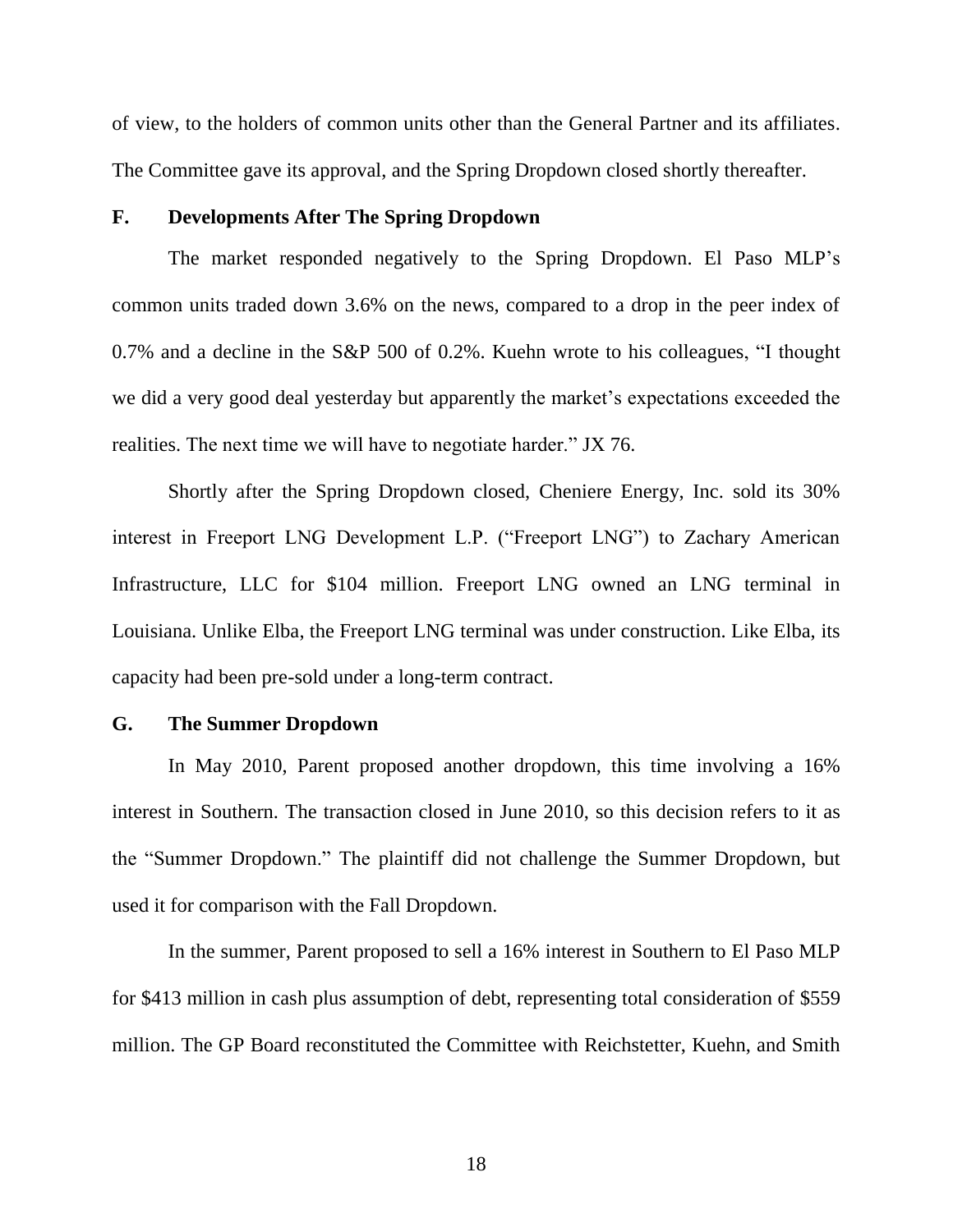of view, to the holders of common units other than the General Partner and its affiliates. The Committee gave its approval, and the Spring Dropdown closed shortly thereafter.

### F. Developments After The Spring Dropdown

The market responded negatively to the Spring Dropdown. El Paso MLP's common units traded down 3.6% on the news, compared to a drop in the peer index of 0.7% and a decline in the S&P 500 of 0.2%. Kuehn wrote to his colleagues, "I thought we did a very good deal yesterday but apparently the market's expectations exceeded the realities. The next time we will have to negotiate harder." JX 76.

Shortly after the Spring Dropdown closed, Cheniere Energy, Inc. sold its 30% interest in Freeport LNG Development L.P. ("Freeport LNG") to Zachary American Infrastructure, LLC for $104 million. Freeport LNG owned an LNG terminal in Louisiana. Unlike Elba, the Freeport LNG terminal was under construction. Like Elba, its capacity had been pre-sold under a long-term contract.

### G. The Summer Dropdown

In May 2010, Parent proposed another dropdown, this time involving a 16% interest in Southern. The transaction closed in June 2010, so this decision refers to it as the "Summer Dropdown." The plaintiff did not challenge the Summer Dropdown, but used it for comparison with the Fall Dropdown.

In the summer, Parent proposed to sell a 16% interest in Southern to El Paso MLP for $413 million in cash plus assumption of debt, representing total consideration of $559 million. The GP Board reconstituted the Committee with Reichstetter, Kuehn, and Smith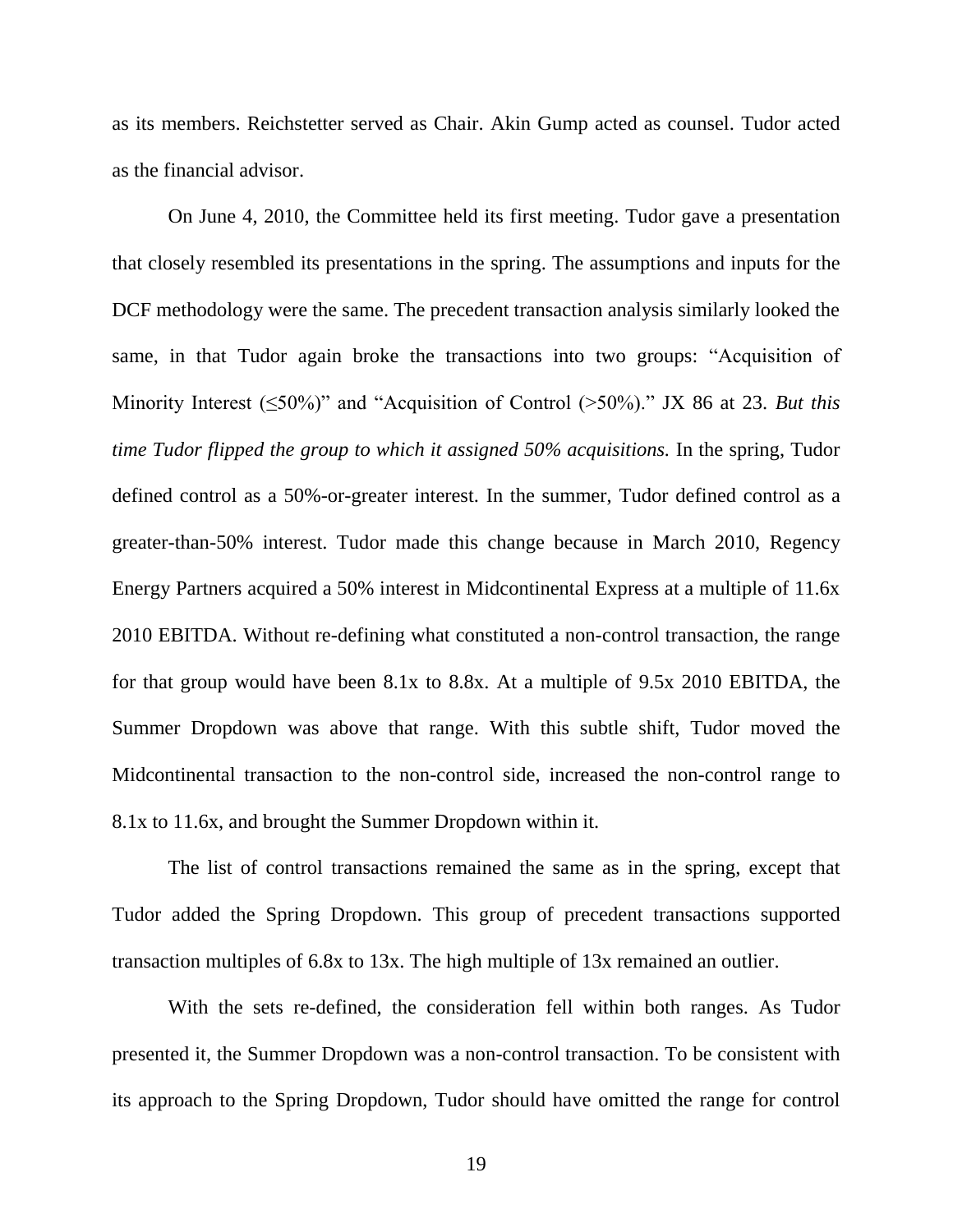as its members. Reichstetter served as Chair. Akin Gump acted as counsel. Tudor acted as the financial advisor.

On June 4, 2010, the Committee held its first meeting. Tudor gave a presentation that closely resembled its presentations in the spring. The assumptions and inputs for the DCF methodology were the same. The precedent transaction analysis similarly looked the same, in that Tudor again broke the transactions into two groups: "Acquisition of Minority Interest (≤50%)" and "Acquisition of Control (>50%)." JX 86 at 23. *But this time Tudor flipped the group to which it assigned 50% acquisitions.* In the spring, Tudor defined control as a 50%-or-greater interest. In the summer, Tudor defined control as a greater-than-50% interest. Tudor made this change because in March 2010, Regency Energy Partners acquired a 50% interest in Midcontinental Express at a multiple of 11.6x 2010 EBITDA. Without re-defining what constituted a non-control transaction, the range for that group would have been 8.1x to 8.8x. At a multiple of 9.5x 2010 EBITDA, the Summer Dropdown was above that range. With this subtle shift, Tudor moved the Midcontinental transaction to the non-control side, increased the non-control range to 8.1x to 11.6x, and brought the Summer Dropdown within it.

The list of control transactions remained the same as in the spring, except that Tudor added the Spring Dropdown. This group of precedent transactions supported transaction multiples of 6.8x to 13x. The high multiple of 13x remained an outlier.

With the sets re-defined, the consideration fell within both ranges. As Tudor presented it, the Summer Dropdown was a non-control transaction. To be consistent with its approach to the Spring Dropdown, Tudor should have omitted the range for control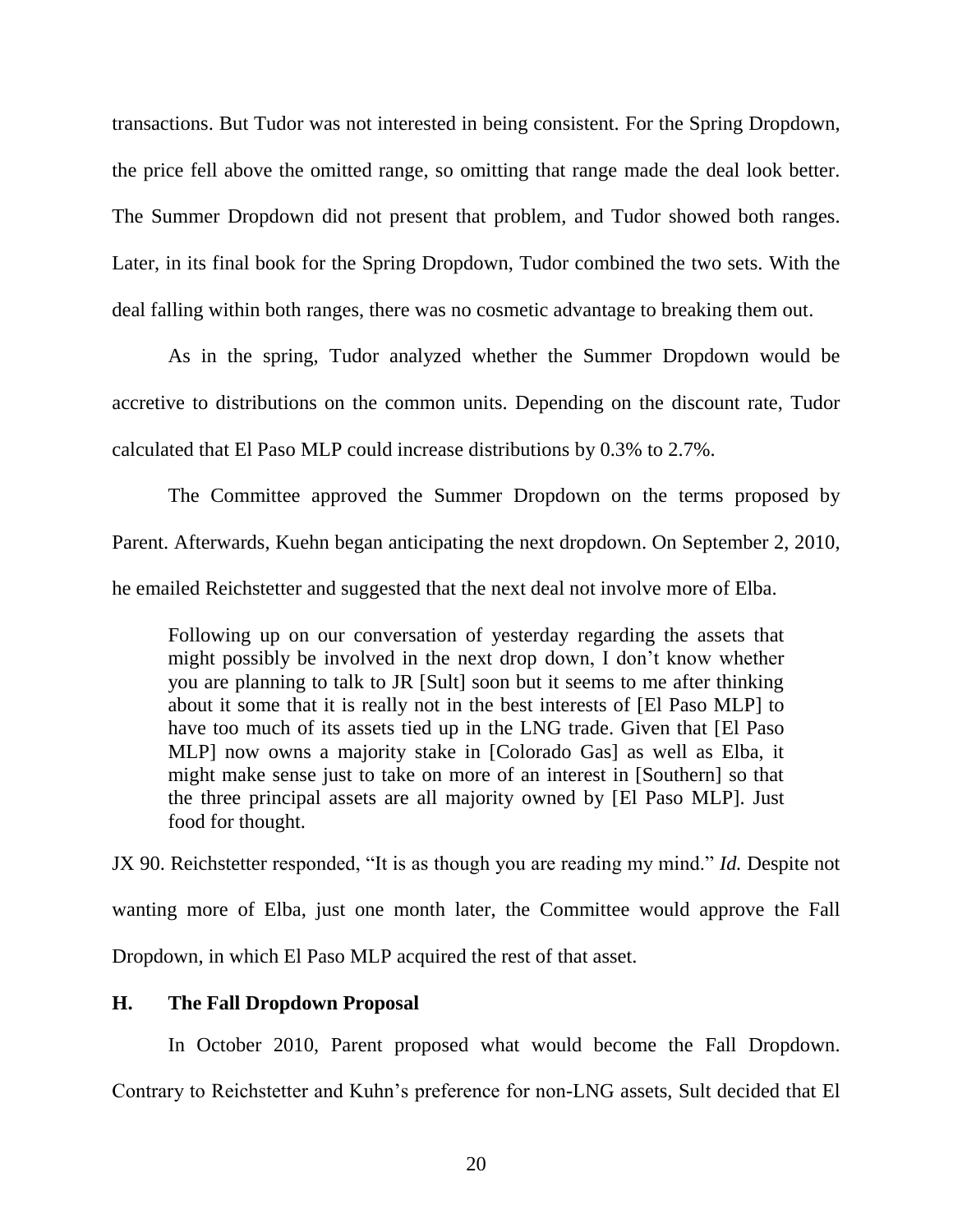transactions. But Tudor was not interested in being consistent. For the Spring Dropdown, the price fell above the omitted range, so omitting that range made the deal look better. The Summer Dropdown did not present that problem, and Tudor showed both ranges. Later, in its final book for the Spring Dropdown, Tudor combined the two sets. With the deal falling within both ranges, there was no cosmetic advantage to breaking them out.

As in the spring, Tudor analyzed whether the Summer Dropdown would be accretive to distributions on the common units. Depending on the discount rate, Tudor calculated that El Paso MLP could increase distributions by 0.3% to 2.7%.

The Committee approved the Summer Dropdown on the terms proposed by Parent. Afterwards, Kuehn began anticipating the next dropdown. On September 2, 2010, he emailed Reichstetter and suggested that the next deal not involve more of Elba.

> Following up on our conversation of yesterday regarding the assets that might possibly be involved in the next drop down, I don't know whether you are planning to talk to JR [Sult] soon but it seems to me after thinking about it some that it is really not in the best interests of [El Paso MLP] to have too much of its assets tied up in the LNG trade. Given that [El Paso MLP] now owns a majority stake in [Colorado Gas] as well as Elba, it might make sense just to take on more of an interest in [Southern] so that the three principal assets are all majority owned by [El Paso MLP]. Just food for thought.

JX 90. Reichstetter responded, "It is as though you are reading my mind." *Id.* Despite not wanting more of Elba, just one month later, the Committee would approve the Fall Dropdown, in which El Paso MLP acquired the rest of that asset.

### H. The Fall Dropdown Proposal

In October 2010, Parent proposed what would become the Fall Dropdown. Contrary to Reichstetter and Kuhn's preference for non-LNG assets, Sult decided that El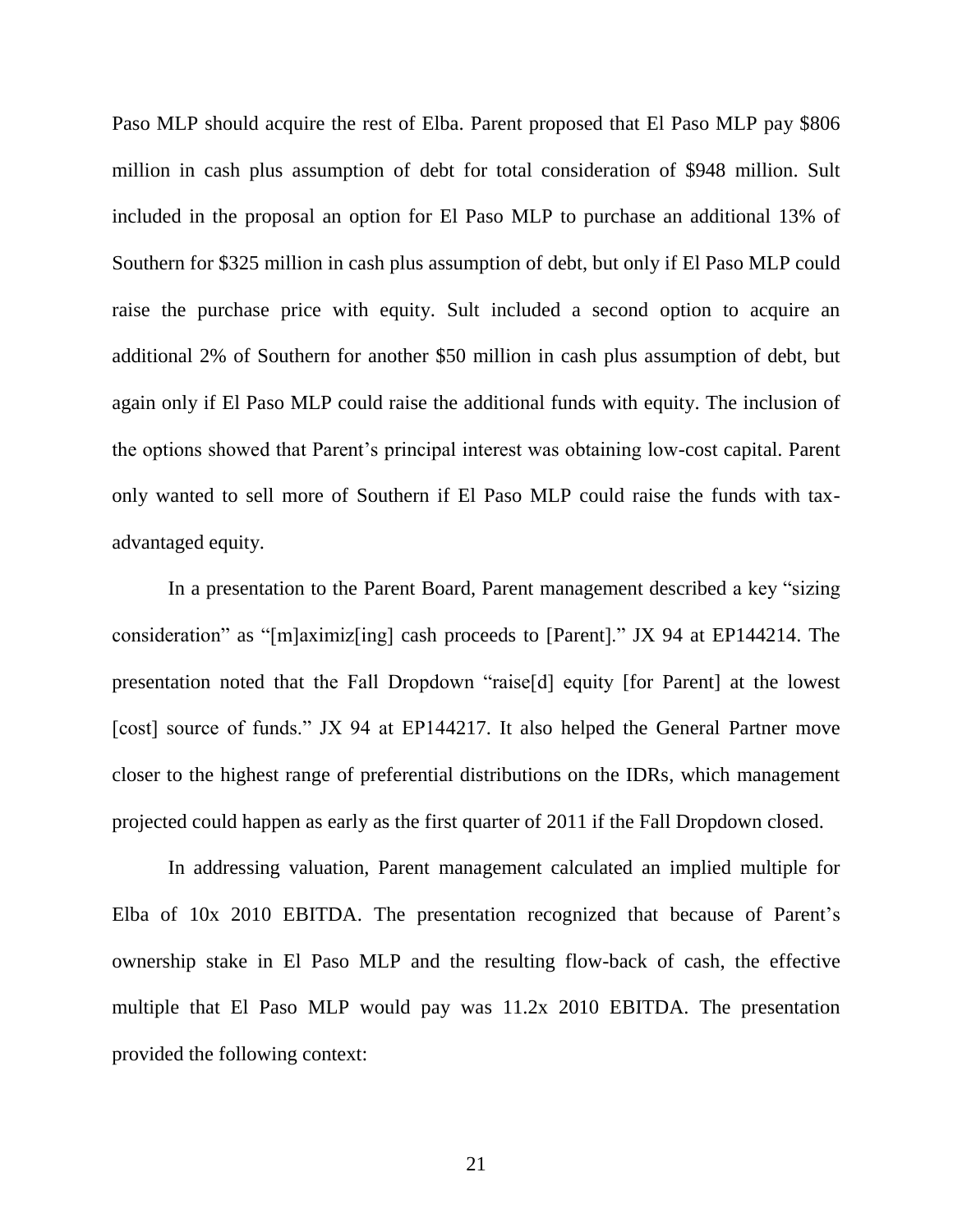Paso MLP should acquire the rest of Elba. Parent proposed that El Paso MLP pay $806 million in cash plus assumption of debt for total consideration of $948 million. Sult included in the proposal an option for El Paso MLP to purchase an additional 13% of Southern for $325 million in cash plus assumption of debt, but only if El Paso MLP could raise the purchase price with equity. Sult included a second option to acquire an additional 2% of Southern for another $50 million in cash plus assumption of debt, but again only if El Paso MLP could raise the additional funds with equity. The inclusion of the options showed that Parent's principal interest was obtaining low-cost capital. Parent only wanted to sell more of Southern if El Paso MLP could raise the funds with tax-advantaged equity.

In a presentation to the Parent Board, Parent management described a key "sizing consideration" as "[m]aximiz[ing] cash proceeds to [Parent]." JX 94 at EP144214. The presentation noted that the Fall Dropdown "raise[d] equity [for Parent] at the lowest [cost] source of funds." JX 94 at EP144217. It also helped the General Partner move closer to the highest range of preferential distributions on the IDRs, which management projected could happen as early as the first quarter of 2011 if the Fall Dropdown closed.

In addressing valuation, Parent management calculated an implied multiple for Elba of 10x 2010 EBITDA. The presentation recognized that because of Parent's ownership stake in El Paso MLP and the resulting flow-back of cash, the effective multiple that El Paso MLP would pay was 11.2x 2010 EBITDA. The presentation provided the following context: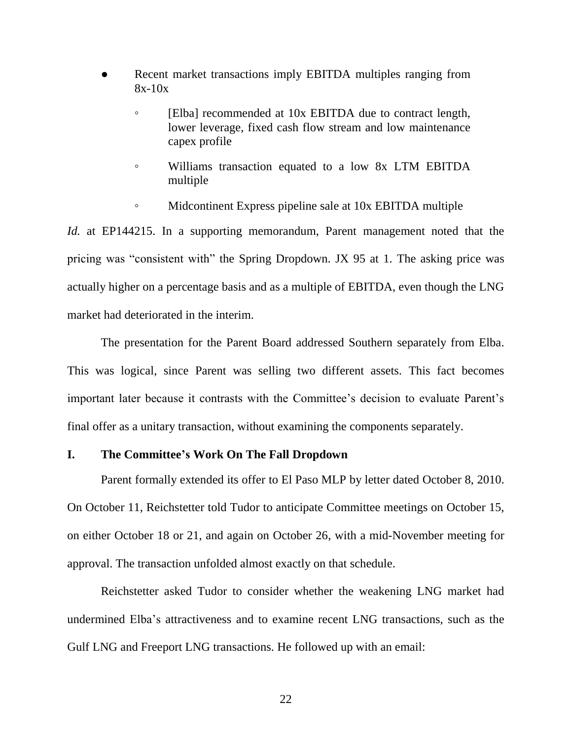- Recent market transactions imply EBITDA multiples ranging from 8x-10x
  - [Elba] recommended at 10x EBITDA due to contract length, lower leverage, fixed cash flow stream and low maintenance capex profile
  - Williams transaction equated to a low 8x LTM EBITDA multiple
  - Midcontinent Express pipeline sale at 10x EBITDA multiple

*Id.* at EP144215. In a supporting memorandum, Parent management noted that the pricing was "consistent with" the Spring Dropdown. JX 95 at 1. The asking price was actually higher on a percentage basis and as a multiple of EBITDA, even though the LNG market had deteriorated in the interim.

The presentation for the Parent Board addressed Southern separately from Elba. This was logical, since Parent was selling two different assets. This fact becomes important later because it contrasts with the Committee's decision to evaluate Parent's final offer as a unitary transaction, without examining the components separately.

## I. The Committee's Work On The Fall Dropdown

Parent formally extended its offer to El Paso MLP by letter dated October 8, 2010. On October 11, Reichstetter told Tudor to anticipate Committee meetings on October 15, on either October 18 or 21, and again on October 26, with a mid-November meeting for approval. The transaction unfolded almost exactly on that schedule.

Reichstetter asked Tudor to consider whether the weakening LNG market had undermined Elba's attractiveness and to examine recent LNG transactions, such as the Gulf LNG and Freeport LNG transactions. He followed up with an email: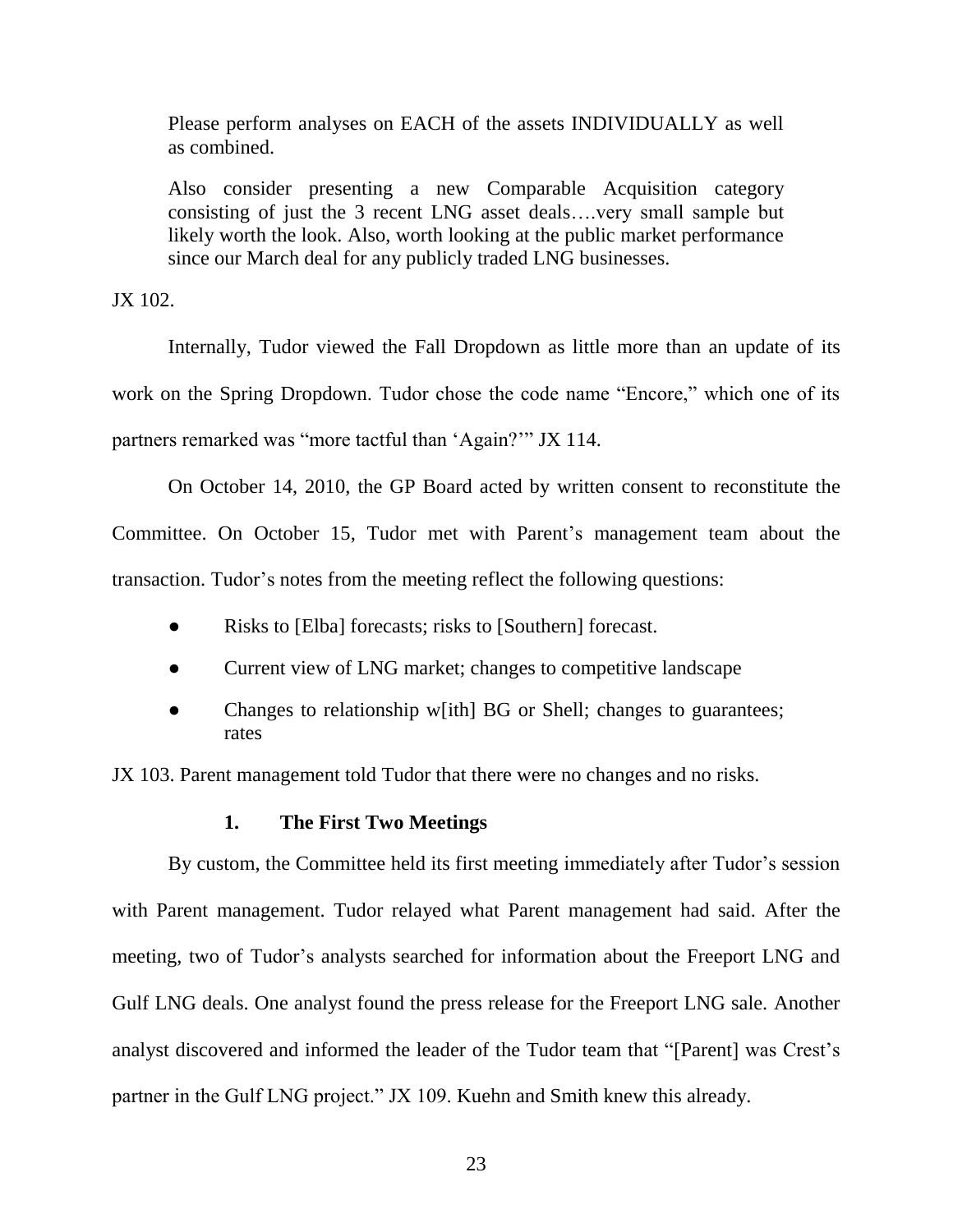> Please perform analyses on EACH of the assets INDIVIDUALLY as well as combined.
>
> Also consider presenting a new Comparable Acquisition category consisting of just the 3 recent LNG asset deals….very small sample but likely worth the look. Also, worth looking at the public market performance since our March deal for any publicly traded LNG businesses.

JX 102.

Internally, Tudor viewed the Fall Dropdown as little more than an update of its work on the Spring Dropdown. Tudor chose the code name "Encore," which one of its partners remarked was "more tactful than 'Again?'" JX 114.

On October 14, 2010, the GP Board acted by written consent to reconstitute the Committee. On October 15, Tudor met with Parent's management team about the transaction. Tudor's notes from the meeting reflect the following questions:

- Risks to [Elba] forecasts; risks to [Southern] forecast.
- Current view of LNG market; changes to competitive landscape
- Changes to relationship w[ith] BG or Shell; changes to guarantees; rates

JX 103. Parent management told Tudor that there were no changes and no risks.

### 1. The First Two Meetings

By custom, the Committee held its first meeting immediately after Tudor's session with Parent management. Tudor relayed what Parent management had said. After the meeting, two of Tudor's analysts searched for information about the Freeport LNG and Gulf LNG deals. One analyst found the press release for the Freeport LNG sale. Another analyst discovered and informed the leader of the Tudor team that "[Parent] was Crest's partner in the Gulf LNG project." JX 109. Kuehn and Smith knew this already.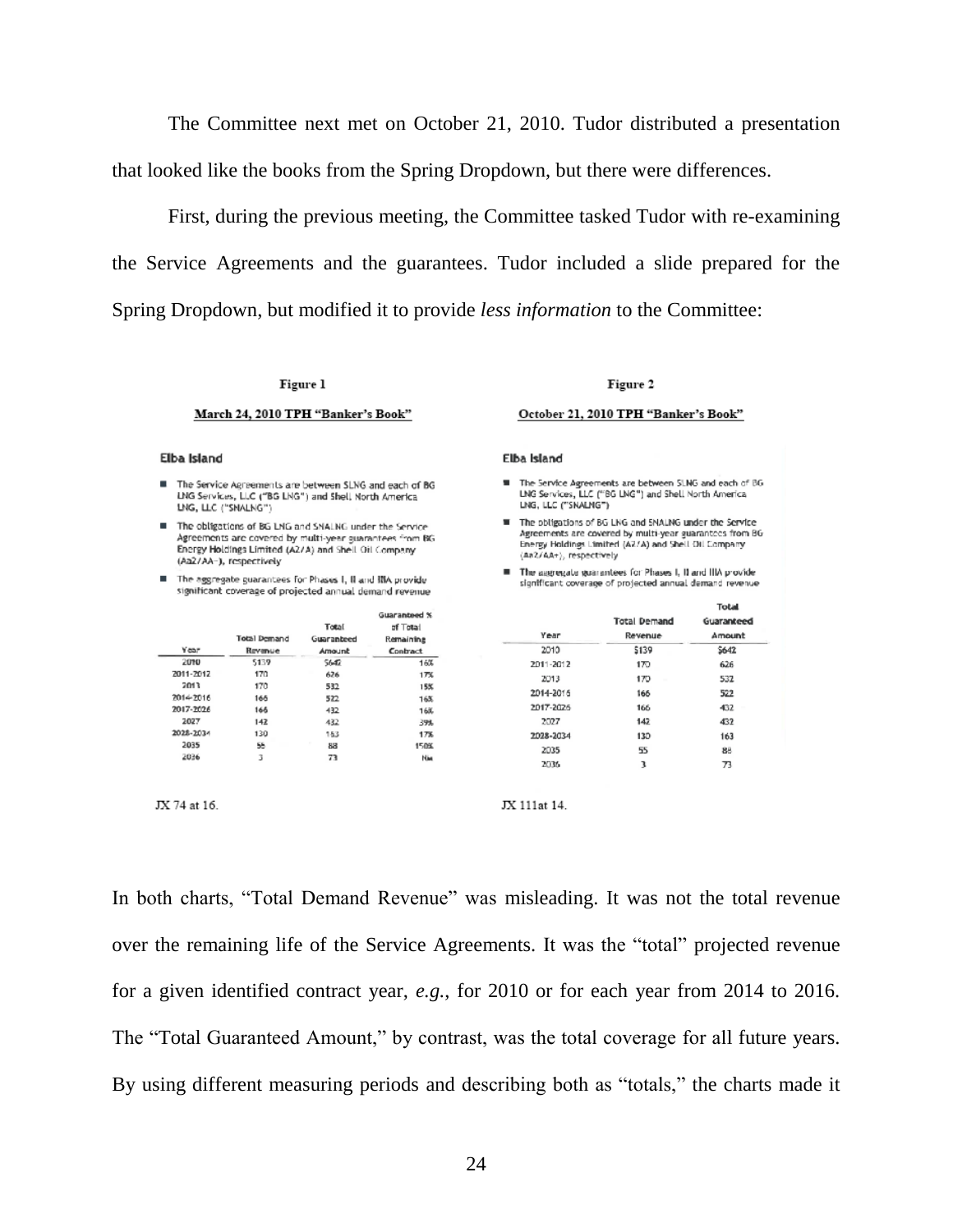The Committee next met on October 21, 2010. Tudor distributed a presentation that looked like the books from the Spring Dropdown, but there were differences.

First, during the previous meeting, the Committee tasked Tudor with re-examining the Service Agreements and the guarantees. Tudor included a slide prepared for the Spring Dropdown, but modified it to provide *less information* to the Committee:

**Figure 1**

**March 24, 2010 TPH "Banker's Book"**

**Elba Island**

- The Service Agreements are between SLNG and each of BG LNG Services, LLC ("BG LNG") and Shell North America LNG, LLC ("SNALNG")
- The obligations of BG LNG and SNALNG under the Service Agreements are covered by multi-year guarantees from BG Energy Holdings Limited (A2/A) and Shell Oil Company (Aa2/AA-), respectively
- The aggregate guarantees for Phases I, II and IIIA provide significant coverage of projected annual demand revenue

| Year | Total Demand Revenue | Total Guaranteed Amount | Guaranteed % of Total Remaining Contract |
|---|---|---|---|
| 2010 | $139 | $642 | 16% |
| 2011-2012 | 170 | 626 | 17% |
| 2013 | 170 | 532 | 15% |
| 2014-2016 | 166 | 522 | 16% |
| 2017-2026 | 166 | 432 | 16% |
| 2027 | 142 | 432 | 39% |
| 2028-2034 | 130 | 163 | 17% |
| 2035 | 55 | 88 | 150% |
| 2036 | 3 | 73 | NM |

JX 74 at 16.

**Figure 2**

**October 21, 2010 TPH "Banker's Book"**

**Elba Island**

- The Service Agreements are between SLNG and each of BG LNG Services, LLC ("BG LNG") and Shell North America LNG, LLC ("SNALNG")
- The obligations of BG LNG and SNALNG under the Service Agreements are covered by multi-year guarantees from BG Energy Holdings Limited (A2/A) and Shell Oil Company (Aa2/AA+), respectively
- The aggregate guarantees for Phases I, II and IIIA provide significant coverage of projected annual demand revenue

| Year | Total Demand Revenue | Total Guaranteed Amount |
|---|---|---|
| 2010 | $139 | $642 |
| 2011-2012 | 170 | 626 |
| 2013 | 170 | 532 |
| 2014-2016 | 166 | 522 |
| 2017-2026 | 166 | 432 |
| 2027 | 142 | 432 |
| 2028-2034 | 130 | 163 |
| 2035 | 55 | 88 |
| 2036 | 3 | 73 |

JX 111at 14.

In both charts, "Total Demand Revenue" was misleading. It was not the total revenue over the remaining life of the Service Agreements. It was the "total" projected revenue for a given identified contract year, *e.g.*, for 2010 or for each year from 2014 to 2016. The "Total Guaranteed Amount," by contrast, was the total coverage for all future years. By using different measuring periods and describing both as "totals," the charts made it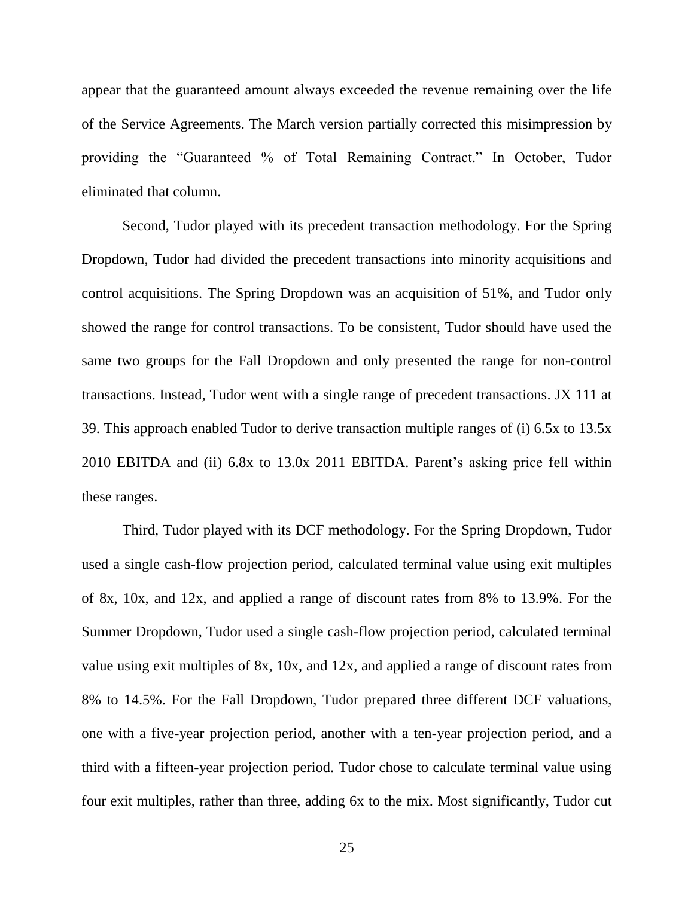appear that the guaranteed amount always exceeded the revenue remaining over the life of the Service Agreements. The March version partially corrected this misimpression by providing the "Guaranteed % of Total Remaining Contract." In October, Tudor eliminated that column.

Second, Tudor played with its precedent transaction methodology. For the Spring Dropdown, Tudor had divided the precedent transactions into minority acquisitions and control acquisitions. The Spring Dropdown was an acquisition of 51%, and Tudor only showed the range for control transactions. To be consistent, Tudor should have used the same two groups for the Fall Dropdown and only presented the range for non-control transactions. Instead, Tudor went with a single range of precedent transactions. JX 111 at 39. This approach enabled Tudor to derive transaction multiple ranges of (i) 6.5x to 13.5x 2010 EBITDA and (ii) 6.8x to 13.0x 2011 EBITDA. Parent's asking price fell within these ranges.

Third, Tudor played with its DCF methodology. For the Spring Dropdown, Tudor used a single cash-flow projection period, calculated terminal value using exit multiples of 8x, 10x, and 12x, and applied a range of discount rates from 8% to 13.9%. For the Summer Dropdown, Tudor used a single cash-flow projection period, calculated terminal value using exit multiples of 8x, 10x, and 12x, and applied a range of discount rates from 8% to 14.5%. For the Fall Dropdown, Tudor prepared three different DCF valuations, one with a five-year projection period, another with a ten-year projection period, and a third with a fifteen-year projection period. Tudor chose to calculate terminal value using four exit multiples, rather than three, adding 6x to the mix. Most significantly, Tudor cut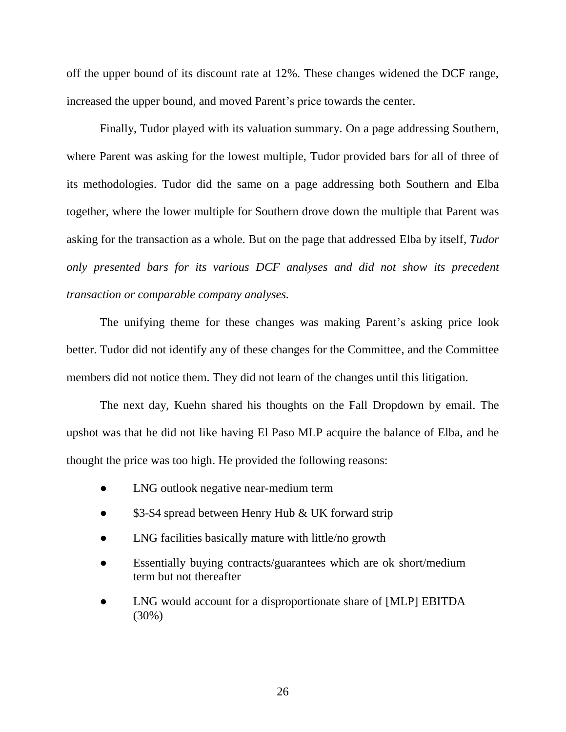off the upper bound of its discount rate at 12%. These changes widened the DCF range, increased the upper bound, and moved Parent's price towards the center.

Finally, Tudor played with its valuation summary. On a page addressing Southern, where Parent was asking for the lowest multiple, Tudor provided bars for all of three of its methodologies. Tudor did the same on a page addressing both Southern and Elba together, where the lower multiple for Southern drove down the multiple that Parent was asking for the transaction as a whole. But on the page that addressed Elba by itself, *Tudor only presented bars for its various DCF analyses and did not show its precedent transaction or comparable company analyses.*

The unifying theme for these changes was making Parent's asking price look better. Tudor did not identify any of these changes for the Committee, and the Committee members did not notice them. They did not learn of the changes until this litigation.

The next day, Kuehn shared his thoughts on the Fall Dropdown by email. The upshot was that he did not like having El Paso MLP acquire the balance of Elba, and he thought the price was too high. He provided the following reasons:

- LNG outlook negative near-medium term
- $3-$4 spread between Henry Hub & UK forward strip
- LNG facilities basically mature with little/no growth
- Essentially buying contracts/guarantees which are ok short/medium term but not thereafter
- LNG would account for a disproportionate share of [MLP] EBITDA (30%)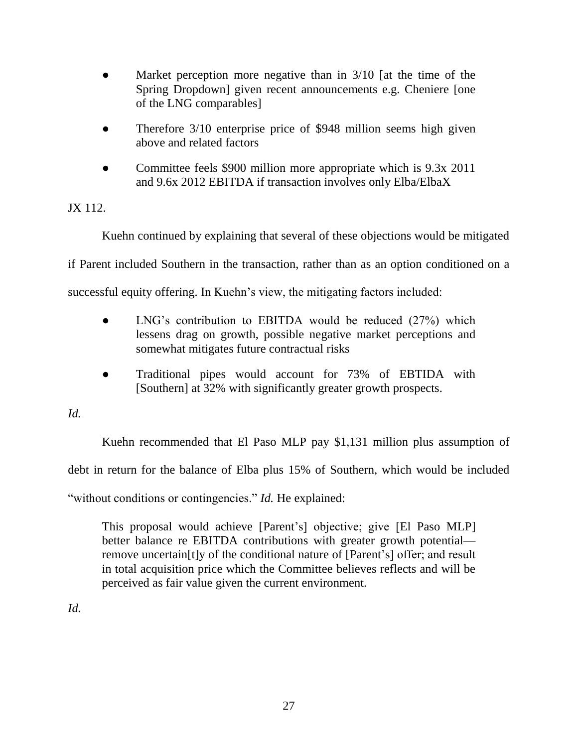- Market perception more negative than in 3/10 [at the time of the Spring Dropdown] given recent announcements e.g. Cheniere [one of the LNG comparables]
- Therefore 3/10 enterprise price of $948 million seems high given above and related factors
- Committee feels $900 million more appropriate which is 9.3x 2011 and 9.6x 2012 EBITDA if transaction involves only Elba/ElbaX

JX 112.

Kuehn continued by explaining that several of these objections would be mitigated if Parent included Southern in the transaction, rather than as an option conditioned on a successful equity offering. In Kuehn's view, the mitigating factors included:

- LNG's contribution to EBITDA would be reduced (27%) which lessens drag on growth, possible negative market perceptions and somewhat mitigates future contractual risks
- Traditional pipes would account for 73% of EBTIDA with [Southern] at 32% with significantly greater growth prospects.

*Id.*

Kuehn recommended that El Paso MLP pay $1,131 million plus assumption of debt in return for the balance of Elba plus 15% of Southern, which would be included "without conditions or contingencies." *Id.* He explained:

> This proposal would achieve [Parent's] objective; give [El Paso MLP] better balance re EBITDA contributions with greater growth potential—remove uncertain[t]y of the conditional nature of [Parent's] offer; and result in total acquisition price which the Committee believes reflects and will be perceived as fair value given the current environment.

*Id.*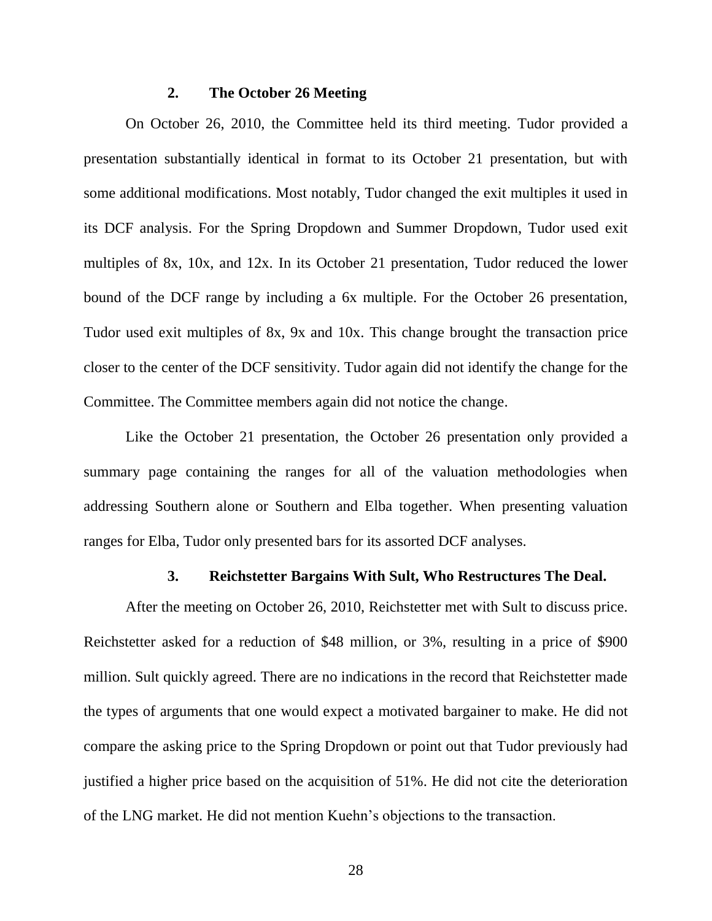### 2. The October 26 Meeting

On October 26, 2010, the Committee held its third meeting. Tudor provided a presentation substantially identical in format to its October 21 presentation, but with some additional modifications. Most notably, Tudor changed the exit multiples it used in its DCF analysis. For the Spring Dropdown and Summer Dropdown, Tudor used exit multiples of 8x, 10x, and 12x. In its October 21 presentation, Tudor reduced the lower bound of the DCF range by including a 6x multiple. For the October 26 presentation, Tudor used exit multiples of 8x, 9x and 10x. This change brought the transaction price closer to the center of the DCF sensitivity. Tudor again did not identify the change for the Committee. The Committee members again did not notice the change.

Like the October 21 presentation, the October 26 presentation only provided a summary page containing the ranges for all of the valuation methodologies when addressing Southern alone or Southern and Elba together. When presenting valuation ranges for Elba, Tudor only presented bars for its assorted DCF analyses.

### 3. Reichstetter Bargains With Sult, Who Restructures The Deal.

After the meeting on October 26, 2010, Reichstetter met with Sult to discuss price. Reichstetter asked for a reduction of $48 million, or 3%, resulting in a price of $900 million. Sult quickly agreed. There are no indications in the record that Reichstetter made the types of arguments that one would expect a motivated bargainer to make. He did not compare the asking price to the Spring Dropdown or point out that Tudor previously had justified a higher price based on the acquisition of 51%. He did not cite the deterioration of the LNG market. He did not mention Kuehn's objections to the transaction.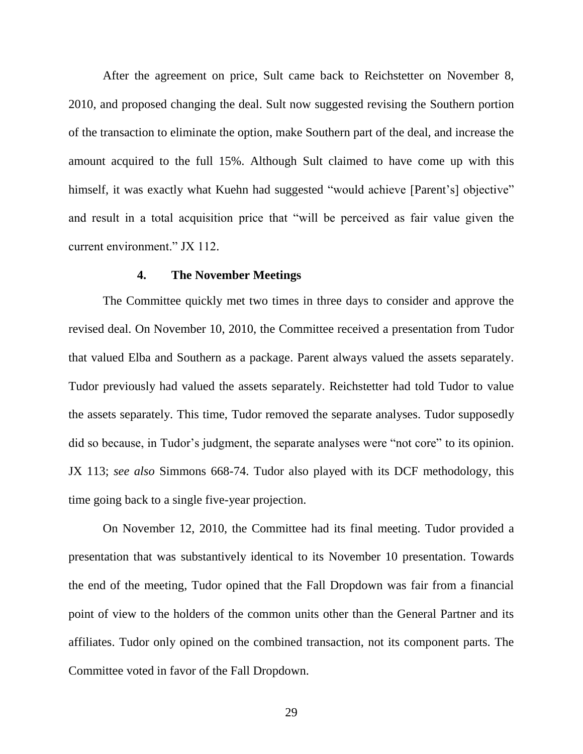After the agreement on price, Sult came back to Reichstetter on November 8, 2010, and proposed changing the deal. Sult now suggested revising the Southern portion of the transaction to eliminate the option, make Southern part of the deal, and increase the amount acquired to the full 15%. Although Sult claimed to have come up with this himself, it was exactly what Kuehn had suggested "would achieve [Parent's] objective" and result in a total acquisition price that "will be perceived as fair value given the current environment." JX 112.

#### 4. The November Meetings

The Committee quickly met two times in three days to consider and approve the revised deal. On November 10, 2010, the Committee received a presentation from Tudor that valued Elba and Southern as a package. Parent always valued the assets separately. Tudor previously had valued the assets separately. Reichstetter had told Tudor to value the assets separately. This time, Tudor removed the separate analyses. Tudor supposedly did so because, in Tudor's judgment, the separate analyses were "not core" to its opinion. JX 113; *see also* Simmons 668-74. Tudor also played with its DCF methodology, this time going back to a single five-year projection.

On November 12, 2010, the Committee had its final meeting. Tudor provided a presentation that was substantively identical to its November 10 presentation. Towards the end of the meeting, Tudor opined that the Fall Dropdown was fair from a financial point of view to the holders of the common units other than the General Partner and its affiliates. Tudor only opined on the combined transaction, not its component parts. The Committee voted in favor of the Fall Dropdown.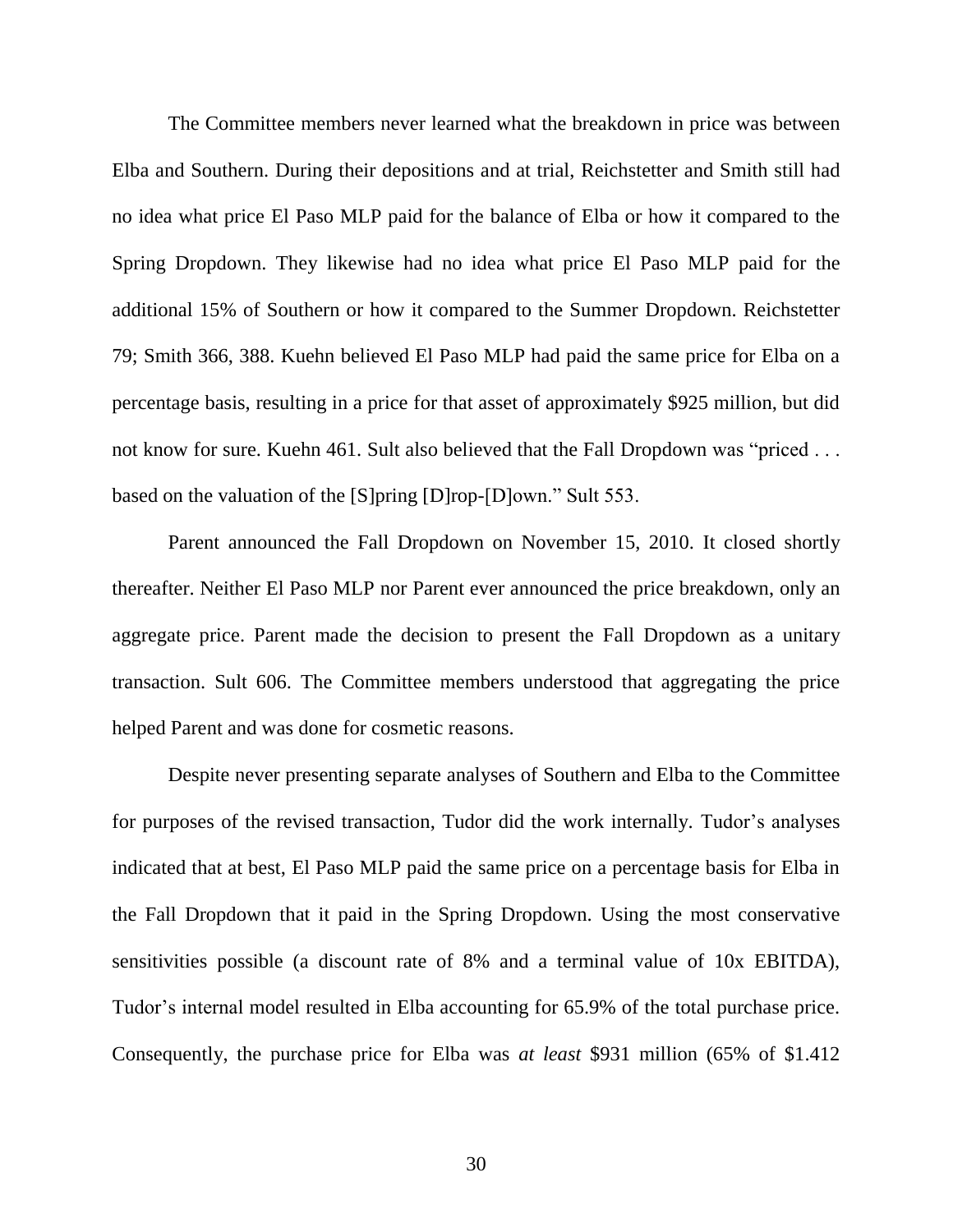The Committee members never learned what the breakdown in price was between Elba and Southern. During their depositions and at trial, Reichstetter and Smith still had no idea what price El Paso MLP paid for the balance of Elba or how it compared to the Spring Dropdown. They likewise had no idea what price El Paso MLP paid for the additional 15% of Southern or how it compared to the Summer Dropdown. Reichstetter 79; Smith 366, 388. Kuehn believed El Paso MLP had paid the same price for Elba on a percentage basis, resulting in a price for that asset of approximately $925 million, but did not know for sure. Kuehn 461. Sult also believed that the Fall Dropdown was "priced . . . based on the valuation of the [S]pring [D]rop-[D]own." Sult 553.

Parent announced the Fall Dropdown on November 15, 2010. It closed shortly thereafter. Neither El Paso MLP nor Parent ever announced the price breakdown, only an aggregate price. Parent made the decision to present the Fall Dropdown as a unitary transaction. Sult 606. The Committee members understood that aggregating the price helped Parent and was done for cosmetic reasons.

Despite never presenting separate analyses of Southern and Elba to the Committee for purposes of the revised transaction, Tudor did the work internally. Tudor's analyses indicated that at best, El Paso MLP paid the same price on a percentage basis for Elba in the Fall Dropdown that it paid in the Spring Dropdown. Using the most conservative sensitivities possible (a discount rate of 8% and a terminal value of 10x EBITDA), Tudor's internal model resulted in Elba accounting for 65.9% of the total purchase price. Consequently, the purchase price for Elba was *at least* $931 million (65% of $1.412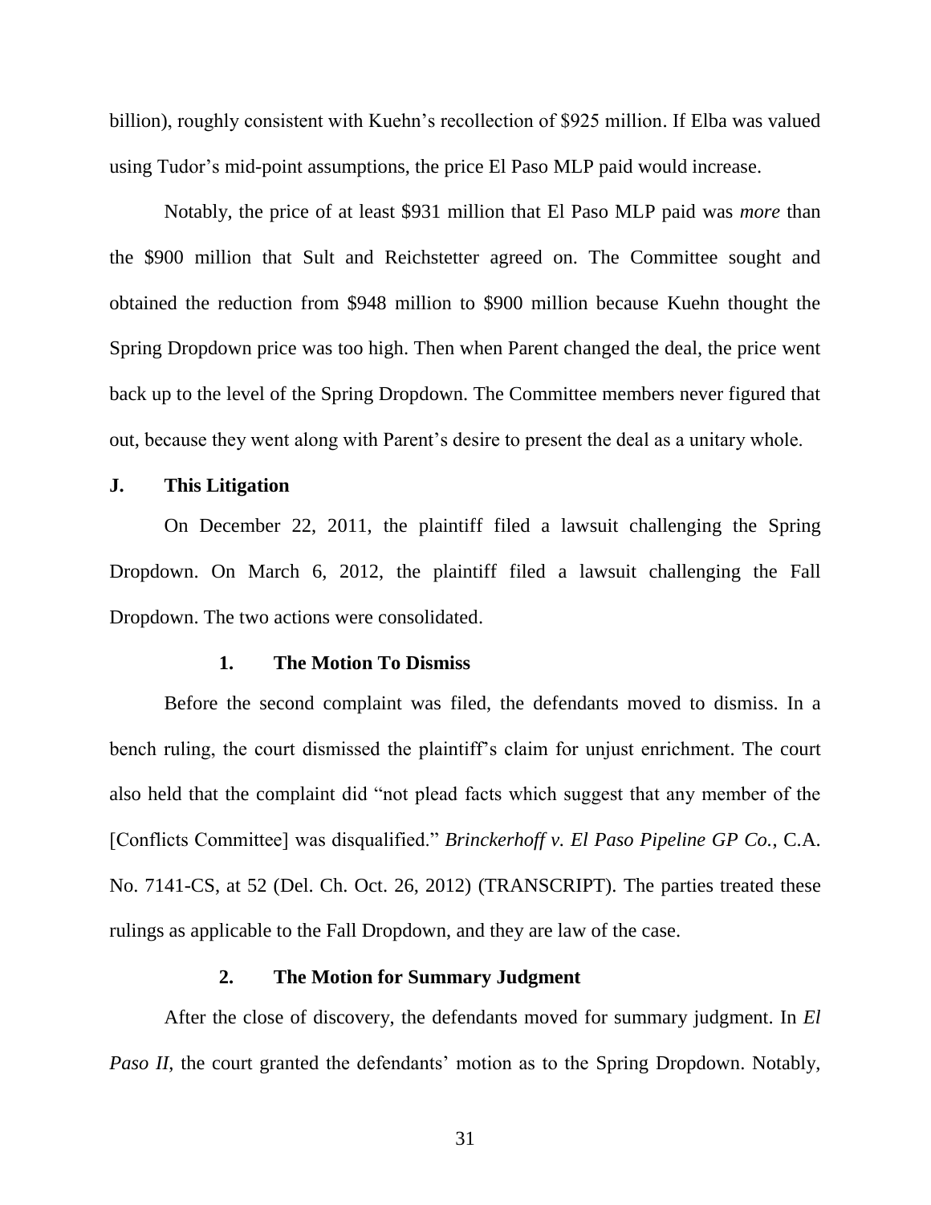billion), roughly consistent with Kuehn's recollection of $925 million. If Elba was valued using Tudor's mid-point assumptions, the price El Paso MLP paid would increase.

Notably, the price of at least $931 million that El Paso MLP paid was *more* than the $900 million that Sult and Reichstetter agreed on. The Committee sought and obtained the reduction from $948 million to $900 million because Kuehn thought the Spring Dropdown price was too high. Then when Parent changed the deal, the price went back up to the level of the Spring Dropdown. The Committee members never figured that out, because they went along with Parent's desire to present the deal as a unitary whole.

### J. This Litigation

On December 22, 2011, the plaintiff filed a lawsuit challenging the Spring Dropdown. On March 6, 2012, the plaintiff filed a lawsuit challenging the Fall Dropdown. The two actions were consolidated.

#### 1. The Motion To Dismiss

Before the second complaint was filed, the defendants moved to dismiss. In a bench ruling, the court dismissed the plaintiff's claim for unjust enrichment. The court also held that the complaint did "not plead facts which suggest that any member of the [Conflicts Committee] was disqualified." *Brinckerhoff v. El Paso Pipeline GP Co.*, C.A. No. 7141-CS, at 52 (Del. Ch. Oct. 26, 2012) (TRANSCRIPT). The parties treated these rulings as applicable to the Fall Dropdown, and they are law of the case.

#### 2. The Motion for Summary Judgment

After the close of discovery, the defendants moved for summary judgment. In *El Paso II*, the court granted the defendants' motion as to the Spring Dropdown. Notably,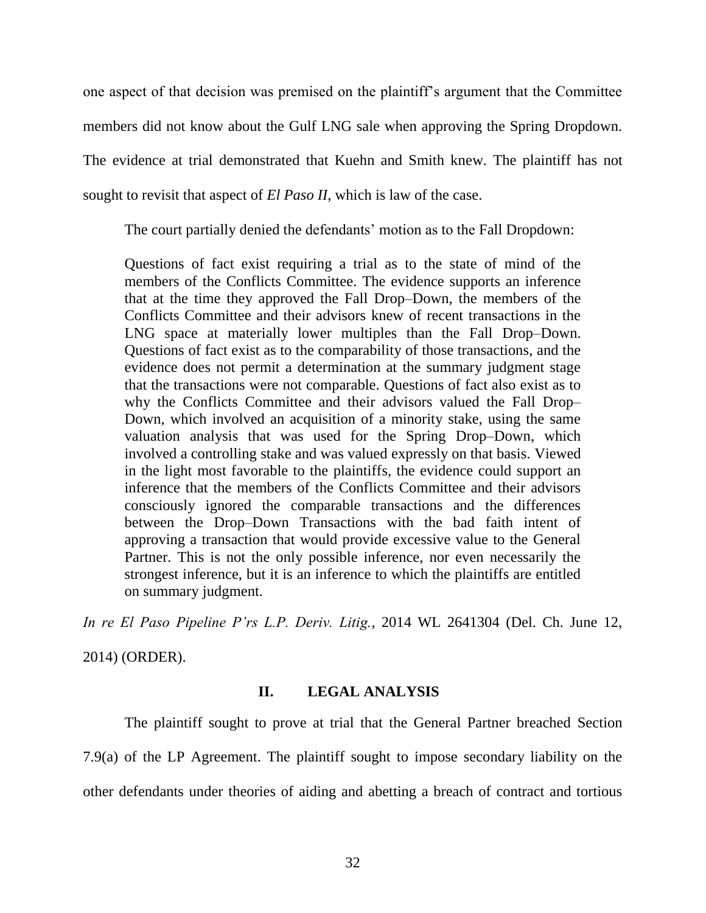one aspect of that decision was premised on the plaintiff's argument that the Committee members did not know about the Gulf LNG sale when approving the Spring Dropdown. The evidence at trial demonstrated that Kuehn and Smith knew. The plaintiff has not sought to revisit that aspect of *El Paso II*, which is law of the case.

The court partially denied the defendants' motion as to the Fall Dropdown:

> Questions of fact exist requiring a trial as to the state of mind of the members of the Conflicts Committee. The evidence supports an inference that at the time they approved the Fall Drop–Down, the members of the Conflicts Committee and their advisors knew of recent transactions in the LNG space at materially lower multiples than the Fall Drop–Down. Questions of fact exist as to the comparability of those transactions, and the evidence does not permit a determination at the summary judgment stage that the transactions were not comparable. Questions of fact also exist as to why the Conflicts Committee and their advisors valued the Fall Drop–Down, which involved an acquisition of a minority stake, using the same valuation analysis that was used for the Spring Drop–Down, which involved a controlling stake and was valued expressly on that basis. Viewed in the light most favorable to the plaintiffs, the evidence could support an inference that the members of the Conflicts Committee and their advisors consciously ignored the comparable transactions and the differences between the Drop–Down Transactions with the bad faith intent of approving a transaction that would provide excessive value to the General Partner. This is not the only possible inference, nor even necessarily the strongest inference, but it is an inference to which the plaintiffs are entitled on summary judgment.

*In re El Paso Pipeline P'rs L.P. Deriv. Litig.*, 2014 WL 2641304 (Del. Ch. June 12, 2014) (ORDER).

## II. LEGAL ANALYSIS

The plaintiff sought to prove at trial that the General Partner breached Section 7.9(a) of the LP Agreement. The plaintiff sought to impose secondary liability on the other defendants under theories of aiding and abetting a breach of contract and tortious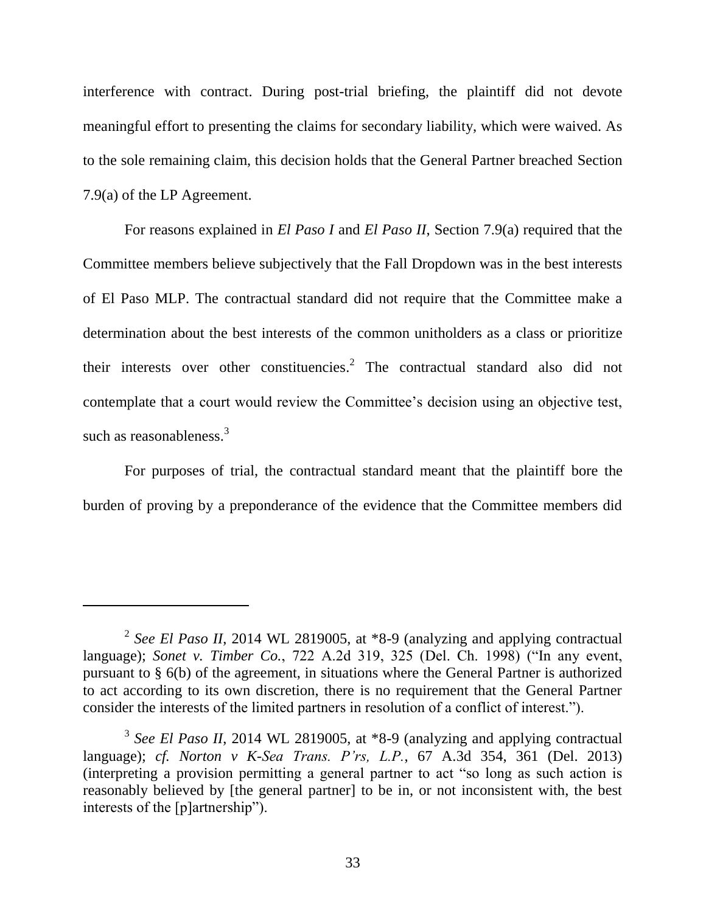interference with contract. During post-trial briefing, the plaintiff did not devote meaningful effort to presenting the claims for secondary liability, which were waived. As to the sole remaining claim, this decision holds that the General Partner breached Section 7.9(a) of the LP Agreement.

For reasons explained in *El Paso I* and *El Paso II*, Section 7.9(a) required that the Committee members believe subjectively that the Fall Dropdown was in the best interests of El Paso MLP. The contractual standard did not require that the Committee make a determination about the best interests of the common unitholders as a class or prioritize their interests over other constituencies.[2] The contractual standard also did not contemplate that a court would review the Committee's decision using an objective test, such as reasonableness.[3]

For purposes of trial, the contractual standard meant that the plaintiff bore the burden of proving by a preponderance of the evidence that the Committee members did

---

[2] *See El Paso II*, 2014 WL 2819005, at *8-9 (analyzing and applying contractual language); *Sonet v. Timber Co.*, 722 A.2d 319, 325 (Del. Ch. 1998) ("In any event, pursuant to § 6(b) of the agreement, in situations where the General Partner is authorized to act according to its own discretion, there is no requirement that the General Partner consider the interests of the limited partners in resolution of a conflict of interest.").

[3] *See El Paso II*, 2014 WL 2819005, at *8-9 (analyzing and applying contractual language); *cf. Norton v K-Sea Trans. P'rs, L.P.*, 67 A.3d 354, 361 (Del. 2013) (interpreting a provision permitting a general partner to act "so long as such action is reasonably believed by [the general partner] to be in, or not inconsistent with, the best interests of the [p]artnership").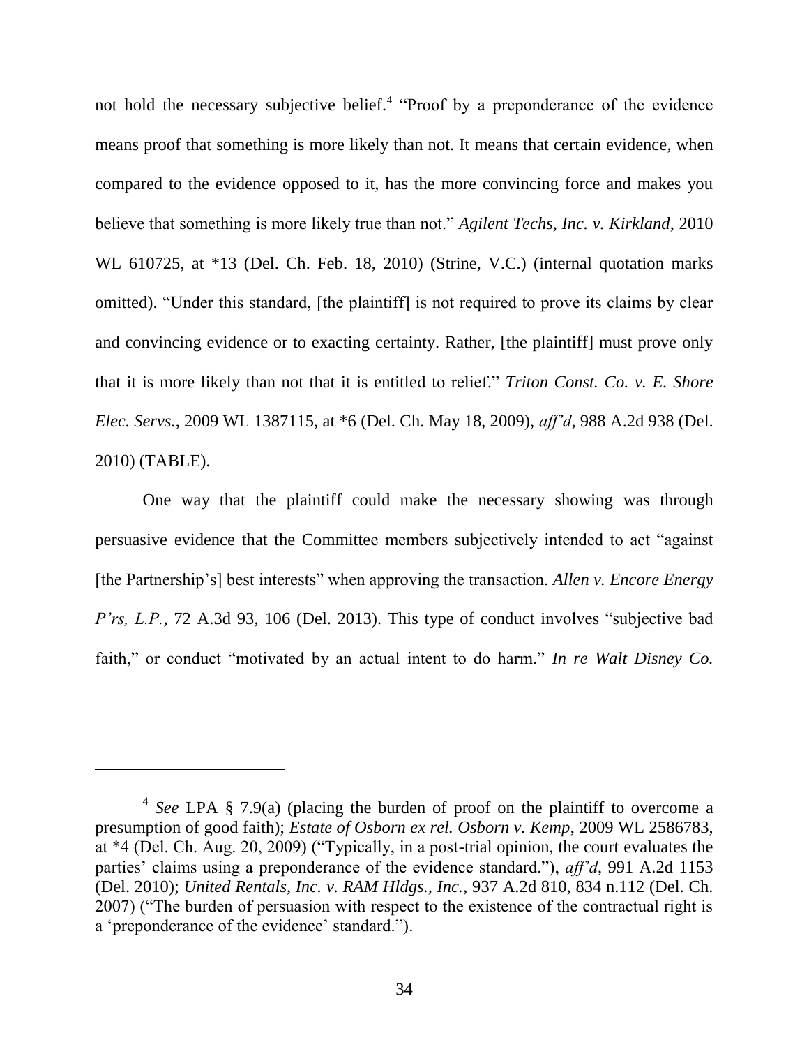not hold the necessary subjective belief.[4] "Proof by a preponderance of the evidence means proof that something is more likely than not. It means that certain evidence, when compared to the evidence opposed to it, has the more convincing force and makes you believe that something is more likely true than not." *Agilent Techs, Inc. v. Kirkland*, 2010 WL 610725, at *13 (Del. Ch. Feb. 18, 2010) (Strine, V.C.) (internal quotation marks omitted). "Under this standard, [the plaintiff] is not required to prove its claims by clear and convincing evidence or to exacting certainty. Rather, [the plaintiff] must prove only that it is more likely than not that it is entitled to relief." *Triton Const. Co. v. E. Shore Elec. Servs.*, 2009 WL 1387115, at *6 (Del. Ch. May 18, 2009), *aff'd*, 988 A.2d 938 (Del. 2010) (TABLE).

One way that the plaintiff could make the necessary showing was through persuasive evidence that the Committee members subjectively intended to act "against [the Partnership's] best interests" when approving the transaction. *Allen v. Encore Energy P'rs, L.P.*, 72 A.3d 93, 106 (Del. 2013). This type of conduct involves "subjective bad faith," or conduct "motivated by an actual intent to do harm." *In re Walt Disney Co.*

---

[4] *See* LPA § 7.9(a) (placing the burden of proof on the plaintiff to overcome a presumption of good faith); *Estate of Osborn ex rel. Osborn v. Kemp*, 2009 WL 2586783, at *4 (Del. Ch. Aug. 20, 2009) ("Typically, in a post-trial opinion, the court evaluates the parties' claims using a preponderance of the evidence standard."), *aff'd*, 991 A.2d 1153 (Del. 2010); *United Rentals, Inc. v. RAM Hldgs., Inc.*, 937 A.2d 810, 834 n.112 (Del. Ch. 2007) ("The burden of persuasion with respect to the existence of the contractual right is a 'preponderance of the evidence' standard.").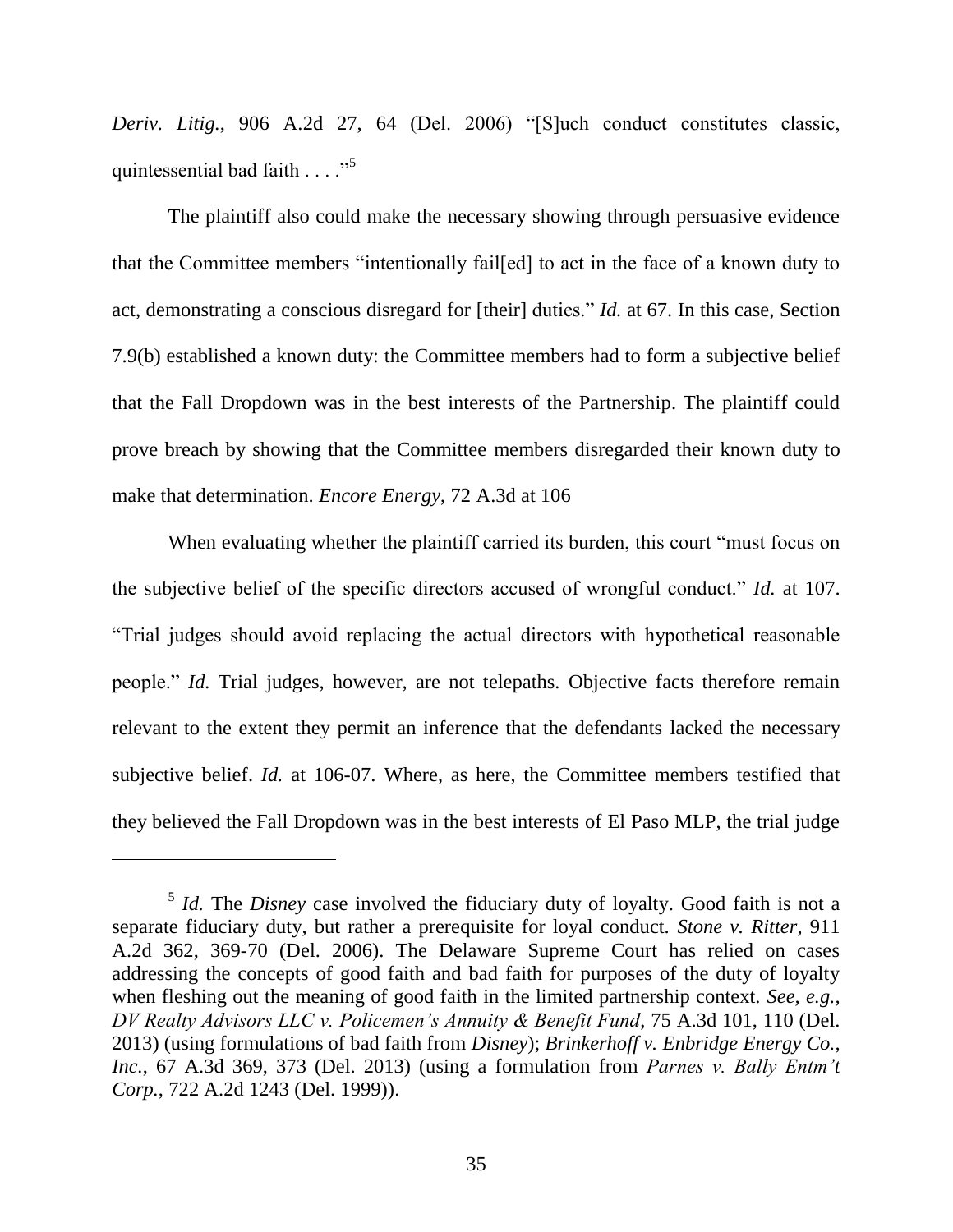*Deriv. Litig.*, 906 A.2d 27, 64 (Del. 2006) "[S]uch conduct constitutes classic, quintessential bad faith . . . ."[5]

The plaintiff also could make the necessary showing through persuasive evidence that the Committee members "intentionally fail[ed] to act in the face of a known duty to act, demonstrating a conscious disregard for [their] duties." *Id.* at 67. In this case, Section 7.9(b) established a known duty: the Committee members had to form a subjective belief that the Fall Dropdown was in the best interests of the Partnership. The plaintiff could prove breach by showing that the Committee members disregarded their known duty to make that determination. *Encore Energy*, 72 A.3d at 106

When evaluating whether the plaintiff carried its burden, this court "must focus on the subjective belief of the specific directors accused of wrongful conduct." *Id.* at 107. "Trial judges should avoid replacing the actual directors with hypothetical reasonable people." *Id.* Trial judges, however, are not telepaths. Objective facts therefore remain relevant to the extent they permit an inference that the defendants lacked the necessary subjective belief. *Id.* at 106-07. Where, as here, the Committee members testified that they believed the Fall Dropdown was in the best interests of El Paso MLP, the trial judge

---

[5] *Id.* The *Disney* case involved the fiduciary duty of loyalty. Good faith is not a separate fiduciary duty, but rather a prerequisite for loyal conduct. *Stone v. Ritter*, 911 A.2d 362, 369-70 (Del. 2006). The Delaware Supreme Court has relied on cases addressing the concepts of good faith and bad faith for purposes of the duty of loyalty when fleshing out the meaning of good faith in the limited partnership context. *See, e.g.*, *DV Realty Advisors LLC v. Policemen's Annuity & Benefit Fund*, 75 A.3d 101, 110 (Del. 2013) (using formulations of bad faith from *Disney*); *Brinkerhoff v. Enbridge Energy Co., Inc.*, 67 A.3d 369, 373 (Del. 2013) (using a formulation from *Parnes v. Bally Entm't Corp.*, 722 A.2d 1243 (Del. 1999)).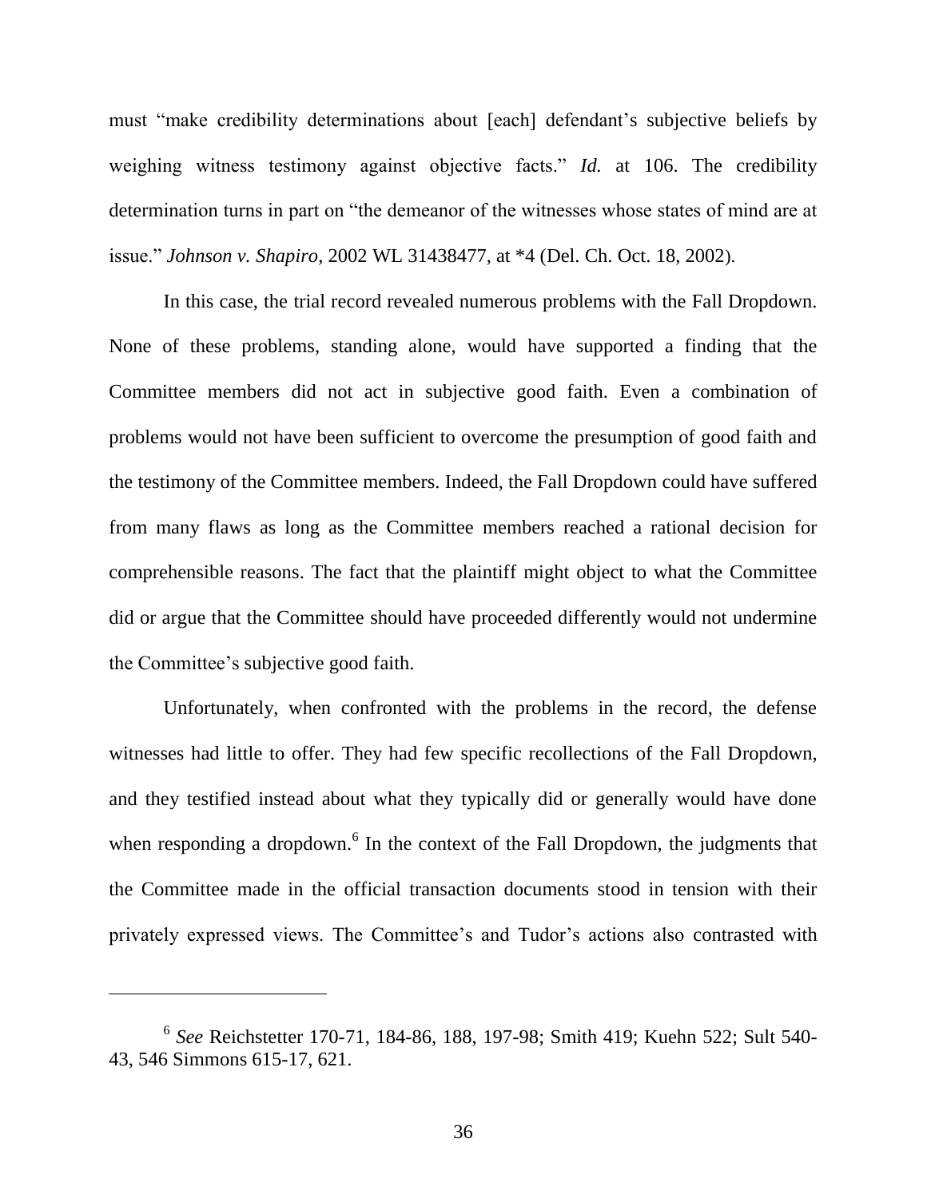must "make credibility determinations about [each] defendant's subjective beliefs by weighing witness testimony against objective facts." *Id.* at 106. The credibility determination turns in part on "the demeanor of the witnesses whose states of mind are at issue." *Johnson v. Shapiro*, 2002 WL 31438477, at *4 (Del. Ch. Oct. 18, 2002).

In this case, the trial record revealed numerous problems with the Fall Dropdown. None of these problems, standing alone, would have supported a finding that the Committee members did not act in subjective good faith. Even a combination of problems would not have been sufficient to overcome the presumption of good faith and the testimony of the Committee members. Indeed, the Fall Dropdown could have suffered from many flaws as long as the Committee members reached a rational decision for comprehensible reasons. The fact that the plaintiff might object to what the Committee did or argue that the Committee should have proceeded differently would not undermine the Committee's subjective good faith.

Unfortunately, when confronted with the problems in the record, the defense witnesses had little to offer. They had few specific recollections of the Fall Dropdown, and they testified instead about what they typically did or generally would have done when responding a dropdown.[6] In the context of the Fall Dropdown, the judgments that the Committee made in the official transaction documents stood in tension with their privately expressed views. The Committee's and Tudor's actions also contrasted with

---

[6] *See* Reichstetter 170-71, 184-86, 188, 197-98; Smith 419; Kuehn 522; Sult 540-43, 546 Simmons 615-17, 621.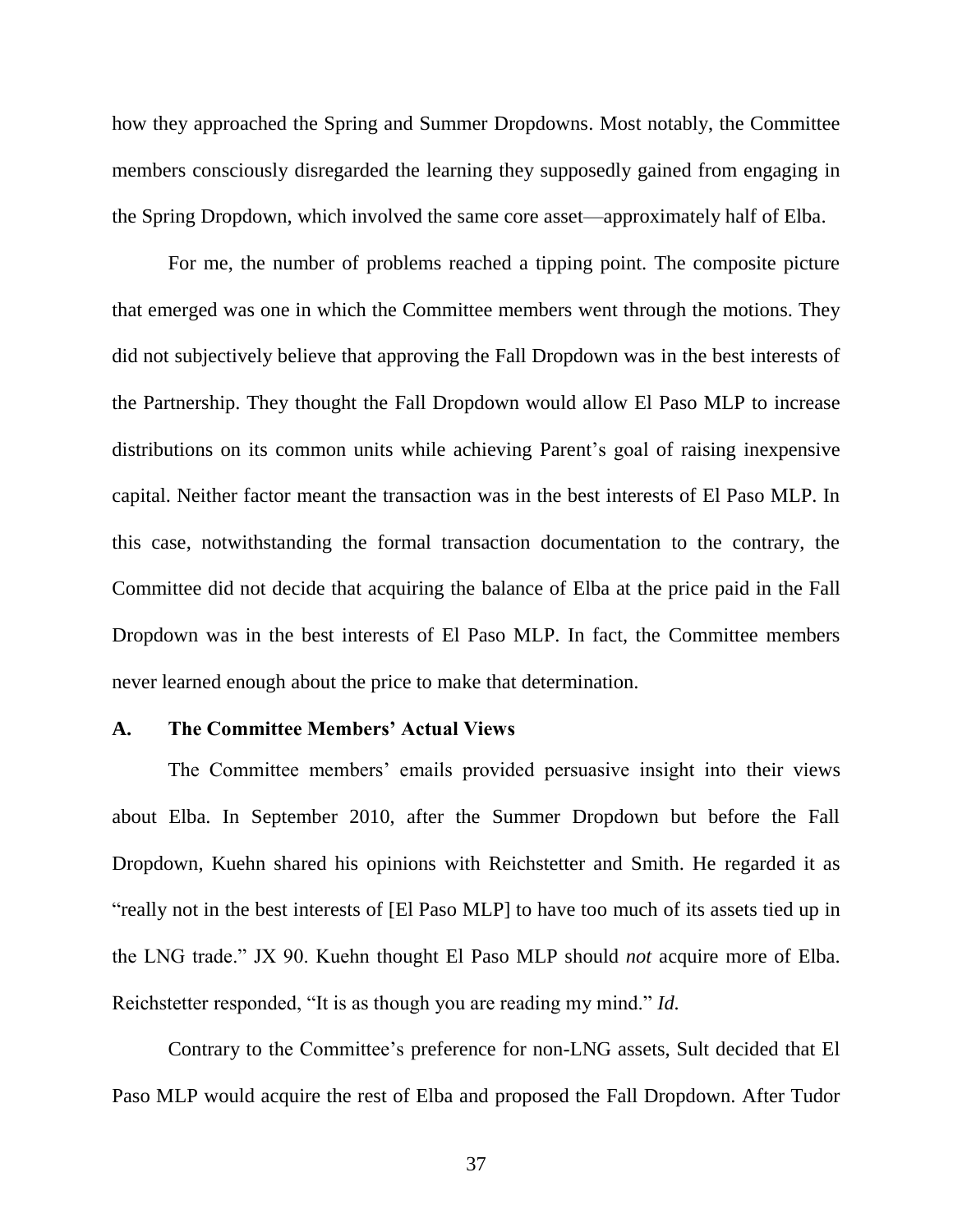how they approached the Spring and Summer Dropdowns. Most notably, the Committee members consciously disregarded the learning they supposedly gained from engaging in the Spring Dropdown, which involved the same core asset—approximately half of Elba.

For me, the number of problems reached a tipping point. The composite picture that emerged was one in which the Committee members went through the motions. They did not subjectively believe that approving the Fall Dropdown was in the best interests of the Partnership. They thought the Fall Dropdown would allow El Paso MLP to increase distributions on its common units while achieving Parent's goal of raising inexpensive capital. Neither factor meant the transaction was in the best interests of El Paso MLP. In this case, notwithstanding the formal transaction documentation to the contrary, the Committee did not decide that acquiring the balance of Elba at the price paid in the Fall Dropdown was in the best interests of El Paso MLP. In fact, the Committee members never learned enough about the price to make that determination.

### A. The Committee Members' Actual Views

The Committee members' emails provided persuasive insight into their views about Elba. In September 2010, after the Summer Dropdown but before the Fall Dropdown, Kuehn shared his opinions with Reichstetter and Smith. He regarded it as "really not in the best interests of [El Paso MLP] to have too much of its assets tied up in the LNG trade." JX 90. Kuehn thought El Paso MLP should *not* acquire more of Elba. Reichstetter responded, "It is as though you are reading my mind." *Id.*

Contrary to the Committee's preference for non-LNG assets, Sult decided that El Paso MLP would acquire the rest of Elba and proposed the Fall Dropdown. After Tudor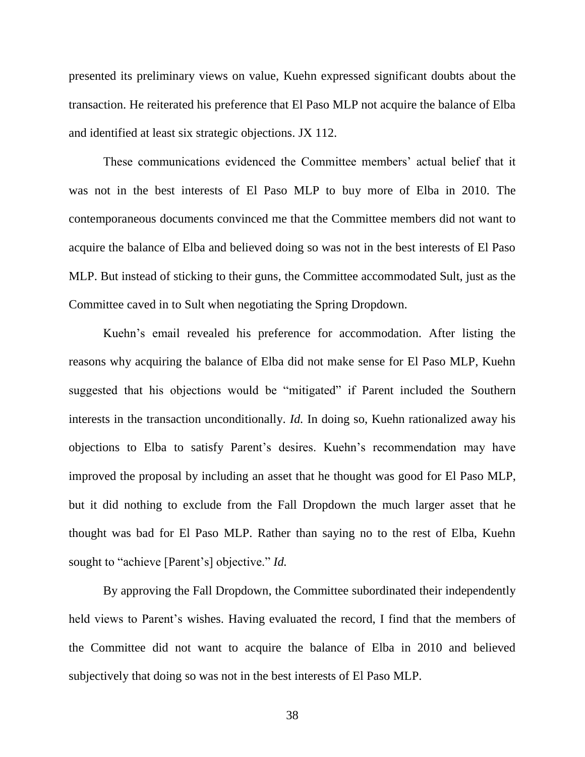presented its preliminary views on value, Kuehn expressed significant doubts about the transaction. He reiterated his preference that El Paso MLP not acquire the balance of Elba and identified at least six strategic objections. JX 112.

These communications evidenced the Committee members' actual belief that it was not in the best interests of El Paso MLP to buy more of Elba in 2010. The contemporaneous documents convinced me that the Committee members did not want to acquire the balance of Elba and believed doing so was not in the best interests of El Paso MLP. But instead of sticking to their guns, the Committee accommodated Sult, just as the Committee caved in to Sult when negotiating the Spring Dropdown.

Kuehn's email revealed his preference for accommodation. After listing the reasons why acquiring the balance of Elba did not make sense for El Paso MLP, Kuehn suggested that his objections would be "mitigated" if Parent included the Southern interests in the transaction unconditionally. *Id.* In doing so, Kuehn rationalized away his objections to Elba to satisfy Parent's desires. Kuehn's recommendation may have improved the proposal by including an asset that he thought was good for El Paso MLP, but it did nothing to exclude from the Fall Dropdown the much larger asset that he thought was bad for El Paso MLP. Rather than saying no to the rest of Elba, Kuehn sought to "achieve [Parent's] objective." *Id.*

By approving the Fall Dropdown, the Committee subordinated their independently held views to Parent's wishes. Having evaluated the record, I find that the members of the Committee did not want to acquire the balance of Elba in 2010 and believed subjectively that doing so was not in the best interests of El Paso MLP.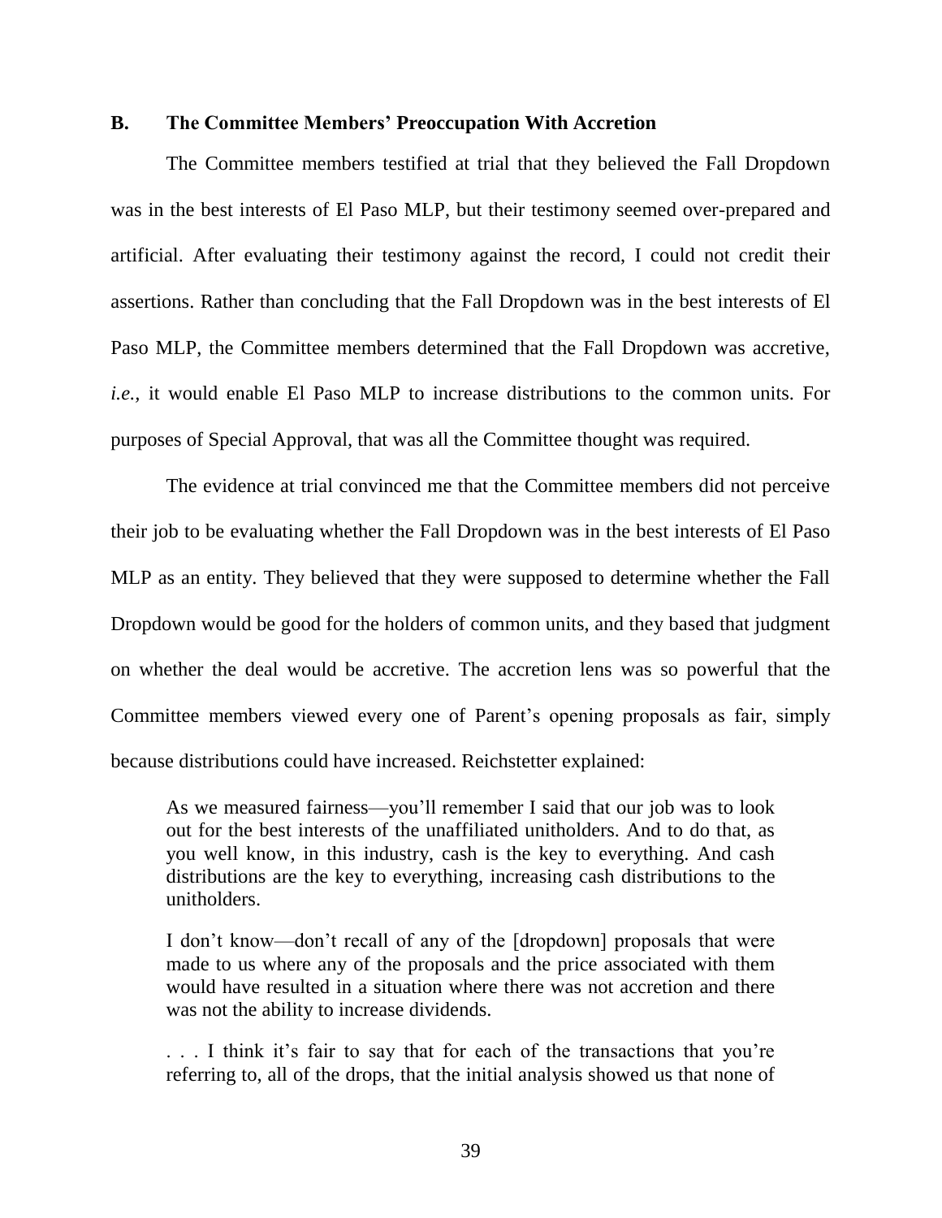### B. The Committee Members' Preoccupation With Accretion

The Committee members testified at trial that they believed the Fall Dropdown was in the best interests of El Paso MLP, but their testimony seemed over-prepared and artificial. After evaluating their testimony against the record, I could not credit their assertions. Rather than concluding that the Fall Dropdown was in the best interests of El Paso MLP, the Committee members determined that the Fall Dropdown was accretive, *i.e.*, it would enable El Paso MLP to increase distributions to the common units. For purposes of Special Approval, that was all the Committee thought was required.

The evidence at trial convinced me that the Committee members did not perceive their job to be evaluating whether the Fall Dropdown was in the best interests of El Paso MLP as an entity. They believed that they were supposed to determine whether the Fall Dropdown would be good for the holders of common units, and they based that judgment on whether the deal would be accretive. The accretion lens was so powerful that the Committee members viewed every one of Parent's opening proposals as fair, simply because distributions could have increased. Reichstetter explained:

> As we measured fairness—you'll remember I said that our job was to look out for the best interests of the unaffiliated unitholders. And to do that, as you well know, in this industry, cash is the key to everything. And cash distributions are the key to everything, increasing cash distributions to the unitholders.
>
> I don't know—don't recall of any of the [dropdown] proposals that were made to us where any of the proposals and the price associated with them would have resulted in a situation where there was not accretion and there was not the ability to increase dividends.
>
> . . . I think it's fair to say that for each of the transactions that you're referring to, all of the drops, that the initial analysis showed us that none of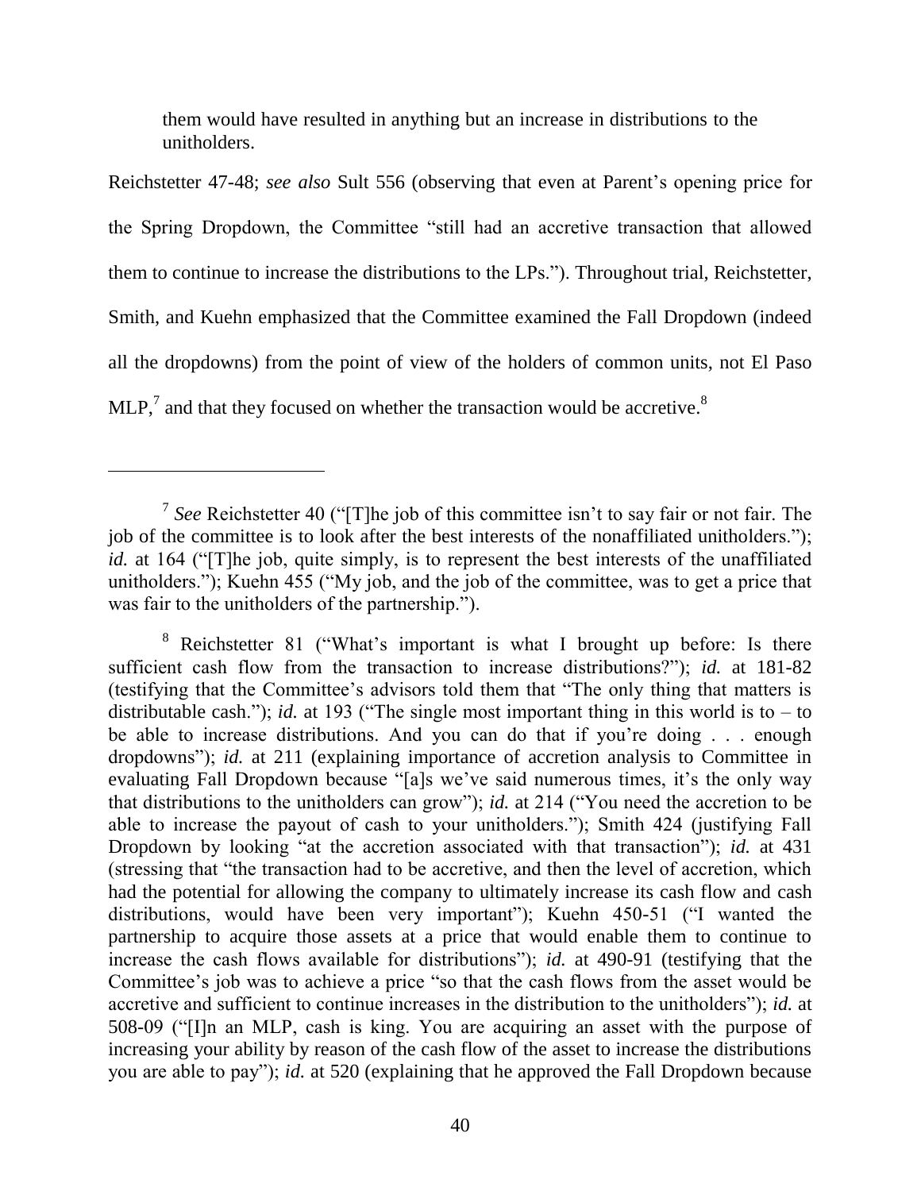them would have resulted in anything but an increase in distributions to the unitholders.

Reichstetter 47-48; *see also* Sult 556 (observing that even at Parent's opening price for the Spring Dropdown, the Committee "still had an accretive transaction that allowed them to continue to increase the distributions to the LPs."). Throughout trial, Reichstetter, Smith, and Kuehn emphasized that the Committee examined the Fall Dropdown (indeed all the dropdowns) from the point of view of the holders of common units, not El Paso MLP,[7] and that they focused on whether the transaction would be accretive.[8]

---

[7] *See* Reichstetter 40 ("[T]he job of this committee isn't to say fair or not fair. The job of the committee is to look after the best interests of the nonaffiliated unitholders."); *id.* at 164 ("[T]he job, quite simply, is to represent the best interests of the unaffiliated unitholders."); Kuehn 455 ("My job, and the job of the committee, was to get a price that was fair to the unitholders of the partnership.").

[8] Reichstetter 81 ("What's important is what I brought up before: Is there sufficient cash flow from the transaction to increase distributions?"); *id.* at 181-82 (testifying that the Committee's advisors told them that "The only thing that matters is distributable cash."); *id.* at 193 ("The single most important thing in this world is to – to be able to increase distributions. And you can do that if you're doing . . . enough dropdowns"); *id.* at 211 (explaining importance of accretion analysis to Committee in evaluating Fall Dropdown because "[a]s we've said numerous times, it's the only way that distributions to the unitholders can grow"); *id.* at 214 ("You need the accretion to be able to increase the payout of cash to your unitholders."); Smith 424 (justifying Fall Dropdown by looking "at the accretion associated with that transaction"); *id.* at 431 (stressing that "the transaction had to be accretive, and then the level of accretion, which had the potential for allowing the company to ultimately increase its cash flow and cash distributions, would have been very important"); Kuehn 450-51 ("I wanted the partnership to acquire those assets at a price that would enable them to continue to increase the cash flows available for distributions"); *id.* at 490-91 (testifying that the Committee's job was to achieve a price "so that the cash flows from the asset would be accretive and sufficient to continue increases in the distribution to the unitholders"); *id.* at 508-09 ("[I]n an MLP, cash is king. You are acquiring an asset with the purpose of increasing your ability by reason of the cash flow of the asset to increase the distributions you are able to pay"); *id.* at 520 (explaining that he approved the Fall Dropdown because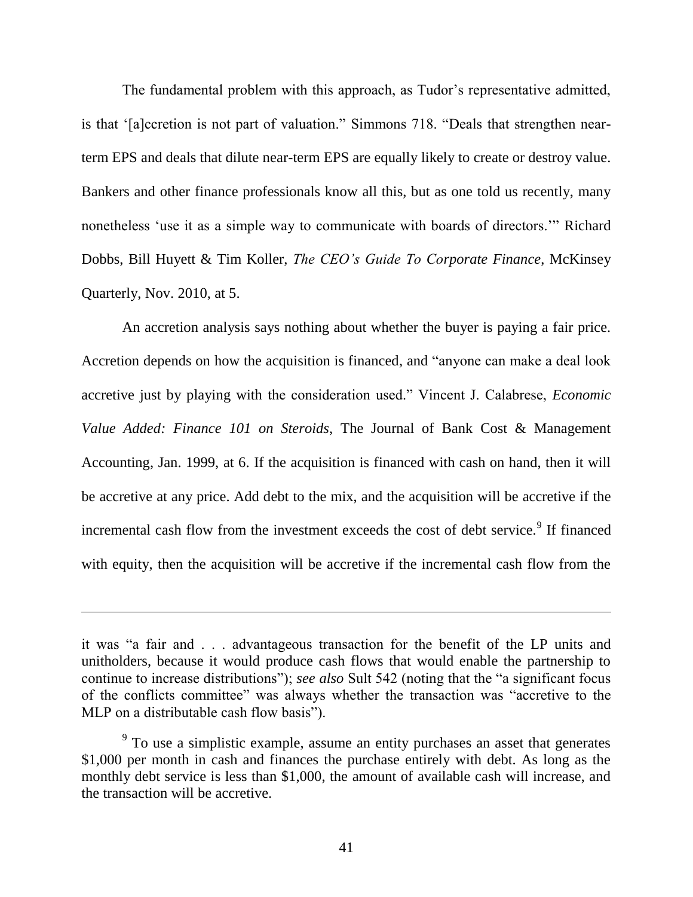The fundamental problem with this approach, as Tudor's representative admitted, is that '[a]ccretion is not part of valuation." Simmons 718. "Deals that strengthen near-term EPS and deals that dilute near-term EPS are equally likely to create or destroy value. Bankers and other finance professionals know all this, but as one told us recently, many nonetheless 'use it as a simple way to communicate with boards of directors.'" Richard Dobbs, Bill Huyett & Tim Koller, *The CEO's Guide To Corporate Finance*, McKinsey Quarterly, Nov. 2010, at 5.

An accretion analysis says nothing about whether the buyer is paying a fair price. Accretion depends on how the acquisition is financed, and "anyone can make a deal look accretive just by playing with the consideration used." Vincent J. Calabrese, *Economic Value Added: Finance 101 on Steroids*, The Journal of Bank Cost & Management Accounting, Jan. 1999, at 6. If the acquisition is financed with cash on hand, then it will be accretive at any price. Add debt to the mix, and the acquisition will be accretive if the incremental cash flow from the investment exceeds the cost of debt service.[9] If financed with equity, then the acquisition will be accretive if the incremental cash flow from the

---

it was "a fair and . . . advantageous transaction for the benefit of the LP units and unitholders, because it would produce cash flows that would enable the partnership to continue to increase distributions"); *see also* Sult 542 (noting that the "a significant focus of the conflicts committee" was always whether the transaction was "accretive to the MLP on a distributable cash flow basis").

[9] To use a simplistic example, assume an entity purchases an asset that generates \$1,000 per month in cash and finances the purchase entirely with debt. As long as the monthly debt service is less than \$1,000, the amount of available cash will increase, and the transaction will be accretive.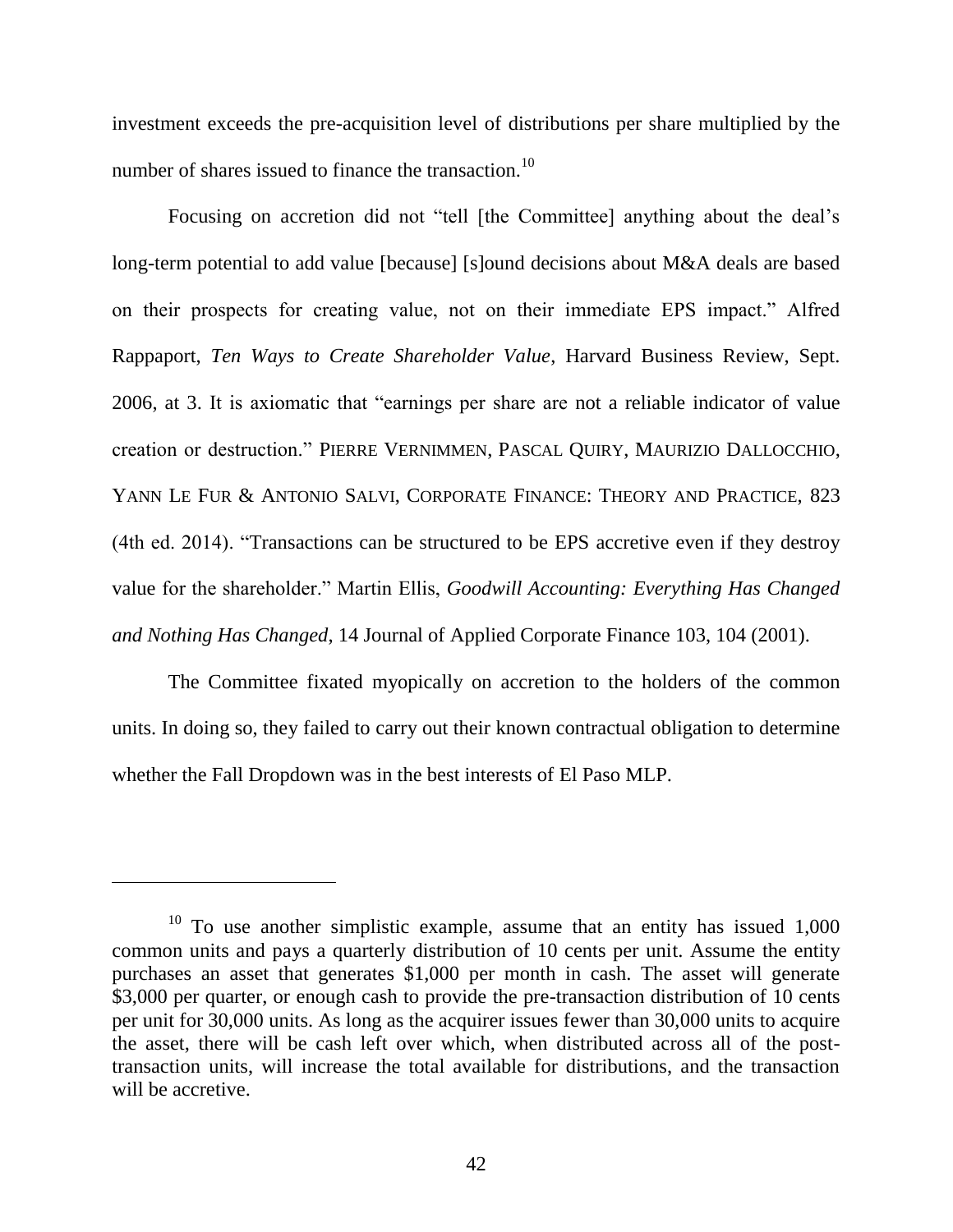investment exceeds the pre-acquisition level of distributions per share multiplied by the number of shares issued to finance the transaction.[10]

Focusing on accretion did not "tell [the Committee] anything about the deal's long-term potential to add value [because] [s]ound decisions about M&A deals are based on their prospects for creating value, not on their immediate EPS impact." Alfred Rappaport, *Ten Ways to Create Shareholder Value*, Harvard Business Review, Sept. 2006, at 3. It is axiomatic that "earnings per share are not a reliable indicator of value creation or destruction." PIERRE VERNIMMEN, PASCAL QUIRY, MAURIZIO DALLOCCHIO, YANN LE FUR & ANTONIO SALVI, CORPORATE FINANCE: THEORY AND PRACTICE, 823 (4th ed. 2014). "Transactions can be structured to be EPS accretive even if they destroy value for the shareholder." Martin Ellis, *Goodwill Accounting: Everything Has Changed and Nothing Has Changed*, 14 Journal of Applied Corporate Finance 103, 104 (2001).

The Committee fixated myopically on accretion to the holders of the common units. In doing so, they failed to carry out their known contractual obligation to determine whether the Fall Dropdown was in the best interests of El Paso MLP.

---

[10] To use another simplistic example, assume that an entity has issued 1,000 common units and pays a quarterly distribution of 10 cents per unit. Assume the entity purchases an asset that generates $1,000 per month in cash. The asset will generate $3,000 per quarter, or enough cash to provide the pre-transaction distribution of 10 cents per unit for 30,000 units. As long as the acquirer issues fewer than 30,000 units to acquire the asset, there will be cash left over which, when distributed across all of the post-transaction units, will increase the total available for distributions, and the transaction will be accretive.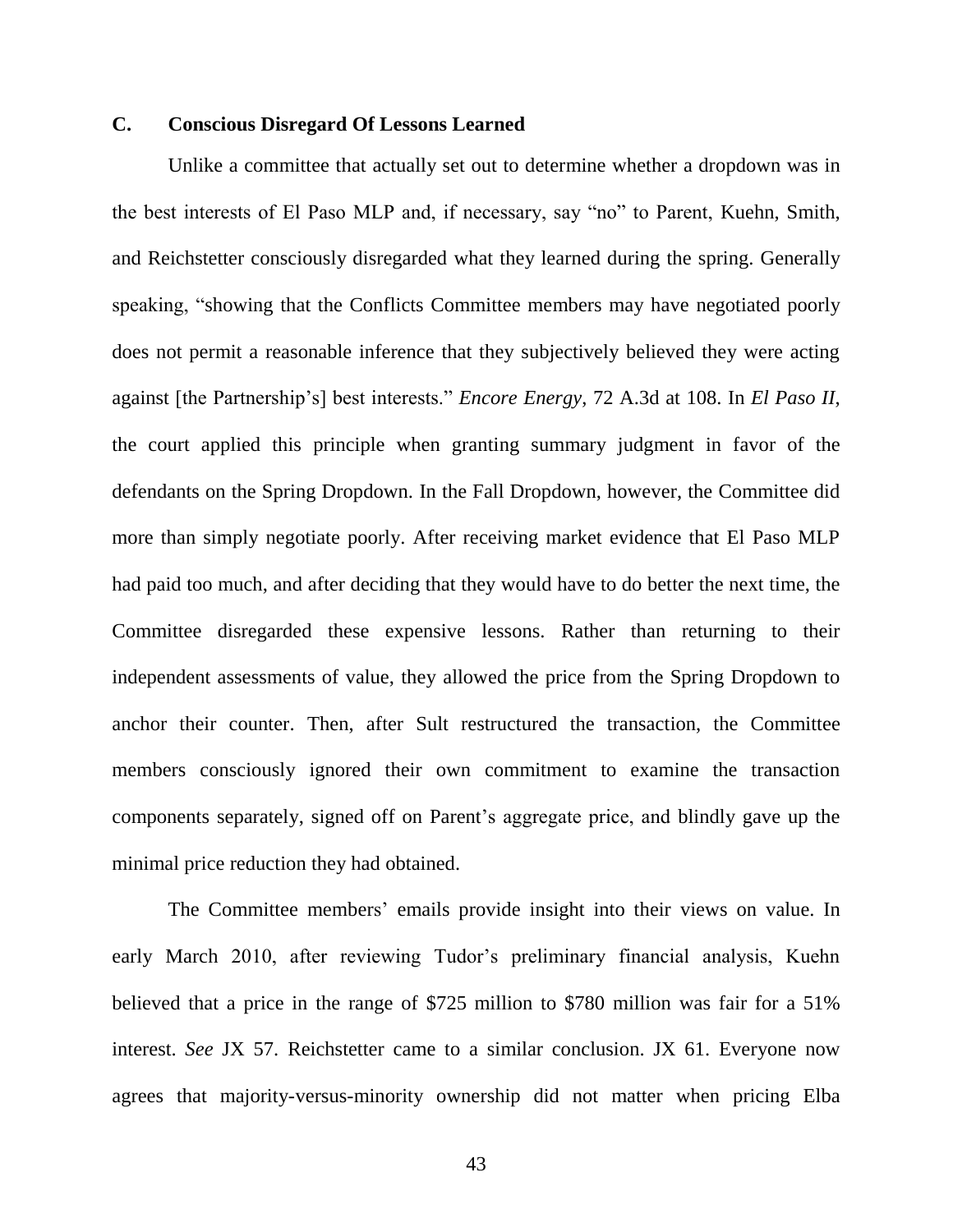### C. Conscious Disregard Of Lessons Learned

Unlike a committee that actually set out to determine whether a dropdown was in the best interests of El Paso MLP and, if necessary, say "no" to Parent, Kuehn, Smith, and Reichstetter consciously disregarded what they learned during the spring. Generally speaking, "showing that the Conflicts Committee members may have negotiated poorly does not permit a reasonable inference that they subjectively believed they were acting against [the Partnership's] best interests." *Encore Energy*, 72 A.3d at 108. In *El Paso II*, the court applied this principle when granting summary judgment in favor of the defendants on the Spring Dropdown. In the Fall Dropdown, however, the Committee did more than simply negotiate poorly. After receiving market evidence that El Paso MLP had paid too much, and after deciding that they would have to do better the next time, the Committee disregarded these expensive lessons. Rather than returning to their independent assessments of value, they allowed the price from the Spring Dropdown to anchor their counter. Then, after Sult restructured the transaction, the Committee members consciously ignored their own commitment to examine the transaction components separately, signed off on Parent's aggregate price, and blindly gave up the minimal price reduction they had obtained.

The Committee members' emails provide insight into their views on value. In early March 2010, after reviewing Tudor's preliminary financial analysis, Kuehn believed that a price in the range of $725 million to $780 million was fair for a 51% interest. *See* JX 57. Reichstetter came to a similar conclusion. JX 61. Everyone now agrees that majority-versus-minority ownership did not matter when pricing Elba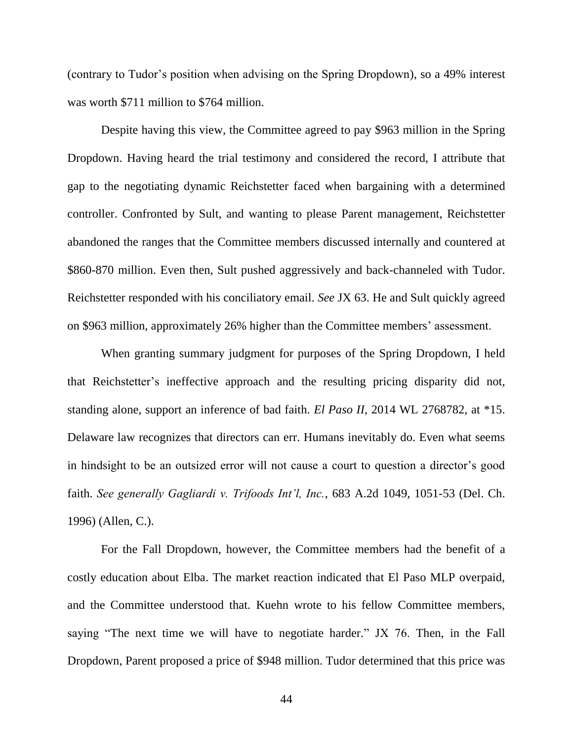(contrary to Tudor's position when advising on the Spring Dropdown), so a 49% interest was worth $711 million to $764 million.

Despite having this view, the Committee agreed to pay $963 million in the Spring Dropdown. Having heard the trial testimony and considered the record, I attribute that gap to the negotiating dynamic Reichstetter faced when bargaining with a determined controller. Confronted by Sult, and wanting to please Parent management, Reichstetter abandoned the ranges that the Committee members discussed internally and countered at $860-870 million. Even then, Sult pushed aggressively and back-channeled with Tudor. Reichstetter responded with his conciliatory email. *See* JX 63. He and Sult quickly agreed on $963 million, approximately 26% higher than the Committee members' assessment.

When granting summary judgment for purposes of the Spring Dropdown, I held that Reichstetter's ineffective approach and the resulting pricing disparity did not, standing alone, support an inference of bad faith. *El Paso II*, 2014 WL 2768782, at *15. Delaware law recognizes that directors can err. Humans inevitably do. Even what seems in hindsight to be an outsized error will not cause a court to question a director's good faith. *See generally Gagliardi v. Trifoods Int'l, Inc.*, 683 A.2d 1049, 1051-53 (Del. Ch. 1996) (Allen, C.).

For the Fall Dropdown, however, the Committee members had the benefit of a costly education about Elba. The market reaction indicated that El Paso MLP overpaid, and the Committee understood that. Kuehn wrote to his fellow Committee members, saying "The next time we will have to negotiate harder." JX 76. Then, in the Fall Dropdown, Parent proposed a price of $948 million. Tudor determined that this price was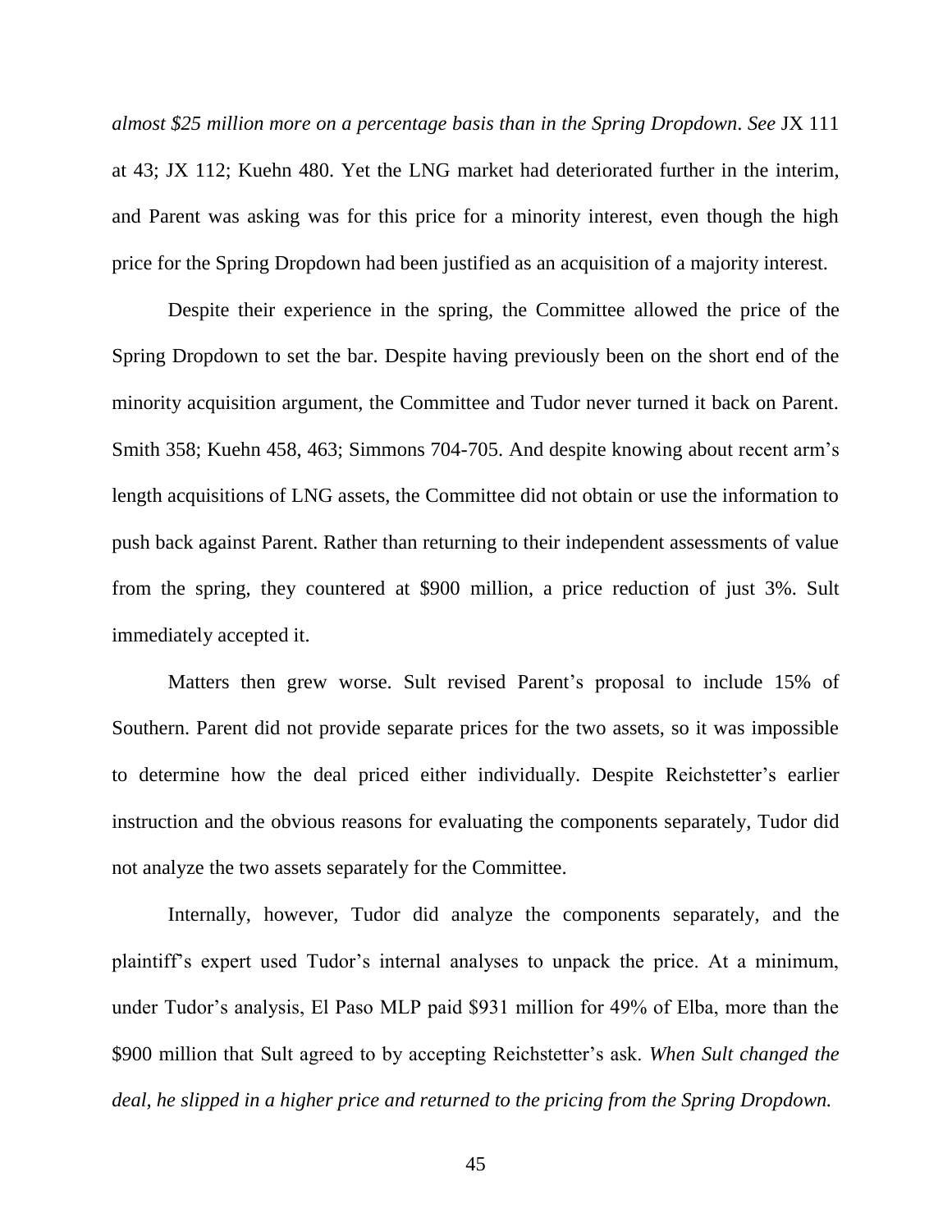*almost $25 million more on a percentage basis than in the Spring Dropdown*. *See* JX 111 at 43; JX 112; Kuehn 480. Yet the LNG market had deteriorated further in the interim, and Parent was asking was for this price for a minority interest, even though the high price for the Spring Dropdown had been justified as an acquisition of a majority interest.

Despite their experience in the spring, the Committee allowed the price of the Spring Dropdown to set the bar. Despite having previously been on the short end of the minority acquisition argument, the Committee and Tudor never turned it back on Parent. Smith 358; Kuehn 458, 463; Simmons 704-705. And despite knowing about recent arm's length acquisitions of LNG assets, the Committee did not obtain or use the information to push back against Parent. Rather than returning to their independent assessments of value from the spring, they countered at $900 million, a price reduction of just 3%. Sult immediately accepted it.

Matters then grew worse. Sult revised Parent's proposal to include 15% of Southern. Parent did not provide separate prices for the two assets, so it was impossible to determine how the deal priced either individually. Despite Reichstetter's earlier instruction and the obvious reasons for evaluating the components separately, Tudor did not analyze the two assets separately for the Committee.

Internally, however, Tudor did analyze the components separately, and the plaintiff's expert used Tudor's internal analyses to unpack the price. At a minimum, under Tudor's analysis, El Paso MLP paid $931 million for 49% of Elba, more than the $900 million that Sult agreed to by accepting Reichstetter's ask. *When Sult changed the deal, he slipped in a higher price and returned to the pricing from the Spring Dropdown.*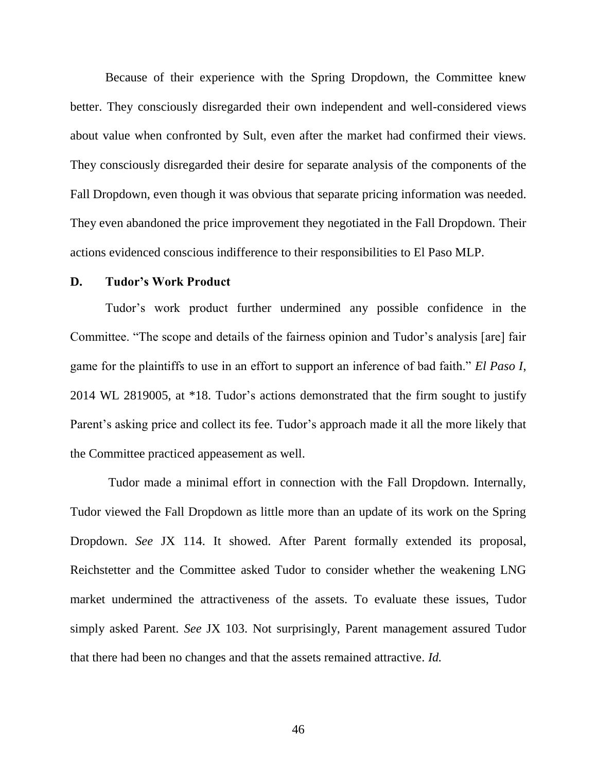Because of their experience with the Spring Dropdown, the Committee knew better. They consciously disregarded their own independent and well-considered views about value when confronted by Sult, even after the market had confirmed their views. They consciously disregarded their desire for separate analysis of the components of the Fall Dropdown, even though it was obvious that separate pricing information was needed. They even abandoned the price improvement they negotiated in the Fall Dropdown. Their actions evidenced conscious indifference to their responsibilities to El Paso MLP.

### D. Tudor's Work Product

Tudor's work product further undermined any possible confidence in the Committee. "The scope and details of the fairness opinion and Tudor's analysis [are] fair game for the plaintiffs to use in an effort to support an inference of bad faith." *El Paso I*, 2014 WL 2819005, at *18. Tudor's actions demonstrated that the firm sought to justify Parent's asking price and collect its fee. Tudor's approach made it all the more likely that the Committee practiced appeasement as well.

Tudor made a minimal effort in connection with the Fall Dropdown. Internally, Tudor viewed the Fall Dropdown as little more than an update of its work on the Spring Dropdown. *See* JX 114. It showed. After Parent formally extended its proposal, Reichstetter and the Committee asked Tudor to consider whether the weakening LNG market undermined the attractiveness of the assets. To evaluate these issues, Tudor simply asked Parent. *See* JX 103. Not surprisingly, Parent management assured Tudor that there had been no changes and that the assets remained attractive. *Id.*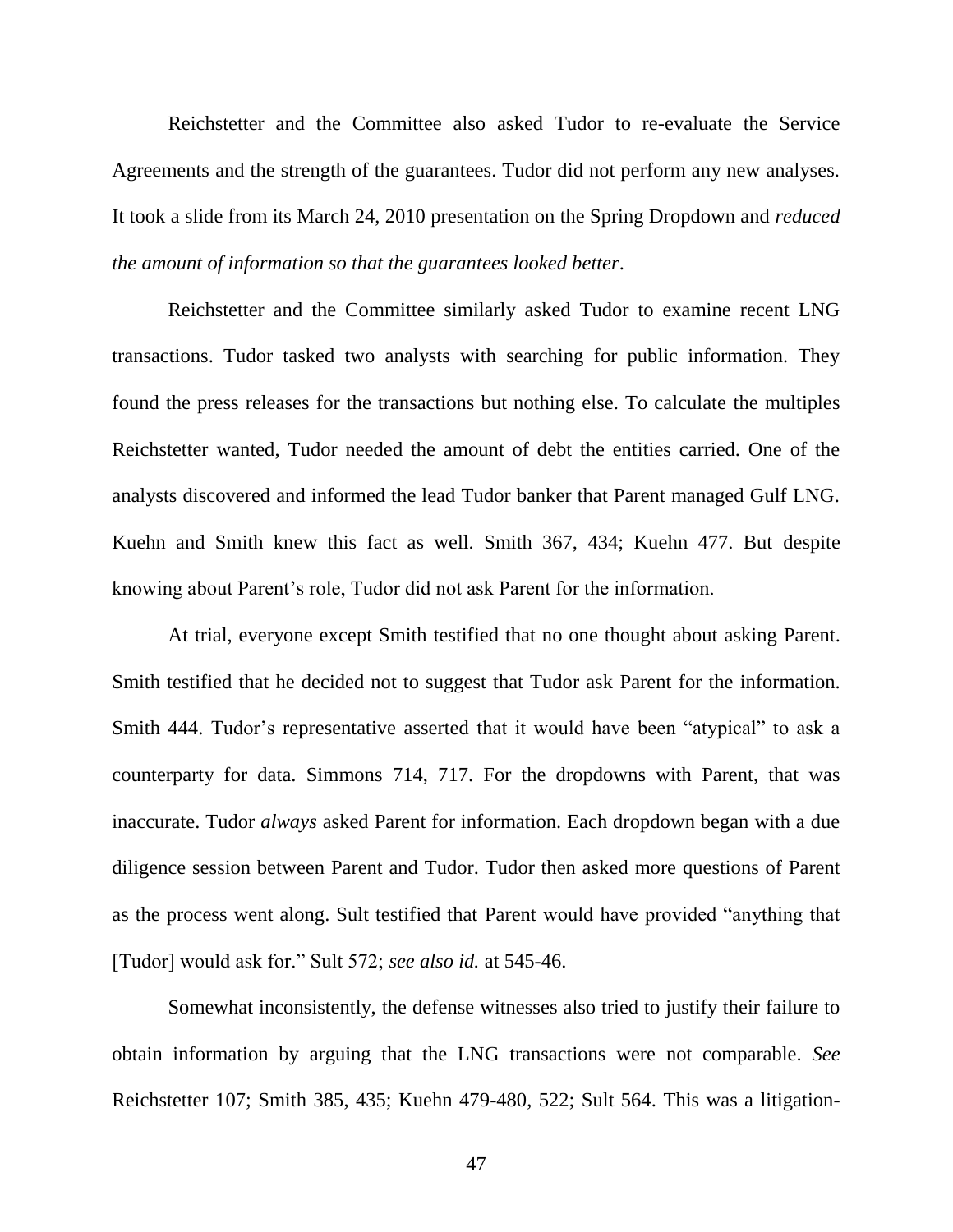Reichstetter and the Committee also asked Tudor to re-evaluate the Service Agreements and the strength of the guarantees. Tudor did not perform any new analyses. It took a slide from its March 24, 2010 presentation on the Spring Dropdown and *reduced the amount of information so that the guarantees looked better*.

Reichstetter and the Committee similarly asked Tudor to examine recent LNG transactions. Tudor tasked two analysts with searching for public information. They found the press releases for the transactions but nothing else. To calculate the multiples Reichstetter wanted, Tudor needed the amount of debt the entities carried. One of the analysts discovered and informed the lead Tudor banker that Parent managed Gulf LNG. Kuehn and Smith knew this fact as well. Smith 367, 434; Kuehn 477. But despite knowing about Parent's role, Tudor did not ask Parent for the information.

At trial, everyone except Smith testified that no one thought about asking Parent. Smith testified that he decided not to suggest that Tudor ask Parent for the information. Smith 444. Tudor's representative asserted that it would have been "atypical" to ask a counterparty for data. Simmons 714, 717. For the dropdowns with Parent, that was inaccurate. Tudor *always* asked Parent for information. Each dropdown began with a due diligence session between Parent and Tudor. Tudor then asked more questions of Parent as the process went along. Sult testified that Parent would have provided "anything that [Tudor] would ask for." Sult 572; *see also id.* at 545-46.

Somewhat inconsistently, the defense witnesses also tried to justify their failure to obtain information by arguing that the LNG transactions were not comparable. *See* Reichstetter 107; Smith 385, 435; Kuehn 479-480, 522; Sult 564. This was a litigation-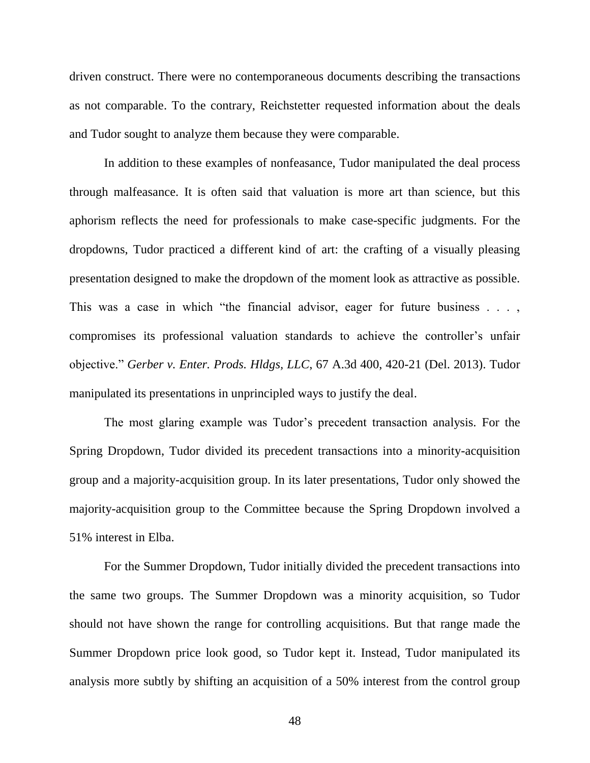driven construct. There were no contemporaneous documents describing the transactions as not comparable. To the contrary, Reichstetter requested information about the deals and Tudor sought to analyze them because they were comparable.

In addition to these examples of nonfeasance, Tudor manipulated the deal process through malfeasance. It is often said that valuation is more art than science, but this aphorism reflects the need for professionals to make case-specific judgments. For the dropdowns, Tudor practiced a different kind of art: the crafting of a visually pleasing presentation designed to make the dropdown of the moment look as attractive as possible. This was a case in which "the financial advisor, eager for future business . . . , compromises its professional valuation standards to achieve the controller's unfair objective." *Gerber v. Enter. Prods. Hldgs, LLC*, 67 A.3d 400, 420-21 (Del. 2013). Tudor manipulated its presentations in unprincipled ways to justify the deal.

The most glaring example was Tudor's precedent transaction analysis. For the Spring Dropdown, Tudor divided its precedent transactions into a minority-acquisition group and a majority-acquisition group. In its later presentations, Tudor only showed the majority-acquisition group to the Committee because the Spring Dropdown involved a 51% interest in Elba.

For the Summer Dropdown, Tudor initially divided the precedent transactions into the same two groups. The Summer Dropdown was a minority acquisition, so Tudor should not have shown the range for controlling acquisitions. But that range made the Summer Dropdown price look good, so Tudor kept it. Instead, Tudor manipulated its analysis more subtly by shifting an acquisition of a 50% interest from the control group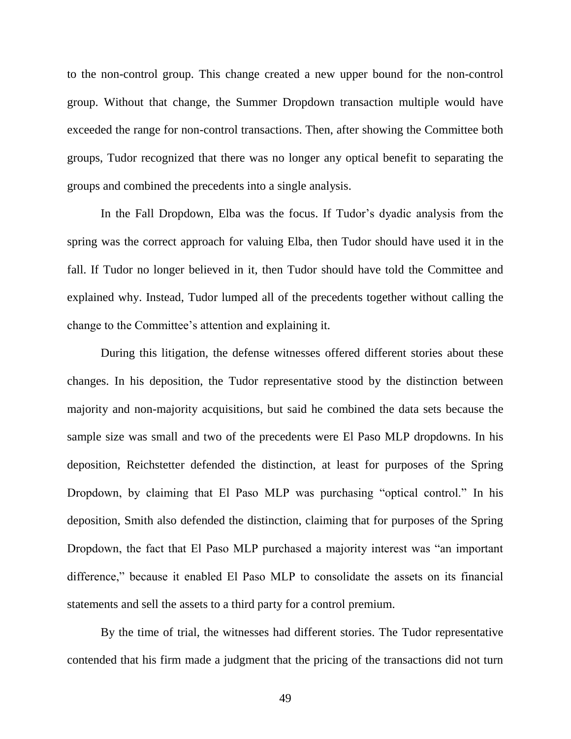to the non-control group. This change created a new upper bound for the non-control group. Without that change, the Summer Dropdown transaction multiple would have exceeded the range for non-control transactions. Then, after showing the Committee both groups, Tudor recognized that there was no longer any optical benefit to separating the groups and combined the precedents into a single analysis.

In the Fall Dropdown, Elba was the focus. If Tudor's dyadic analysis from the spring was the correct approach for valuing Elba, then Tudor should have used it in the fall. If Tudor no longer believed in it, then Tudor should have told the Committee and explained why. Instead, Tudor lumped all of the precedents together without calling the change to the Committee's attention and explaining it.

During this litigation, the defense witnesses offered different stories about these changes. In his deposition, the Tudor representative stood by the distinction between majority and non-majority acquisitions, but said he combined the data sets because the sample size was small and two of the precedents were El Paso MLP dropdowns. In his deposition, Reichstetter defended the distinction, at least for purposes of the Spring Dropdown, by claiming that El Paso MLP was purchasing "optical control." In his deposition, Smith also defended the distinction, claiming that for purposes of the Spring Dropdown, the fact that El Paso MLP purchased a majority interest was "an important difference," because it enabled El Paso MLP to consolidate the assets on its financial statements and sell the assets to a third party for a control premium.

By the time of trial, the witnesses had different stories. The Tudor representative contended that his firm made a judgment that the pricing of the transactions did not turn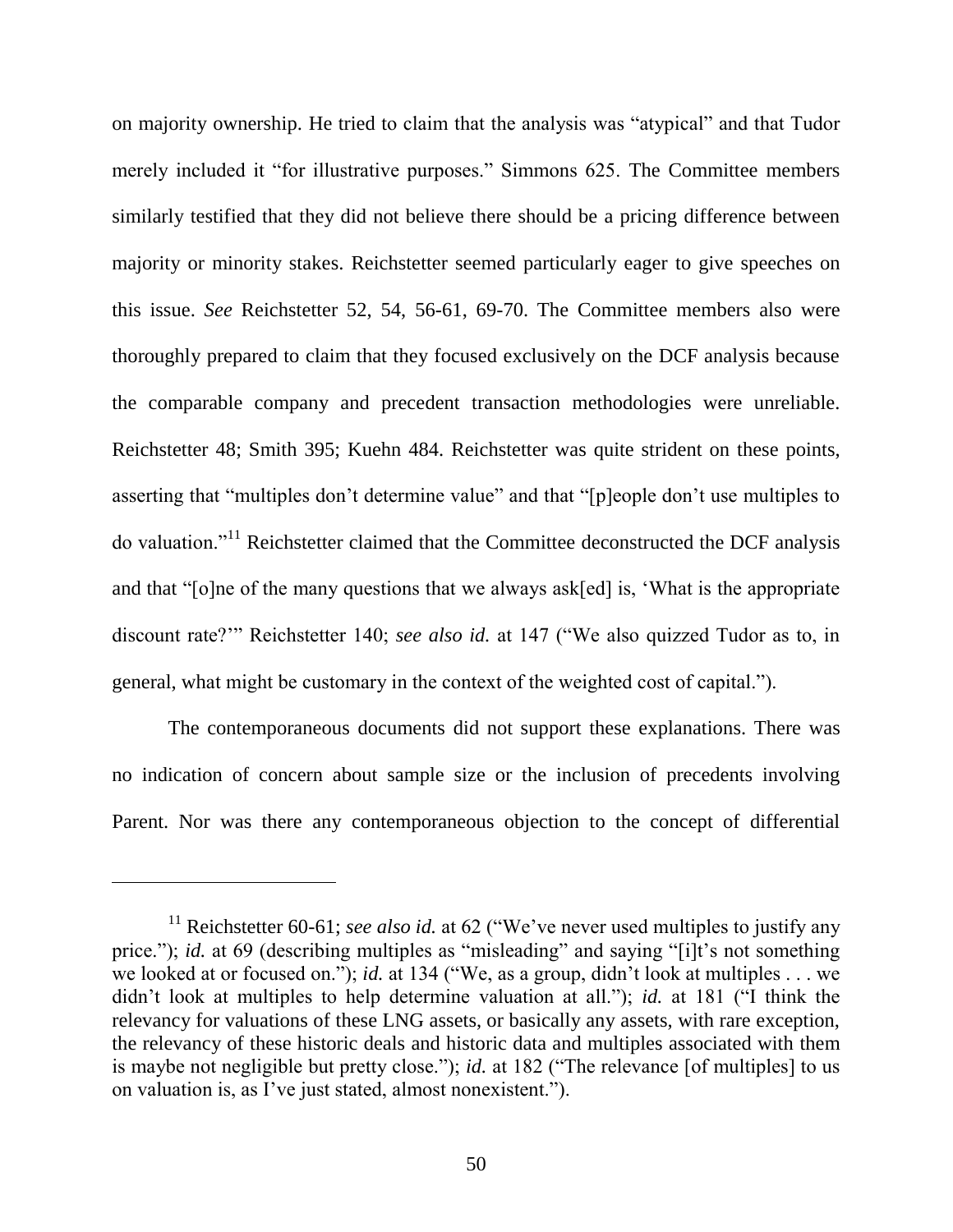on majority ownership. He tried to claim that the analysis was "atypical" and that Tudor merely included it "for illustrative purposes." Simmons 625. The Committee members similarly testified that they did not believe there should be a pricing difference between majority or minority stakes. Reichstetter seemed particularly eager to give speeches on this issue. *See* Reichstetter 52, 54, 56-61, 69-70. The Committee members also were thoroughly prepared to claim that they focused exclusively on the DCF analysis because the comparable company and precedent transaction methodologies were unreliable. Reichstetter 48; Smith 395; Kuehn 484. Reichstetter was quite strident on these points, asserting that "multiples don't determine value" and that "[p]eople don't use multiples to do valuation."[11] Reichstetter claimed that the Committee deconstructed the DCF analysis and that "[o]ne of the many questions that we always ask[ed] is, 'What is the appropriate discount rate?'" Reichstetter 140; *see also id.* at 147 ("We also quizzed Tudor as to, in general, what might be customary in the context of the weighted cost of capital.").

The contemporaneous documents did not support these explanations. There was no indication of concern about sample size or the inclusion of precedents involving Parent. Nor was there any contemporaneous objection to the concept of differential

---

[11] Reichstetter 60-61; *see also id.* at 62 ("We've never used multiples to justify any price."); *id.* at 69 (describing multiples as "misleading" and saying "[i]t's not something we looked at or focused on."); *id.* at 134 ("We, as a group, didn't look at multiples . . . we didn't look at multiples to help determine valuation at all."); *id.* at 181 ("I think the relevancy for valuations of these LNG assets, or basically any assets, with rare exception, the relevancy of these historic deals and historic data and multiples associated with them is maybe not negligible but pretty close."); *id.* at 182 ("The relevance [of multiples] to us on valuation is, as I've just stated, almost nonexistent.").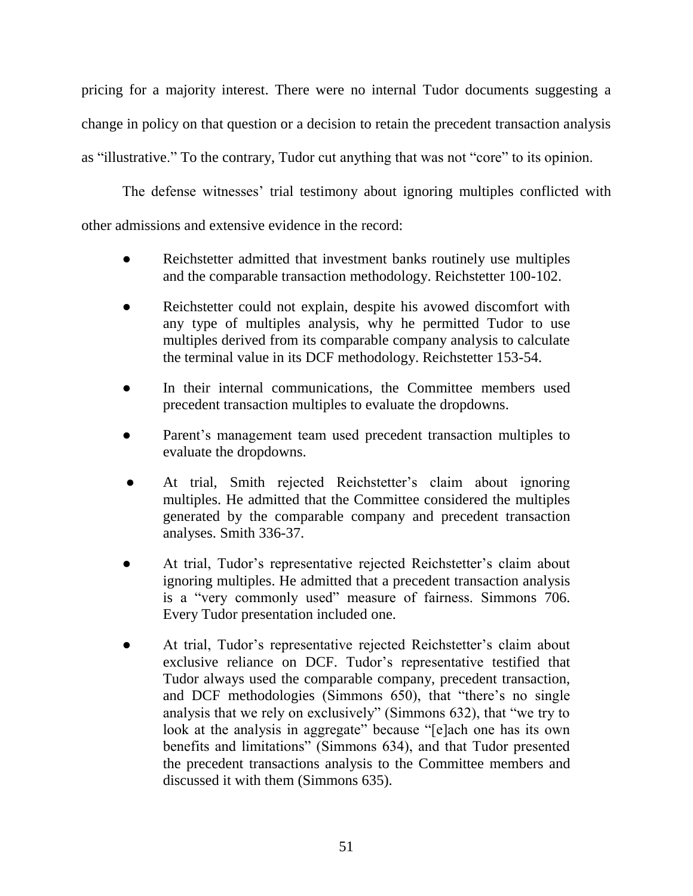pricing for a majority interest. There were no internal Tudor documents suggesting a change in policy on that question or a decision to retain the precedent transaction analysis as "illustrative." To the contrary, Tudor cut anything that was not "core" to its opinion.

The defense witnesses' trial testimony about ignoring multiples conflicted with other admissions and extensive evidence in the record:

- Reichstetter admitted that investment banks routinely use multiples and the comparable transaction methodology. Reichstetter 100-102.
- Reichstetter could not explain, despite his avowed discomfort with any type of multiples analysis, why he permitted Tudor to use multiples derived from its comparable company analysis to calculate the terminal value in its DCF methodology. Reichstetter 153-54.
- In their internal communications, the Committee members used precedent transaction multiples to evaluate the dropdowns.
- Parent's management team used precedent transaction multiples to evaluate the dropdowns.
- At trial, Smith rejected Reichstetter's claim about ignoring multiples. He admitted that the Committee considered the multiples generated by the comparable company and precedent transaction analyses. Smith 336-37.
- At trial, Tudor's representative rejected Reichstetter's claim about ignoring multiples. He admitted that a precedent transaction analysis is a "very commonly used" measure of fairness. Simmons 706. Every Tudor presentation included one.
- At trial, Tudor's representative rejected Reichstetter's claim about exclusive reliance on DCF. Tudor's representative testified that Tudor always used the comparable company, precedent transaction, and DCF methodologies (Simmons 650), that "there's no single analysis that we rely on exclusively" (Simmons 632), that "we try to look at the analysis in aggregate" because "[e]ach one has its own benefits and limitations" (Simmons 634), and that Tudor presented the precedent transactions analysis to the Committee members and discussed it with them (Simmons 635).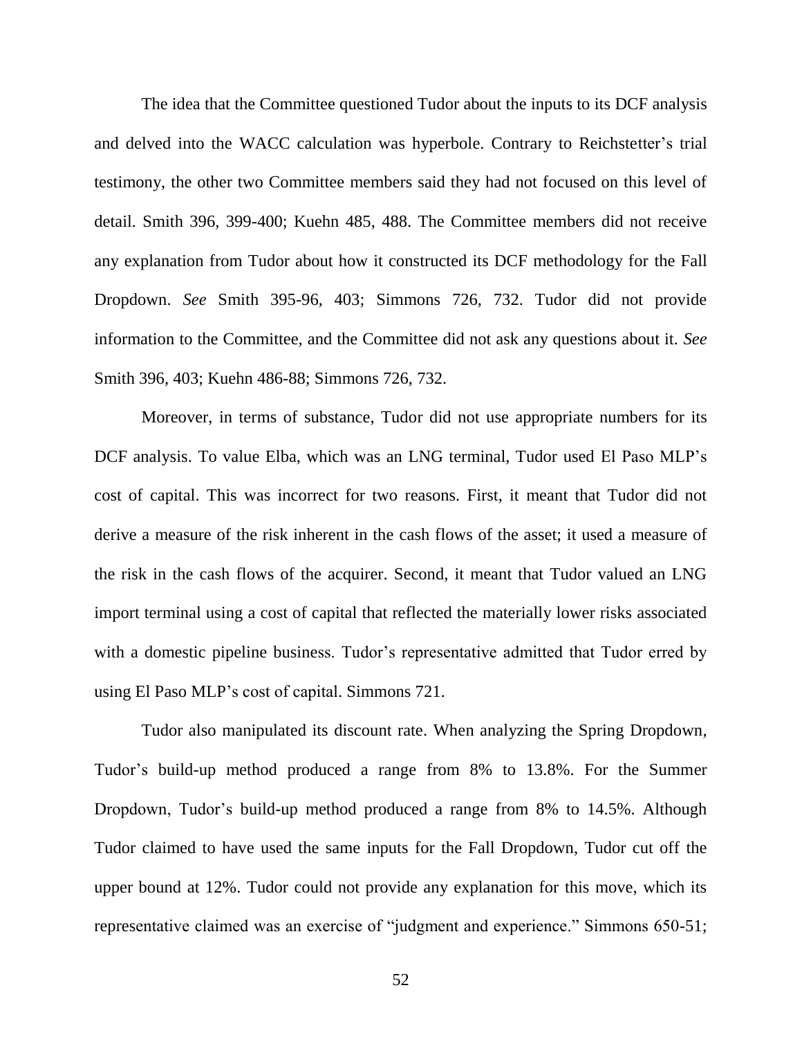The idea that the Committee questioned Tudor about the inputs to its DCF analysis and delved into the WACC calculation was hyperbole. Contrary to Reichstetter's trial testimony, the other two Committee members said they had not focused on this level of detail. Smith 396, 399-400; Kuehn 485, 488. The Committee members did not receive any explanation from Tudor about how it constructed its DCF methodology for the Fall Dropdown. *See* Smith 395-96, 403; Simmons 726, 732. Tudor did not provide information to the Committee, and the Committee did not ask any questions about it. *See* Smith 396, 403; Kuehn 486-88; Simmons 726, 732.

Moreover, in terms of substance, Tudor did not use appropriate numbers for its DCF analysis. To value Elba, which was an LNG terminal, Tudor used El Paso MLP's cost of capital. This was incorrect for two reasons. First, it meant that Tudor did not derive a measure of the risk inherent in the cash flows of the asset; it used a measure of the risk in the cash flows of the acquirer. Second, it meant that Tudor valued an LNG import terminal using a cost of capital that reflected the materially lower risks associated with a domestic pipeline business. Tudor's representative admitted that Tudor erred by using El Paso MLP's cost of capital. Simmons 721.

Tudor also manipulated its discount rate. When analyzing the Spring Dropdown, Tudor's build-up method produced a range from 8% to 13.8%. For the Summer Dropdown, Tudor's build-up method produced a range from 8% to 14.5%. Although Tudor claimed to have used the same inputs for the Fall Dropdown, Tudor cut off the upper bound at 12%. Tudor could not provide any explanation for this move, which its representative claimed was an exercise of "judgment and experience." Simmons 650-51;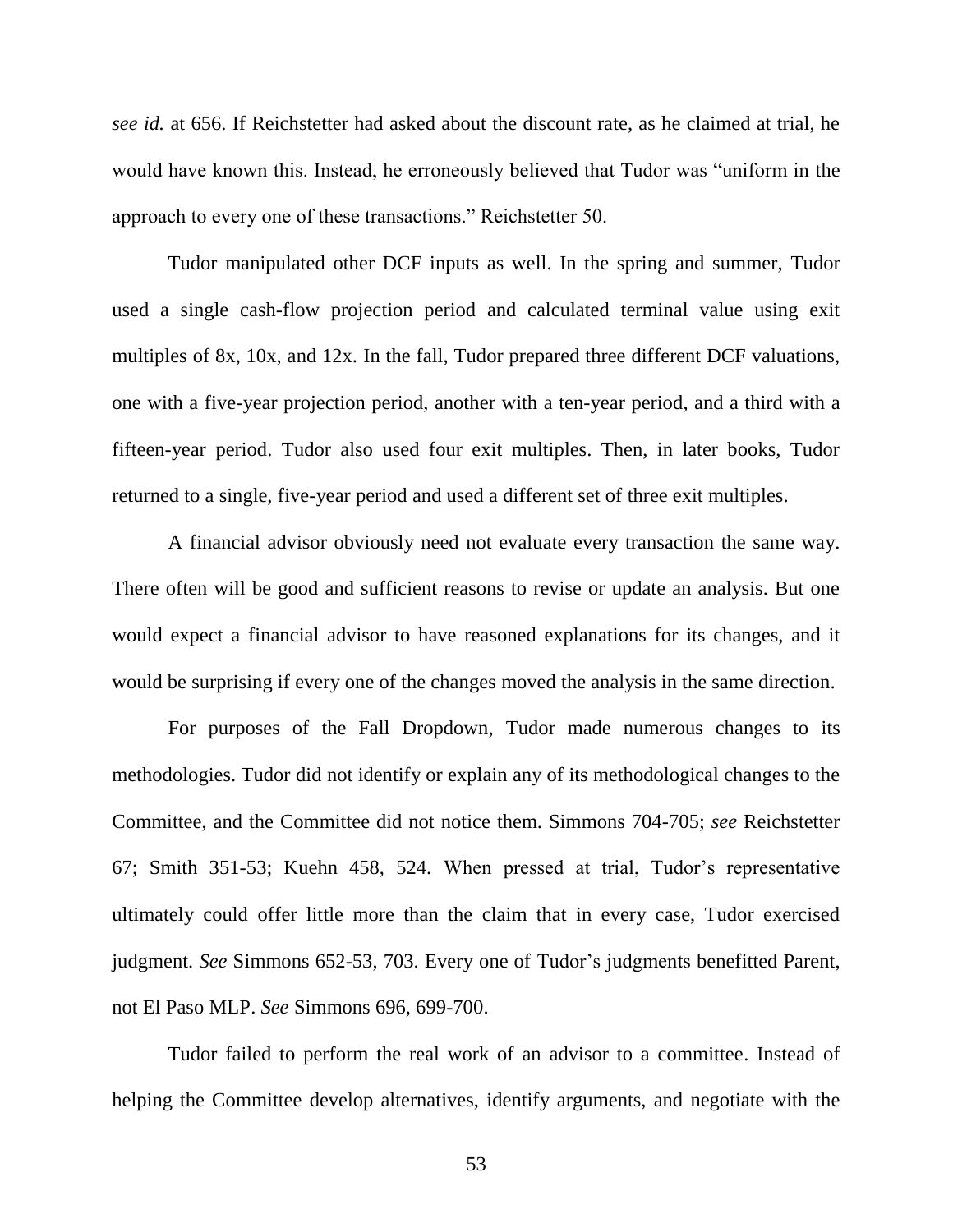*see id.* at 656. If Reichstetter had asked about the discount rate, as he claimed at trial, he would have known this. Instead, he erroneously believed that Tudor was "uniform in the approach to every one of these transactions." Reichstetter 50.

Tudor manipulated other DCF inputs as well. In the spring and summer, Tudor used a single cash-flow projection period and calculated terminal value using exit multiples of 8x, 10x, and 12x. In the fall, Tudor prepared three different DCF valuations, one with a five-year projection period, another with a ten-year period, and a third with a fifteen-year period. Tudor also used four exit multiples. Then, in later books, Tudor returned to a single, five-year period and used a different set of three exit multiples.

A financial advisor obviously need not evaluate every transaction the same way. There often will be good and sufficient reasons to revise or update an analysis. But one would expect a financial advisor to have reasoned explanations for its changes, and it would be surprising if every one of the changes moved the analysis in the same direction.

For purposes of the Fall Dropdown, Tudor made numerous changes to its methodologies. Tudor did not identify or explain any of its methodological changes to the Committee, and the Committee did not notice them. Simmons 704-705; *see* Reichstetter 67; Smith 351-53; Kuehn 458, 524. When pressed at trial, Tudor's representative ultimately could offer little more than the claim that in every case, Tudor exercised judgment. *See* Simmons 652-53, 703. Every one of Tudor's judgments benefitted Parent, not El Paso MLP. *See* Simmons 696, 699-700.

Tudor failed to perform the real work of an advisor to a committee. Instead of helping the Committee develop alternatives, identify arguments, and negotiate with the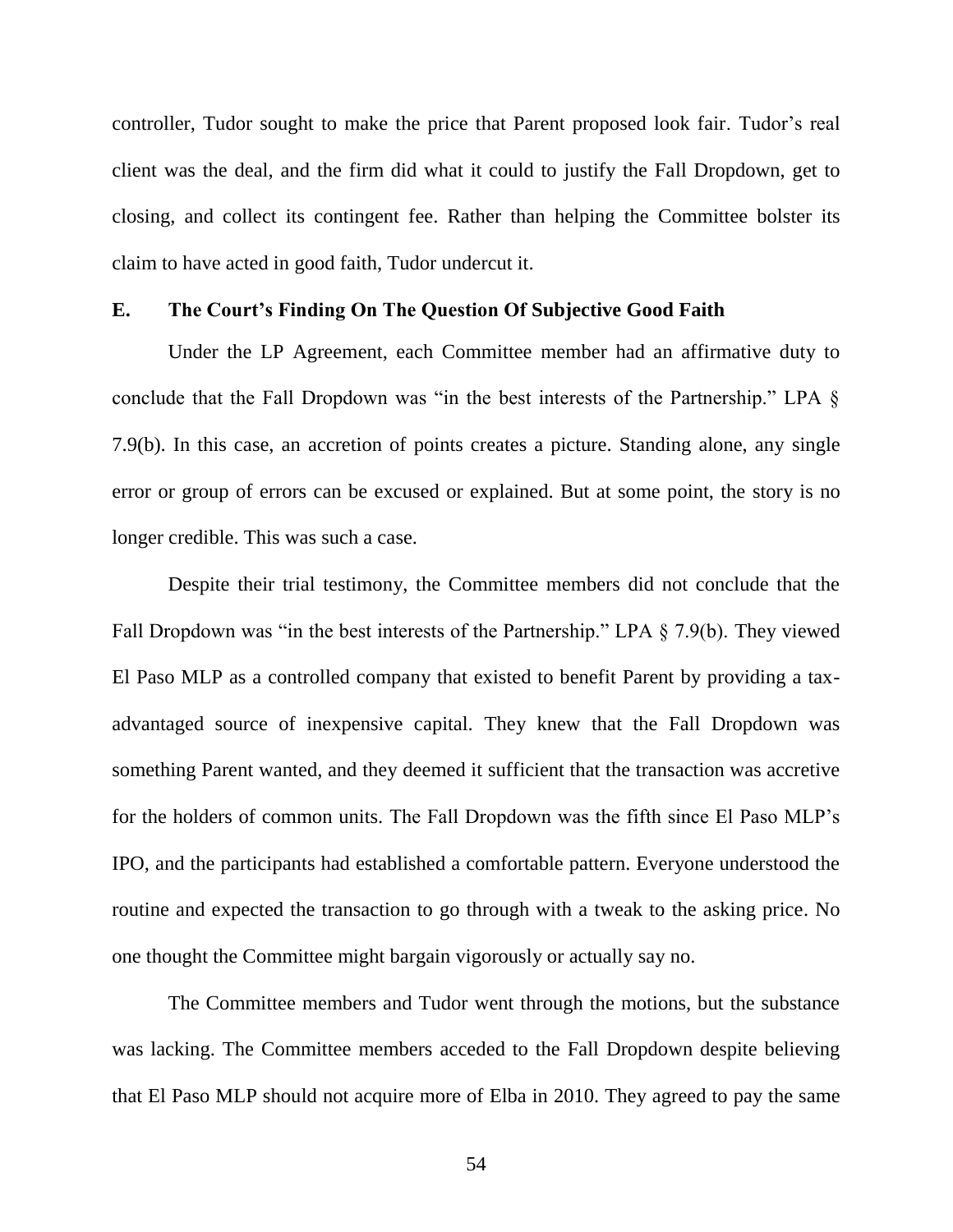controller, Tudor sought to make the price that Parent proposed look fair. Tudor's real client was the deal, and the firm did what it could to justify the Fall Dropdown, get to closing, and collect its contingent fee. Rather than helping the Committee bolster its claim to have acted in good faith, Tudor undercut it.

### E. The Court's Finding On The Question Of Subjective Good Faith

Under the LP Agreement, each Committee member had an affirmative duty to conclude that the Fall Dropdown was "in the best interests of the Partnership." LPA § 7.9(b). In this case, an accretion of points creates a picture. Standing alone, any single error or group of errors can be excused or explained. But at some point, the story is no longer credible. This was such a case.

Despite their trial testimony, the Committee members did not conclude that the Fall Dropdown was "in the best interests of the Partnership." LPA § 7.9(b). They viewed El Paso MLP as a controlled company that existed to benefit Parent by providing a tax-advantaged source of inexpensive capital. They knew that the Fall Dropdown was something Parent wanted, and they deemed it sufficient that the transaction was accretive for the holders of common units. The Fall Dropdown was the fifth since El Paso MLP's IPO, and the participants had established a comfortable pattern. Everyone understood the routine and expected the transaction to go through with a tweak to the asking price. No one thought the Committee might bargain vigorously or actually say no.

The Committee members and Tudor went through the motions, but the substance was lacking. The Committee members acceded to the Fall Dropdown despite believing that El Paso MLP should not acquire more of Elba in 2010. They agreed to pay the same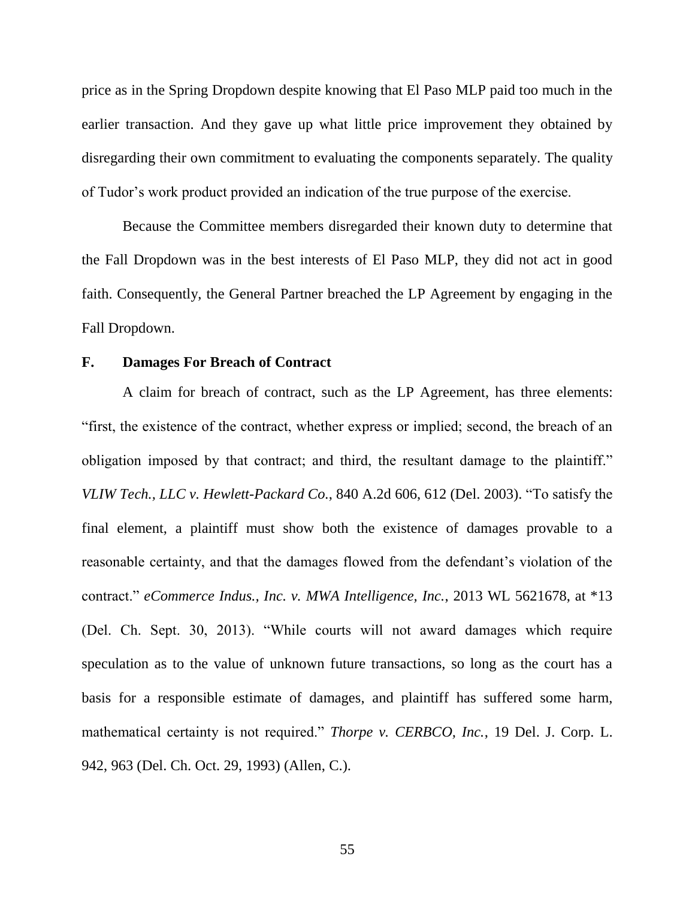price as in the Spring Dropdown despite knowing that El Paso MLP paid too much in the earlier transaction. And they gave up what little price improvement they obtained by disregarding their own commitment to evaluating the components separately. The quality of Tudor's work product provided an indication of the true purpose of the exercise.

Because the Committee members disregarded their known duty to determine that the Fall Dropdown was in the best interests of El Paso MLP, they did not act in good faith. Consequently, the General Partner breached the LP Agreement by engaging in the Fall Dropdown.

## F. Damages For Breach of Contract

A claim for breach of contract, such as the LP Agreement, has three elements: "first, the existence of the contract, whether express or implied; second, the breach of an obligation imposed by that contract; and third, the resultant damage to the plaintiff." *VLIW Tech., LLC v. Hewlett-Packard Co.*, 840 A.2d 606, 612 (Del. 2003). "To satisfy the final element, a plaintiff must show both the existence of damages provable to a reasonable certainty, and that the damages flowed from the defendant's violation of the contract." *eCommerce Indus., Inc. v. MWA Intelligence, Inc.*, 2013 WL 5621678, at *13 (Del. Ch. Sept. 30, 2013). "While courts will not award damages which require speculation as to the value of unknown future transactions, so long as the court has a basis for a responsible estimate of damages, and plaintiff has suffered some harm, mathematical certainty is not required." *Thorpe v. CERBCO, Inc.*, 19 Del. J. Corp. L. 942, 963 (Del. Ch. Oct. 29, 1993) (Allen, C.).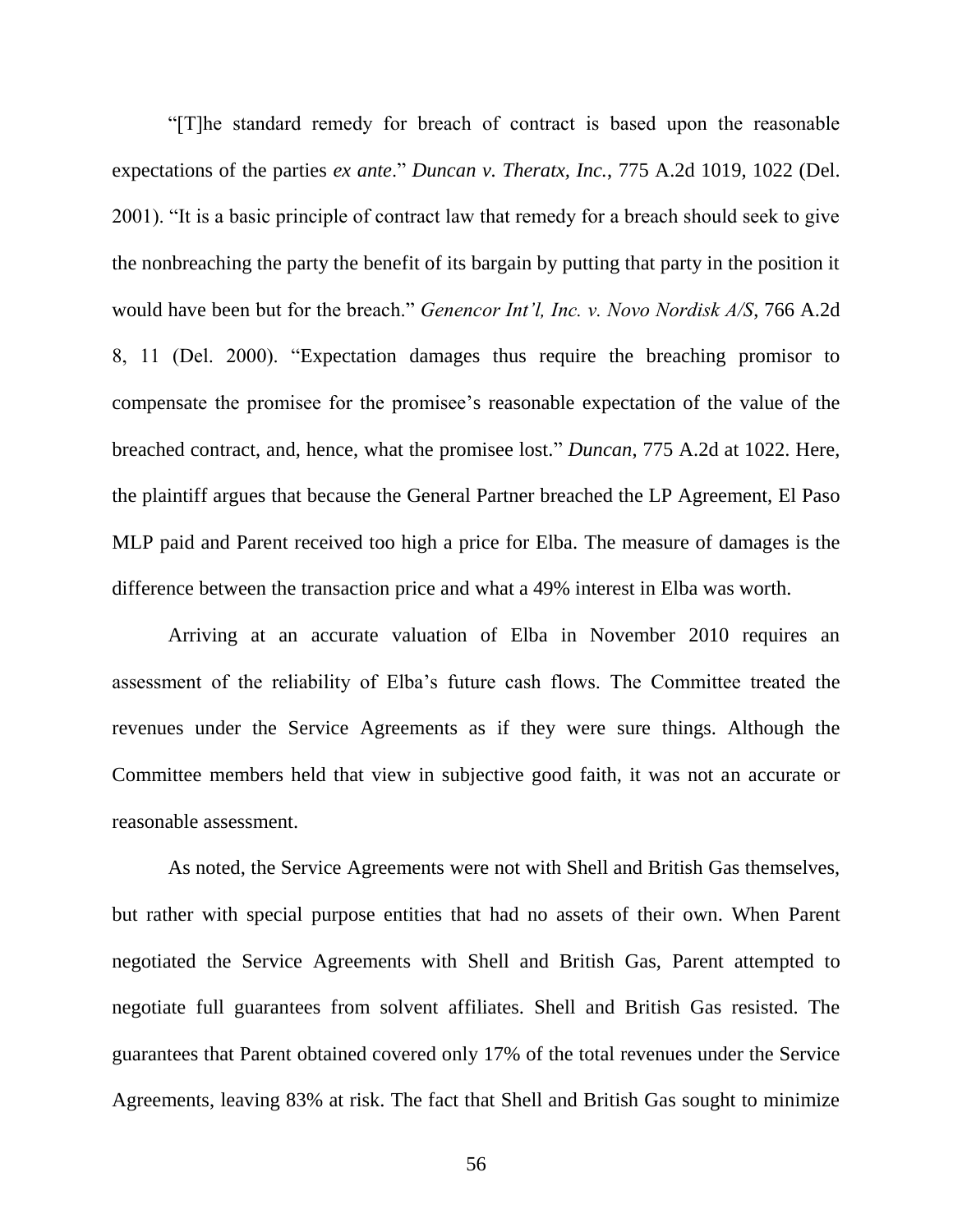"[T]he standard remedy for breach of contract is based upon the reasonable expectations of the parties *ex ante*." *Duncan v. Theratx, Inc.*, 775 A.2d 1019, 1022 (Del. 2001). "It is a basic principle of contract law that remedy for a breach should seek to give the nonbreaching the party the benefit of its bargain by putting that party in the position it would have been but for the breach." *Genencor Int'l, Inc. v. Novo Nordisk A/S*, 766 A.2d 8, 11 (Del. 2000). "Expectation damages thus require the breaching promisor to compensate the promisee for the promisee's reasonable expectation of the value of the breached contract, and, hence, what the promisee lost." *Duncan*, 775 A.2d at 1022. Here, the plaintiff argues that because the General Partner breached the LP Agreement, El Paso MLP paid and Parent received too high a price for Elba. The measure of damages is the difference between the transaction price and what a 49% interest in Elba was worth.

Arriving at an accurate valuation of Elba in November 2010 requires an assessment of the reliability of Elba's future cash flows. The Committee treated the revenues under the Service Agreements as if they were sure things. Although the Committee members held that view in subjective good faith, it was not an accurate or reasonable assessment.

As noted, the Service Agreements were not with Shell and British Gas themselves, but rather with special purpose entities that had no assets of their own. When Parent negotiated the Service Agreements with Shell and British Gas, Parent attempted to negotiate full guarantees from solvent affiliates. Shell and British Gas resisted. The guarantees that Parent obtained covered only 17% of the total revenues under the Service Agreements, leaving 83% at risk. The fact that Shell and British Gas sought to minimize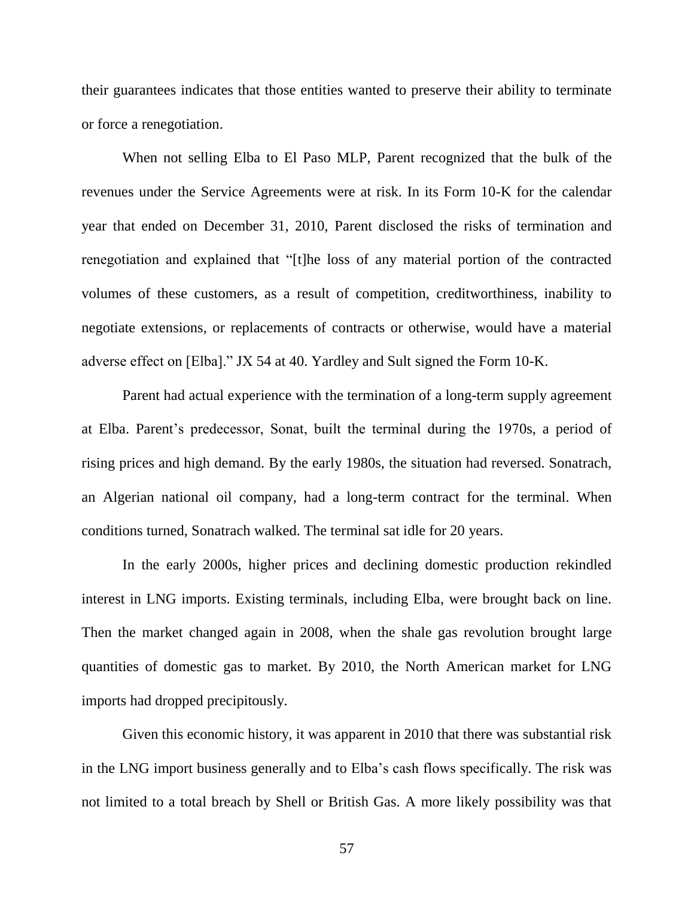their guarantees indicates that those entities wanted to preserve their ability to terminate or force a renegotiation.

When not selling Elba to El Paso MLP, Parent recognized that the bulk of the revenues under the Service Agreements were at risk. In its Form 10-K for the calendar year that ended on December 31, 2010, Parent disclosed the risks of termination and renegotiation and explained that "[t]he loss of any material portion of the contracted volumes of these customers, as a result of competition, creditworthiness, inability to negotiate extensions, or replacements of contracts or otherwise, would have a material adverse effect on [Elba]." JX 54 at 40. Yardley and Sult signed the Form 10-K.

Parent had actual experience with the termination of a long-term supply agreement at Elba. Parent's predecessor, Sonat, built the terminal during the 1970s, a period of rising prices and high demand. By the early 1980s, the situation had reversed. Sonatrach, an Algerian national oil company, had a long-term contract for the terminal. When conditions turned, Sonatrach walked. The terminal sat idle for 20 years.

In the early 2000s, higher prices and declining domestic production rekindled interest in LNG imports. Existing terminals, including Elba, were brought back on line. Then the market changed again in 2008, when the shale gas revolution brought large quantities of domestic gas to market. By 2010, the North American market for LNG imports had dropped precipitously.

Given this economic history, it was apparent in 2010 that there was substantial risk in the LNG import business generally and to Elba's cash flows specifically. The risk was not limited to a total breach by Shell or British Gas. A more likely possibility was that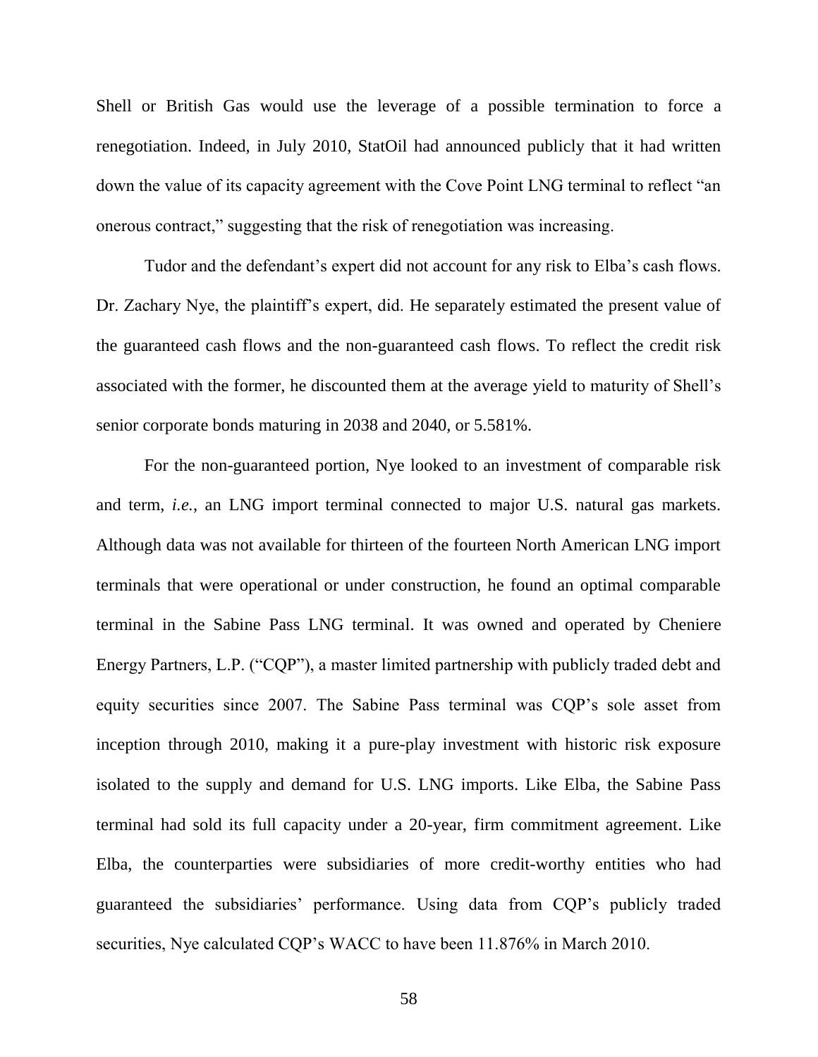Shell or British Gas would use the leverage of a possible termination to force a renegotiation. Indeed, in July 2010, StatOil had announced publicly that it had written down the value of its capacity agreement with the Cove Point LNG terminal to reflect "an onerous contract," suggesting that the risk of renegotiation was increasing.

Tudor and the defendant's expert did not account for any risk to Elba's cash flows. Dr. Zachary Nye, the plaintiff's expert, did. He separately estimated the present value of the guaranteed cash flows and the non-guaranteed cash flows. To reflect the credit risk associated with the former, he discounted them at the average yield to maturity of Shell's senior corporate bonds maturing in 2038 and 2040, or 5.581%.

For the non-guaranteed portion, Nye looked to an investment of comparable risk and term, *i.e.*, an LNG import terminal connected to major U.S. natural gas markets. Although data was not available for thirteen of the fourteen North American LNG import terminals that were operational or under construction, he found an optimal comparable terminal in the Sabine Pass LNG terminal. It was owned and operated by Cheniere Energy Partners, L.P. ("CQP"), a master limited partnership with publicly traded debt and equity securities since 2007. The Sabine Pass terminal was CQP's sole asset from inception through 2010, making it a pure-play investment with historic risk exposure isolated to the supply and demand for U.S. LNG imports. Like Elba, the Sabine Pass terminal had sold its full capacity under a 20-year, firm commitment agreement. Like Elba, the counterparties were subsidiaries of more credit-worthy entities who had guaranteed the subsidiaries' performance. Using data from CQP's publicly traded securities, Nye calculated CQP's WACC to have been 11.876% in March 2010.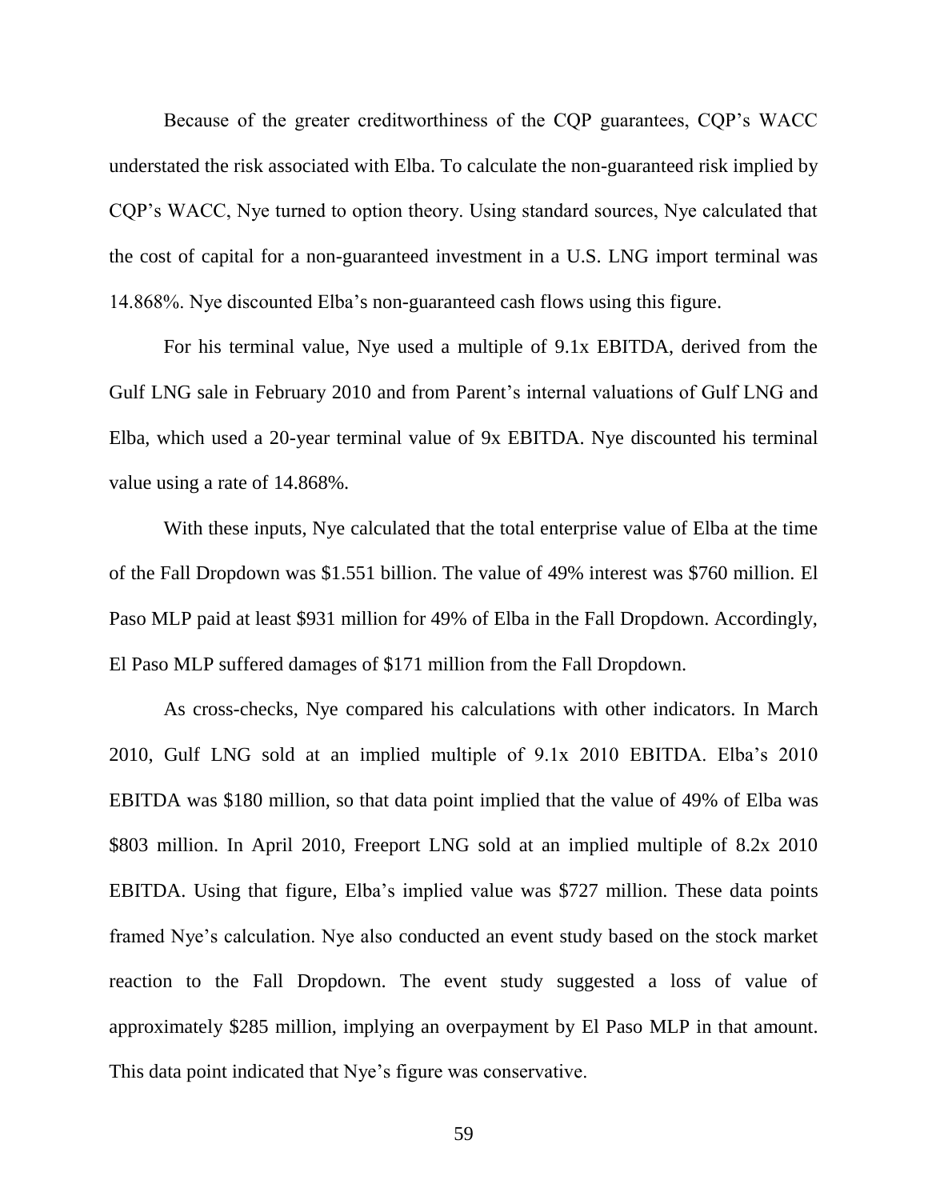Because of the greater creditworthiness of the CQP guarantees, CQP's WACC understated the risk associated with Elba. To calculate the non-guaranteed risk implied by CQP's WACC, Nye turned to option theory. Using standard sources, Nye calculated that the cost of capital for a non-guaranteed investment in a U.S. LNG import terminal was 14.868%. Nye discounted Elba's non-guaranteed cash flows using this figure.

For his terminal value, Nye used a multiple of 9.1x EBITDA, derived from the Gulf LNG sale in February 2010 and from Parent's internal valuations of Gulf LNG and Elba, which used a 20-year terminal value of 9x EBITDA. Nye discounted his terminal value using a rate of 14.868%.

With these inputs, Nye calculated that the total enterprise value of Elba at the time of the Fall Dropdown was $1.551 billion. The value of 49% interest was $760 million. El Paso MLP paid at least $931 million for 49% of Elba in the Fall Dropdown. Accordingly, El Paso MLP suffered damages of $171 million from the Fall Dropdown.

As cross-checks, Nye compared his calculations with other indicators. In March 2010, Gulf LNG sold at an implied multiple of 9.1x 2010 EBITDA. Elba's 2010 EBITDA was $180 million, so that data point implied that the value of 49% of Elba was $803 million. In April 2010, Freeport LNG sold at an implied multiple of 8.2x 2010 EBITDA. Using that figure, Elba's implied value was $727 million. These data points framed Nye's calculation. Nye also conducted an event study based on the stock market reaction to the Fall Dropdown. The event study suggested a loss of value of approximately $285 million, implying an overpayment by El Paso MLP in that amount. This data point indicated that Nye's figure was conservative.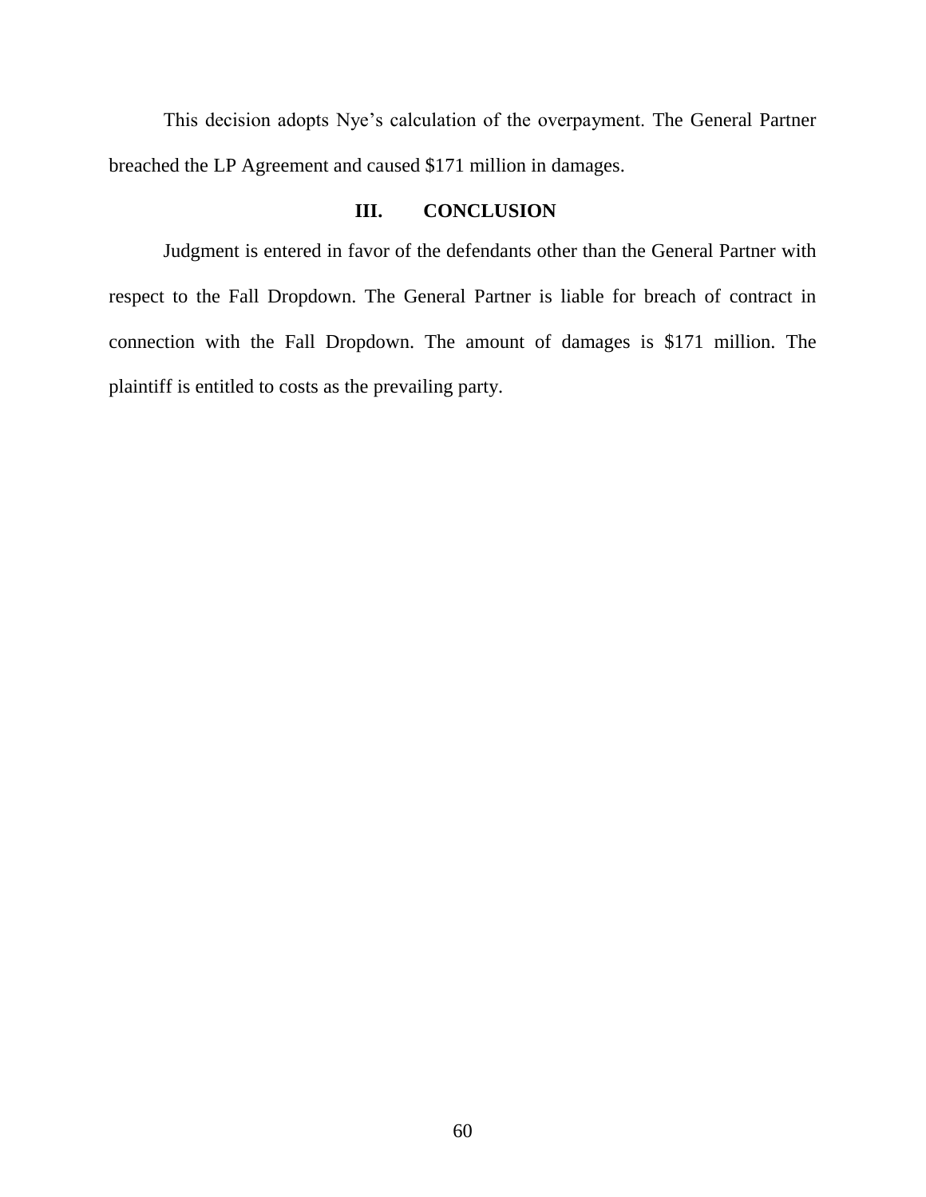This decision adopts Nye's calculation of the overpayment. The General Partner breached the LP Agreement and caused $171 million in damages.

## III. CONCLUSION

Judgment is entered in favor of the defendants other than the General Partner with respect to the Fall Dropdown. The General Partner is liable for breach of contract in connection with the Fall Dropdown. The amount of damages is $171 million. The plaintiff is entitled to costs as the prevailing party.